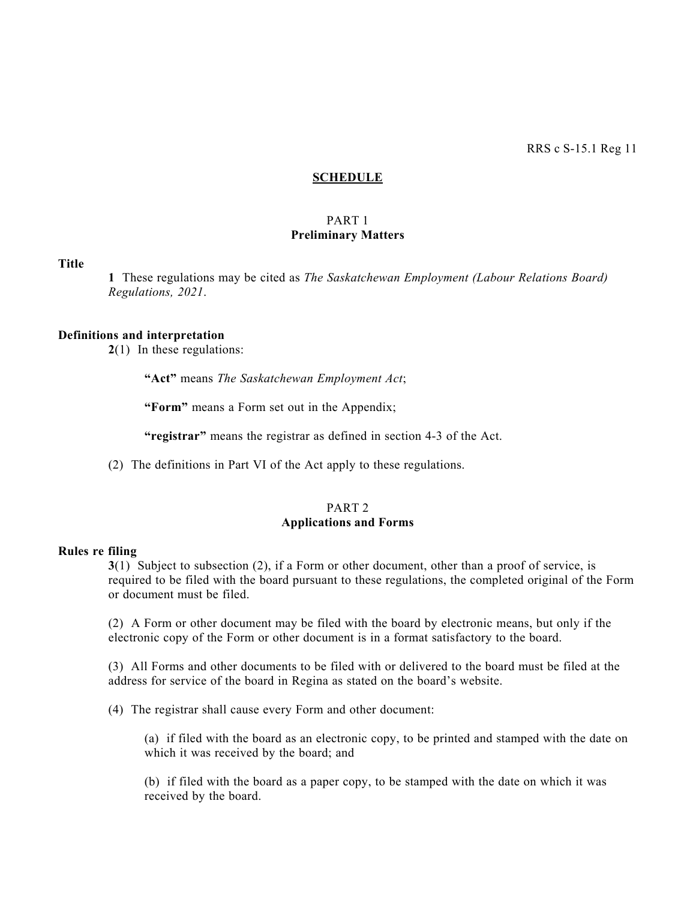RRS c S-15.1 Reg 11

# SCHEDULE

## PART 1
## Preliminary Matters

**Title**

**1** These regulations may be cited as *The Saskatchewan Employment (Labour Relations Board) Regulations, 2021*.

**Definitions and interpretation**

**2**(1) In these regulations:

**"Act"** means *The Saskatchewan Employment Act*;

**"Form"** means a Form set out in the Appendix;

**"registrar"** means the registrar as defined in section 4-3 of the Act.

(2) The definitions in Part VI of the Act apply to these regulations.

## PART 2
## Applications and Forms

**Rules re filing**

**3**(1) Subject to subsection (2), if a Form or other document, other than a proof of service, is required to be filed with the board pursuant to these regulations, the completed original of the Form or document must be filed.

(2) A Form or other document may be filed with the board by electronic means, but only if the electronic copy of the Form or other document is in a format satisfactory to the board.

(3) All Forms and other documents to be filed with or delivered to the board must be filed at the address for service of the board in Regina as stated on the board's website.

(4) The registrar shall cause every Form and other document:

(a) if filed with the board as an electronic copy, to be printed and stamped with the date on which it was received by the board; and

(b) if filed with the board as a paper copy, to be stamped with the date on which it was received by the board.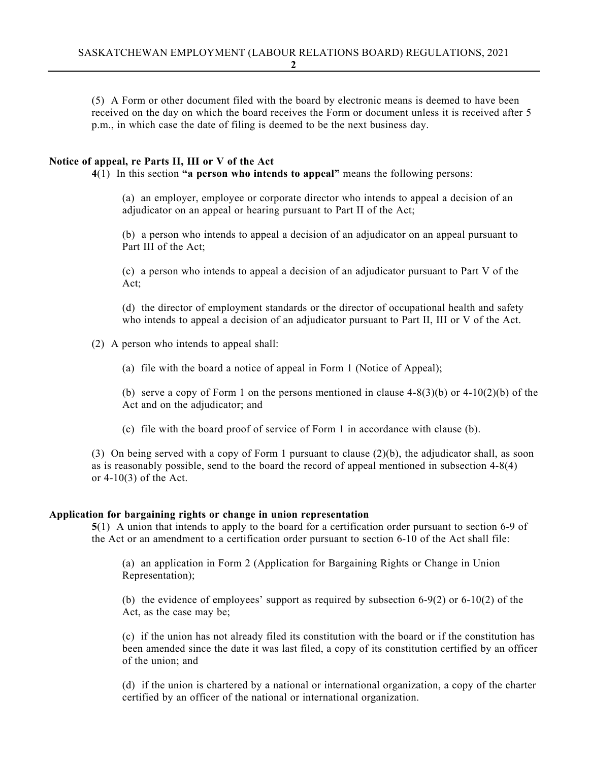(5) A Form or other document filed with the board by electronic means is deemed to have been received on the day on which the board receives the Form or document unless it is received after 5 p.m., in which case the date of filing is deemed to be the next business day.

**Notice of appeal, re Parts II, III or V of the Act**

**4**(1) In this section **"a person who intends to appeal"** means the following persons:

(a) an employer, employee or corporate director who intends to appeal a decision of an adjudicator on an appeal or hearing pursuant to Part II of the Act;

(b) a person who intends to appeal a decision of an adjudicator on an appeal pursuant to Part III of the Act;

(c) a person who intends to appeal a decision of an adjudicator pursuant to Part V of the Act;

(d) the director of employment standards or the director of occupational health and safety who intends to appeal a decision of an adjudicator pursuant to Part II, III or V of the Act.

(2) A person who intends to appeal shall:

(a) file with the board a notice of appeal in Form 1 (Notice of Appeal);

(b) serve a copy of Form 1 on the persons mentioned in clause 4-8(3)(b) or 4-10(2)(b) of the Act and on the adjudicator; and

(c) file with the board proof of service of Form 1 in accordance with clause (b).

(3) On being served with a copy of Form 1 pursuant to clause (2)(b), the adjudicator shall, as soon as is reasonably possible, send to the board the record of appeal mentioned in subsection 4-8(4) or 4-10(3) of the Act.

**Application for bargaining rights or change in union representation**

**5**(1) A union that intends to apply to the board for a certification order pursuant to section 6-9 of the Act or an amendment to a certification order pursuant to section 6-10 of the Act shall file:

(a) an application in Form 2 (Application for Bargaining Rights or Change in Union Representation);

(b) the evidence of employees' support as required by subsection 6-9(2) or 6-10(2) of the Act, as the case may be;

(c) if the union has not already filed its constitution with the board or if the constitution has been amended since the date it was last filed, a copy of its constitution certified by an officer of the union; and

(d) if the union is chartered by a national or international organization, a copy of the charter certified by an officer of the national or international organization.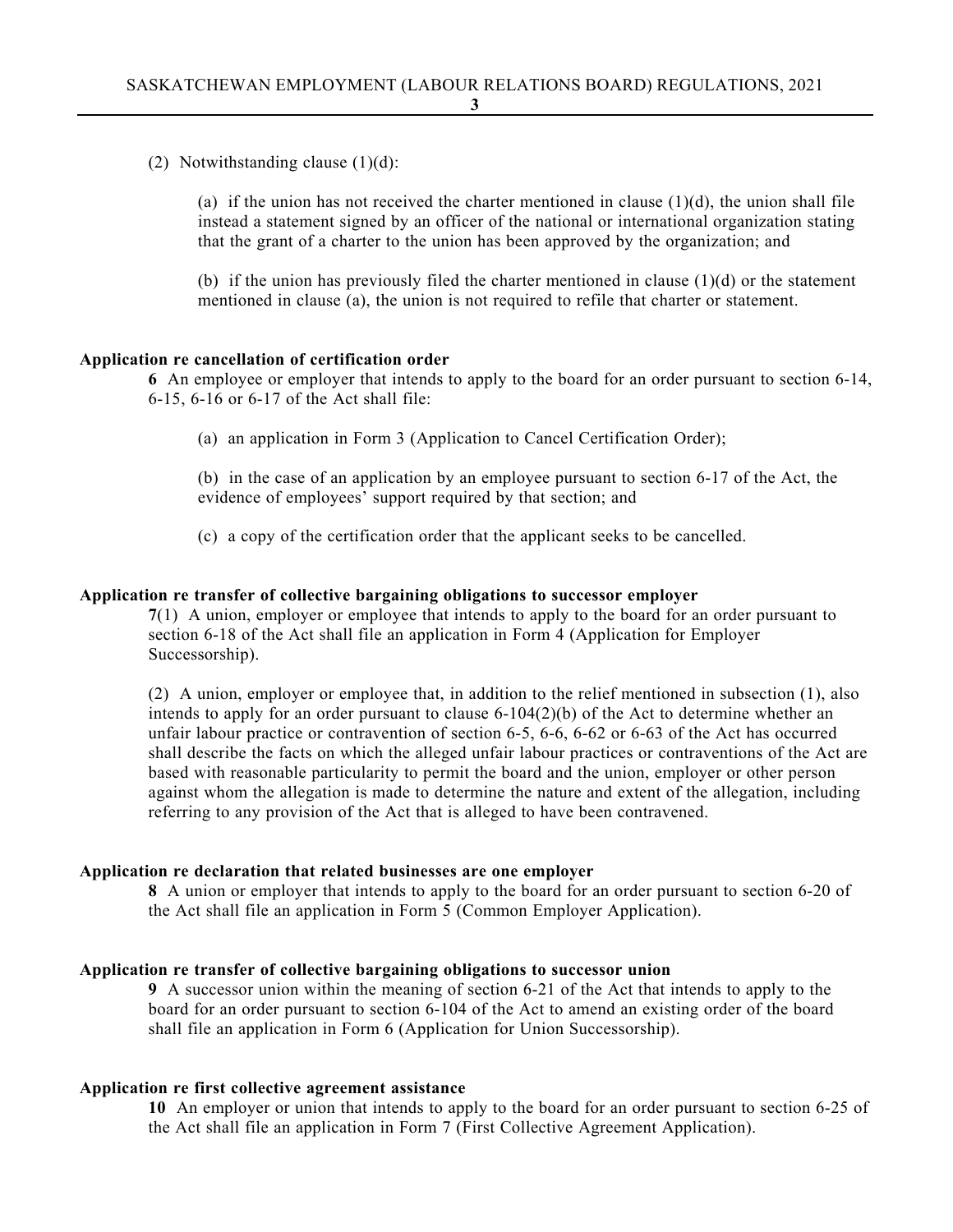(2) Notwithstanding clause (1)(d):

(a) if the union has not received the charter mentioned in clause (1)(d), the union shall file instead a statement signed by an officer of the national or international organization stating that the grant of a charter to the union has been approved by the organization; and

(b) if the union has previously filed the charter mentioned in clause (1)(d) or the statement mentioned in clause (a), the union is not required to refile that charter or statement.

**Application re cancellation of certification order**

**6** An employee or employer that intends to apply to the board for an order pursuant to section 6-14, 6-15, 6-16 or 6-17 of the Act shall file:

(a) an application in Form 3 (Application to Cancel Certification Order);

(b) in the case of an application by an employee pursuant to section 6-17 of the Act, the evidence of employees' support required by that section; and

(c) a copy of the certification order that the applicant seeks to be cancelled.

**Application re transfer of collective bargaining obligations to successor employer**

**7**(1) A union, employer or employee that intends to apply to the board for an order pursuant to section 6-18 of the Act shall file an application in Form 4 (Application for Employer Successorship).

(2) A union, employer or employee that, in addition to the relief mentioned in subsection (1), also intends to apply for an order pursuant to clause 6-104(2)(b) of the Act to determine whether an unfair labour practice or contravention of section 6-5, 6-6, 6-62 or 6-63 of the Act has occurred shall describe the facts on which the alleged unfair labour practices or contraventions of the Act are based with reasonable particularity to permit the board and the union, employer or other person against whom the allegation is made to determine the nature and extent of the allegation, including referring to any provision of the Act that is alleged to have been contravened.

**Application re declaration that related businesses are one employer**

**8** A union or employer that intends to apply to the board for an order pursuant to section 6-20 of the Act shall file an application in Form 5 (Common Employer Application).

**Application re transfer of collective bargaining obligations to successor union**

**9** A successor union within the meaning of section 6-21 of the Act that intends to apply to the board for an order pursuant to section 6-104 of the Act to amend an existing order of the board shall file an application in Form 6 (Application for Union Successorship).

**Application re first collective agreement assistance**

**10** An employer or union that intends to apply to the board for an order pursuant to section 6-25 of the Act shall file an application in Form 7 (First Collective Agreement Application).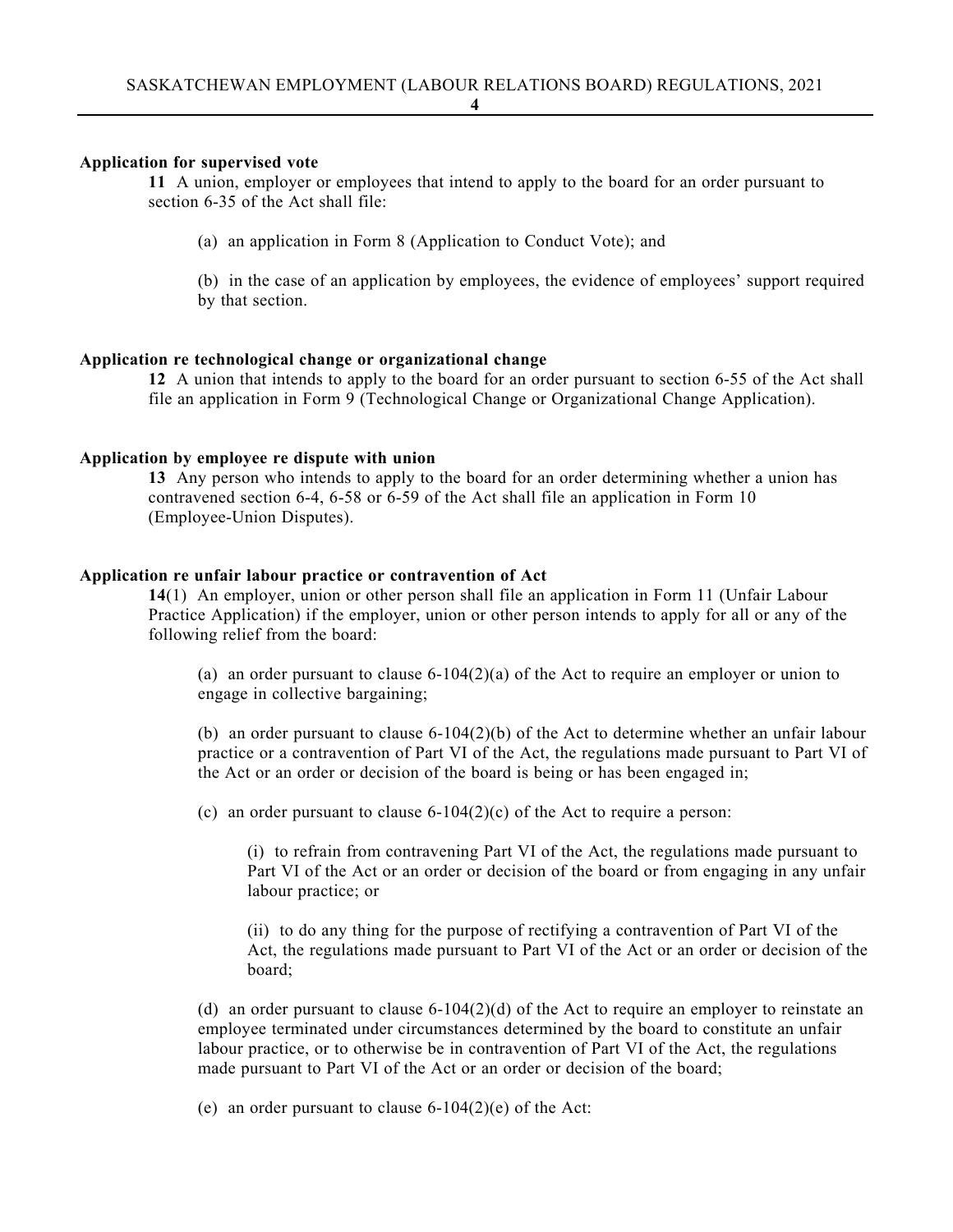**Application for supervised vote**

**11** A union, employer or employees that intend to apply to the board for an order pursuant to section 6-35 of the Act shall file:

(a) an application in Form 8 (Application to Conduct Vote); and

(b) in the case of an application by employees, the evidence of employees' support required by that section.

**Application re technological change or organizational change**

**12** A union that intends to apply to the board for an order pursuant to section 6-55 of the Act shall file an application in Form 9 (Technological Change or Organizational Change Application).

**Application by employee re dispute with union**

**13** Any person who intends to apply to the board for an order determining whether a union has contravened section 6-4, 6-58 or 6-59 of the Act shall file an application in Form 10 (Employee-Union Disputes).

**Application re unfair labour practice or contravention of Act**

**14**(1) An employer, union or other person shall file an application in Form 11 (Unfair Labour Practice Application) if the employer, union or other person intends to apply for all or any of the following relief from the board:

(a) an order pursuant to clause 6-104(2)(a) of the Act to require an employer or union to engage in collective bargaining;

(b) an order pursuant to clause 6-104(2)(b) of the Act to determine whether an unfair labour practice or a contravention of Part VI of the Act, the regulations made pursuant to Part VI of the Act or an order or decision of the board is being or has been engaged in;

(c) an order pursuant to clause 6-104(2)(c) of the Act to require a person:

(i) to refrain from contravening Part VI of the Act, the regulations made pursuant to Part VI of the Act or an order or decision of the board or from engaging in any unfair labour practice; or

(ii) to do any thing for the purpose of rectifying a contravention of Part VI of the Act, the regulations made pursuant to Part VI of the Act or an order or decision of the board;

(d) an order pursuant to clause 6-104(2)(d) of the Act to require an employer to reinstate an employee terminated under circumstances determined by the board to constitute an unfair labour practice, or to otherwise be in contravention of Part VI of the Act, the regulations made pursuant to Part VI of the Act or an order or decision of the board;

(e) an order pursuant to clause 6-104(2)(e) of the Act: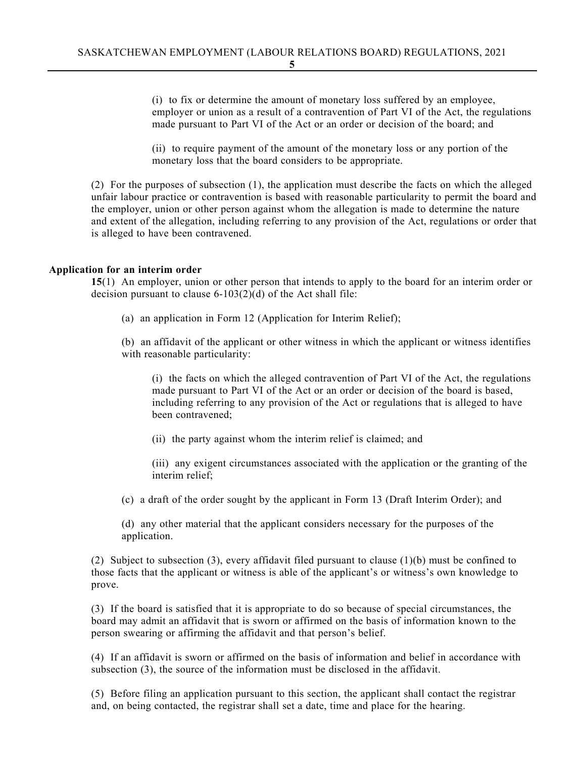(i) to fix or determine the amount of monetary loss suffered by an employee, employer or union as a result of a contravention of Part VI of the Act, the regulations made pursuant to Part VI of the Act or an order or decision of the board; and

(ii) to require payment of the amount of the monetary loss or any portion of the monetary loss that the board considers to be appropriate.

(2) For the purposes of subsection (1), the application must describe the facts on which the alleged unfair labour practice or contravention is based with reasonable particularity to permit the board and the employer, union or other person against whom the allegation is made to determine the nature and extent of the allegation, including referring to any provision of the Act, regulations or order that is alleged to have been contravened.

**Application for an interim order**

**15**(1) An employer, union or other person that intends to apply to the board for an interim order or decision pursuant to clause 6-103(2)(d) of the Act shall file:

(a) an application in Form 12 (Application for Interim Relief);

(b) an affidavit of the applicant or other witness in which the applicant or witness identifies with reasonable particularity:

(i) the facts on which the alleged contravention of Part VI of the Act, the regulations made pursuant to Part VI of the Act or an order or decision of the board is based, including referring to any provision of the Act or regulations that is alleged to have been contravened;

(ii) the party against whom the interim relief is claimed; and

(iii) any exigent circumstances associated with the application or the granting of the interim relief;

(c) a draft of the order sought by the applicant in Form 13 (Draft Interim Order); and

(d) any other material that the applicant considers necessary for the purposes of the application.

(2) Subject to subsection (3), every affidavit filed pursuant to clause (1)(b) must be confined to those facts that the applicant or witness is able of the applicant's or witness's own knowledge to prove.

(3) If the board is satisfied that it is appropriate to do so because of special circumstances, the board may admit an affidavit that is sworn or affirmed on the basis of information known to the person swearing or affirming the affidavit and that person's belief.

(4) If an affidavit is sworn or affirmed on the basis of information and belief in accordance with subsection (3), the source of the information must be disclosed in the affidavit.

(5) Before filing an application pursuant to this section, the applicant shall contact the registrar and, on being contacted, the registrar shall set a date, time and place for the hearing.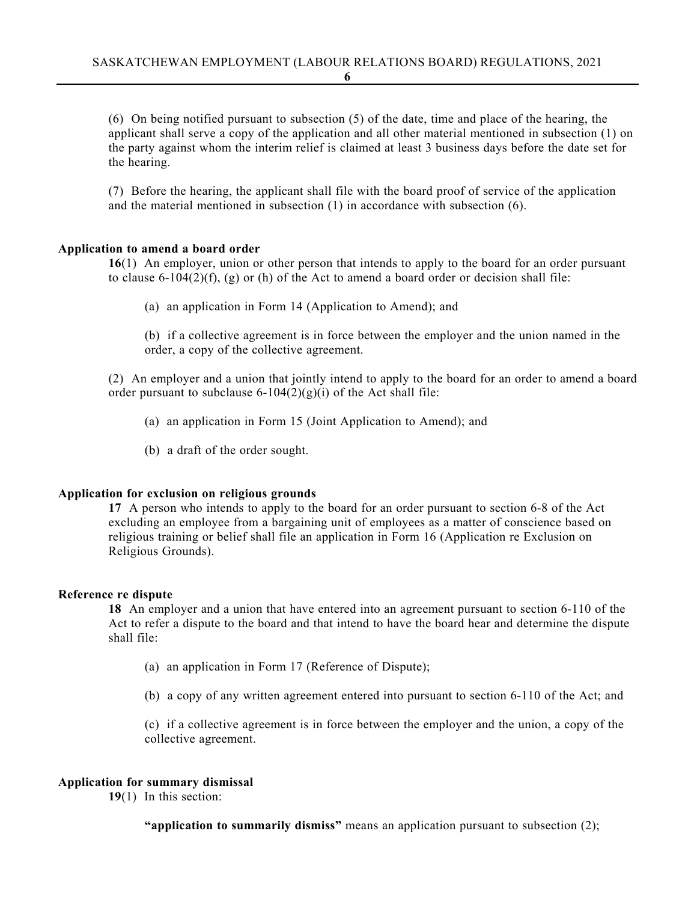(6) On being notified pursuant to subsection (5) of the date, time and place of the hearing, the applicant shall serve a copy of the application and all other material mentioned in subsection (1) on the party against whom the interim relief is claimed at least 3 business days before the date set for the hearing.

(7) Before the hearing, the applicant shall file with the board proof of service of the application and the material mentioned in subsection (1) in accordance with subsection (6).

**Application to amend a board order**

**16**(1) An employer, union or other person that intends to apply to the board for an order pursuant to clause 6-104(2)(f), (g) or (h) of the Act to amend a board order or decision shall file:

(a) an application in Form 14 (Application to Amend); and

(b) if a collective agreement is in force between the employer and the union named in the order, a copy of the collective agreement.

(2) An employer and a union that jointly intend to apply to the board for an order to amend a board order pursuant to subclause 6-104(2)(g)(i) of the Act shall file:

(a) an application in Form 15 (Joint Application to Amend); and

(b) a draft of the order sought.

**Application for exclusion on religious grounds**

**17** A person who intends to apply to the board for an order pursuant to section 6-8 of the Act excluding an employee from a bargaining unit of employees as a matter of conscience based on religious training or belief shall file an application in Form 16 (Application re Exclusion on Religious Grounds).

**Reference re dispute**

**18** An employer and a union that have entered into an agreement pursuant to section 6-110 of the Act to refer a dispute to the board and that intend to have the board hear and determine the dispute shall file:

(a) an application in Form 17 (Reference of Dispute);

(b) a copy of any written agreement entered into pursuant to section 6-110 of the Act; and

(c) if a collective agreement is in force between the employer and the union, a copy of the collective agreement.

**Application for summary dismissal**

**19**(1) In this section:

**"application to summarily dismiss"** means an application pursuant to subsection (2);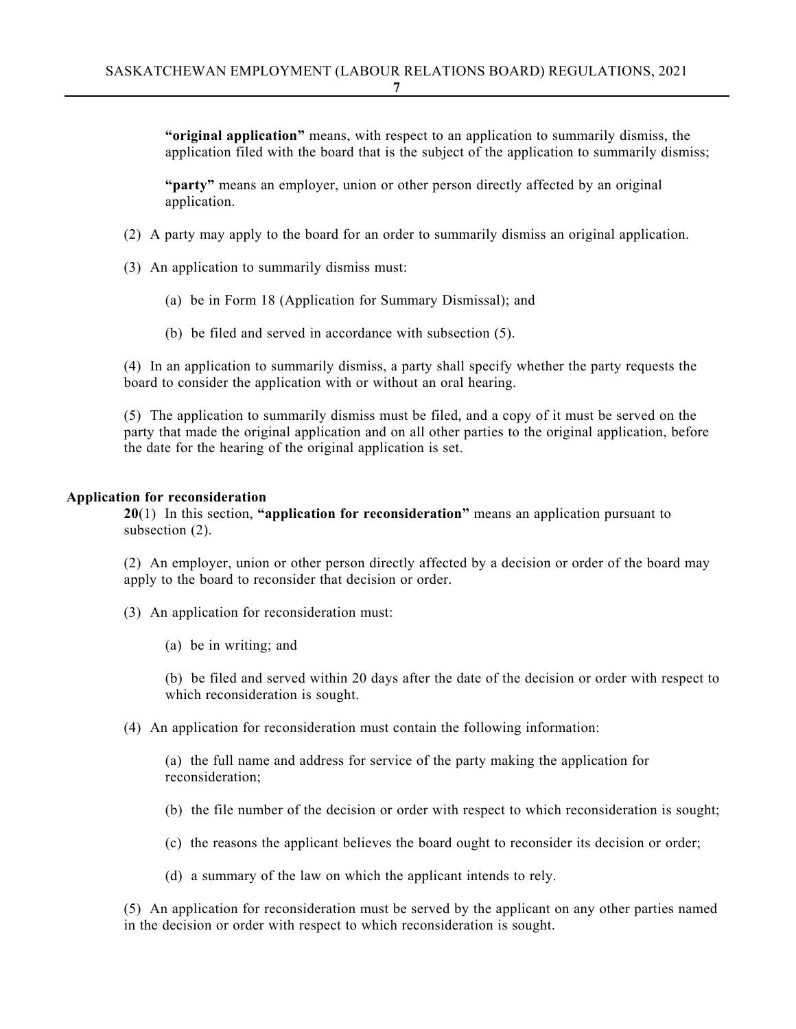**"original application"** means, with respect to an application to summarily dismiss, the application filed with the board that is the subject of the application to summarily dismiss;

**"party"** means an employer, union or other person directly affected by an original application.

(2) A party may apply to the board for an order to summarily dismiss an original application.

(3) An application to summarily dismiss must:

(a) be in Form 18 (Application for Summary Dismissal); and

(b) be filed and served in accordance with subsection (5).

(4) In an application to summarily dismiss, a party shall specify whether the party requests the board to consider the application with or without an oral hearing.

(5) The application to summarily dismiss must be filed, and a copy of it must be served on the party that made the original application and on all other parties to the original application, before the date for the hearing of the original application is set.

**Application for reconsideration**

**20**(1) In this section, **"application for reconsideration"** means an application pursuant to subsection (2).

(2) An employer, union or other person directly affected by a decision or order of the board may apply to the board to reconsider that decision or order.

(3) An application for reconsideration must:

(a) be in writing; and

(b) be filed and served within 20 days after the date of the decision or order with respect to which reconsideration is sought.

(4) An application for reconsideration must contain the following information:

(a) the full name and address for service of the party making the application for reconsideration;

(b) the file number of the decision or order with respect to which reconsideration is sought;

(c) the reasons the applicant believes the board ought to reconsider its decision or order;

(d) a summary of the law on which the applicant intends to rely.

(5) An application for reconsideration must be served by the applicant on any other parties named in the decision or order with respect to which reconsideration is sought.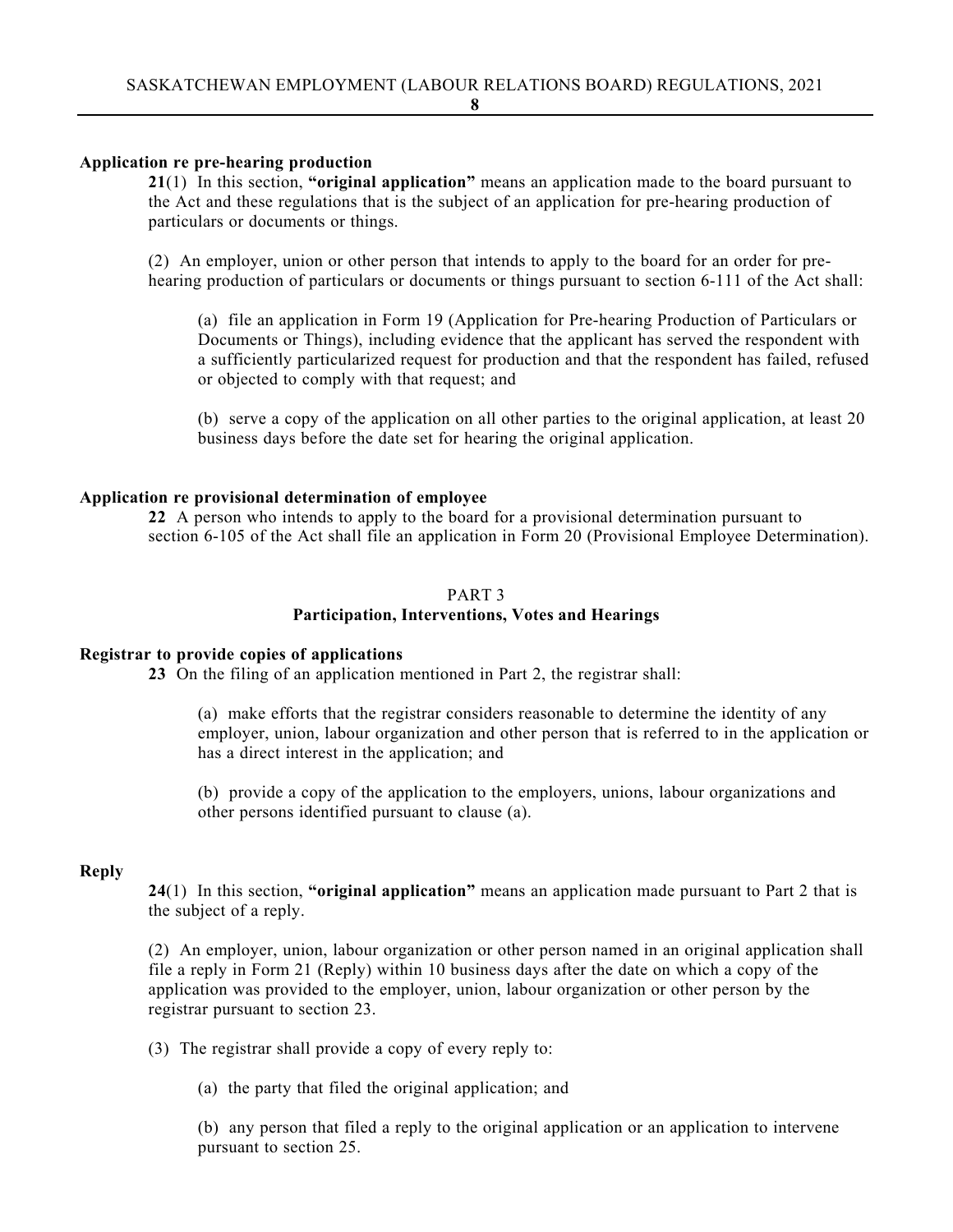**Application re pre-hearing production**

**21**(1) In this section, **"original application"** means an application made to the board pursuant to the Act and these regulations that is the subject of an application for pre-hearing production of particulars or documents or things.

(2) An employer, union or other person that intends to apply to the board for an order for pre-hearing production of particulars or documents or things pursuant to section 6-111 of the Act shall:

(a) file an application in Form 19 (Application for Pre-hearing Production of Particulars or Documents or Things), including evidence that the applicant has served the respondent with a sufficiently particularized request for production and that the respondent has failed, refused or objected to comply with that request; and

(b) serve a copy of the application on all other parties to the original application, at least 20 business days before the date set for hearing the original application.

**Application re provisional determination of employee**

**22** A person who intends to apply to the board for a provisional determination pursuant to section 6-105 of the Act shall file an application in Form 20 (Provisional Employee Determination).

## PART 3
## Participation, Interventions, Votes and Hearings

**Registrar to provide copies of applications**

**23** On the filing of an application mentioned in Part 2, the registrar shall:

(a) make efforts that the registrar considers reasonable to determine the identity of any employer, union, labour organization and other person that is referred to in the application or has a direct interest in the application; and

(b) provide a copy of the application to the employers, unions, labour organizations and other persons identified pursuant to clause (a).

**Reply**

**24**(1) In this section, **"original application"** means an application made pursuant to Part 2 that is the subject of a reply.

(2) An employer, union, labour organization or other person named in an original application shall file a reply in Form 21 (Reply) within 10 business days after the date on which a copy of the application was provided to the employer, union, labour organization or other person by the registrar pursuant to section 23.

(3) The registrar shall provide a copy of every reply to:

(a) the party that filed the original application; and

(b) any person that filed a reply to the original application or an application to intervene pursuant to section 25.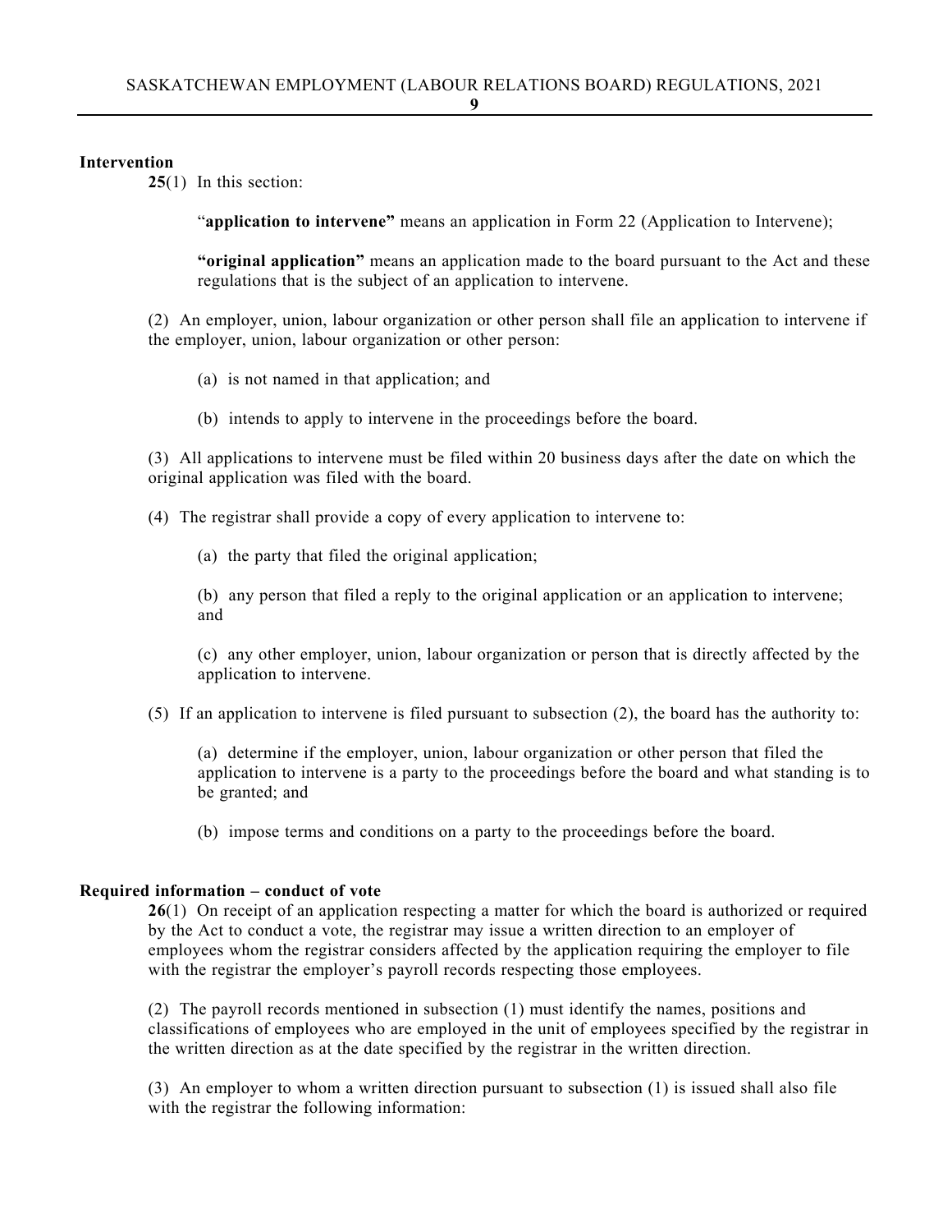**Intervention**

**25**(1) In this section:

"**application to intervene"** means an application in Form 22 (Application to Intervene);

**"original application"** means an application made to the board pursuant to the Act and these regulations that is the subject of an application to intervene.

(2) An employer, union, labour organization or other person shall file an application to intervene if the employer, union, labour organization or other person:

(a) is not named in that application; and

(b) intends to apply to intervene in the proceedings before the board.

(3) All applications to intervene must be filed within 20 business days after the date on which the original application was filed with the board.

(4) The registrar shall provide a copy of every application to intervene to:

(a) the party that filed the original application;

(b) any person that filed a reply to the original application or an application to intervene; and

(c) any other employer, union, labour organization or person that is directly affected by the application to intervene.

(5) If an application to intervene is filed pursuant to subsection (2), the board has the authority to:

(a) determine if the employer, union, labour organization or other person that filed the application to intervene is a party to the proceedings before the board and what standing is to be granted; and

(b) impose terms and conditions on a party to the proceedings before the board.

**Required information – conduct of vote**

**26**(1) On receipt of an application respecting a matter for which the board is authorized or required by the Act to conduct a vote, the registrar may issue a written direction to an employer of employees whom the registrar considers affected by the application requiring the employer to file with the registrar the employer's payroll records respecting those employees.

(2) The payroll records mentioned in subsection (1) must identify the names, positions and classifications of employees who are employed in the unit of employees specified by the registrar in the written direction as at the date specified by the registrar in the written direction.

(3) An employer to whom a written direction pursuant to subsection (1) is issued shall also file with the registrar the following information: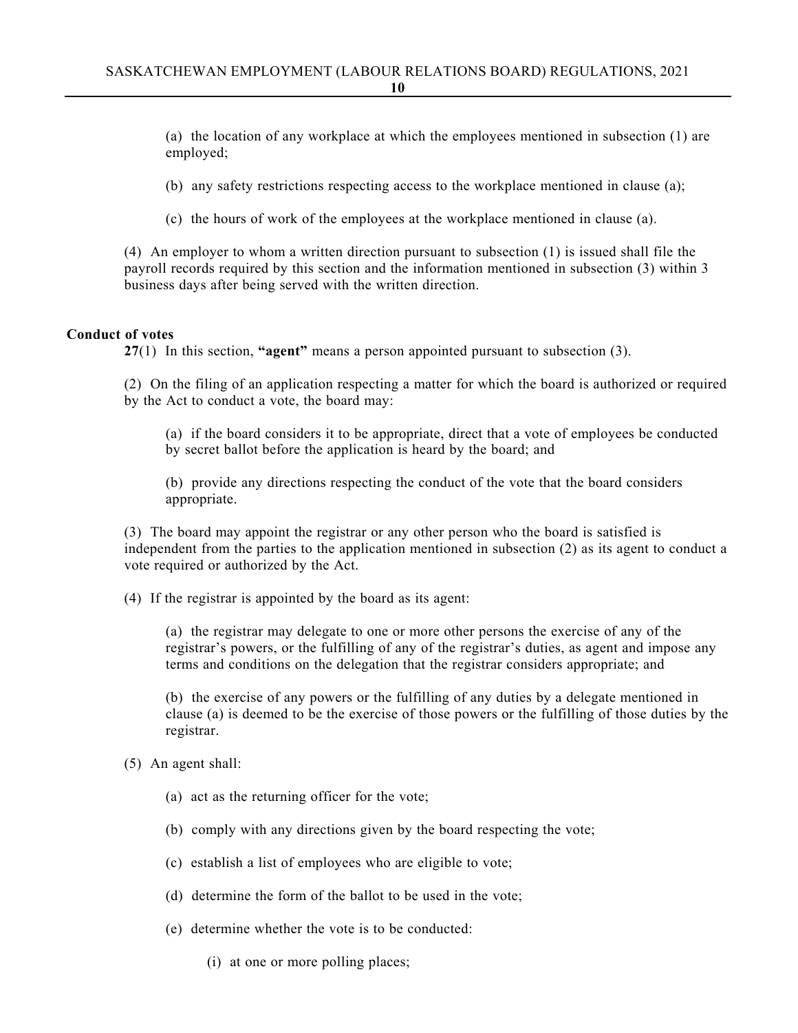(a) the location of any workplace at which the employees mentioned in subsection (1) are employed;

(b) any safety restrictions respecting access to the workplace mentioned in clause (a);

(c) the hours of work of the employees at the workplace mentioned in clause (a).

(4) An employer to whom a written direction pursuant to subsection (1) is issued shall file the payroll records required by this section and the information mentioned in subsection (3) within 3 business days after being served with the written direction.

**Conduct of votes**

**27**(1) In this section, **"agent"** means a person appointed pursuant to subsection (3).

(2) On the filing of an application respecting a matter for which the board is authorized or required by the Act to conduct a vote, the board may:

(a) if the board considers it to be appropriate, direct that a vote of employees be conducted by secret ballot before the application is heard by the board; and

(b) provide any directions respecting the conduct of the vote that the board considers appropriate.

(3) The board may appoint the registrar or any other person who the board is satisfied is independent from the parties to the application mentioned in subsection (2) as its agent to conduct a vote required or authorized by the Act.

(4) If the registrar is appointed by the board as its agent:

(a) the registrar may delegate to one or more other persons the exercise of any of the registrar's powers, or the fulfilling of any of the registrar's duties, as agent and impose any terms and conditions on the delegation that the registrar considers appropriate; and

(b) the exercise of any powers or the fulfilling of any duties by a delegate mentioned in clause (a) is deemed to be the exercise of those powers or the fulfilling of those duties by the registrar.

(5) An agent shall:

(a) act as the returning officer for the vote;

(b) comply with any directions given by the board respecting the vote;

(c) establish a list of employees who are eligible to vote;

(d) determine the form of the ballot to be used in the vote;

(e) determine whether the vote is to be conducted:

(i) at one or more polling places;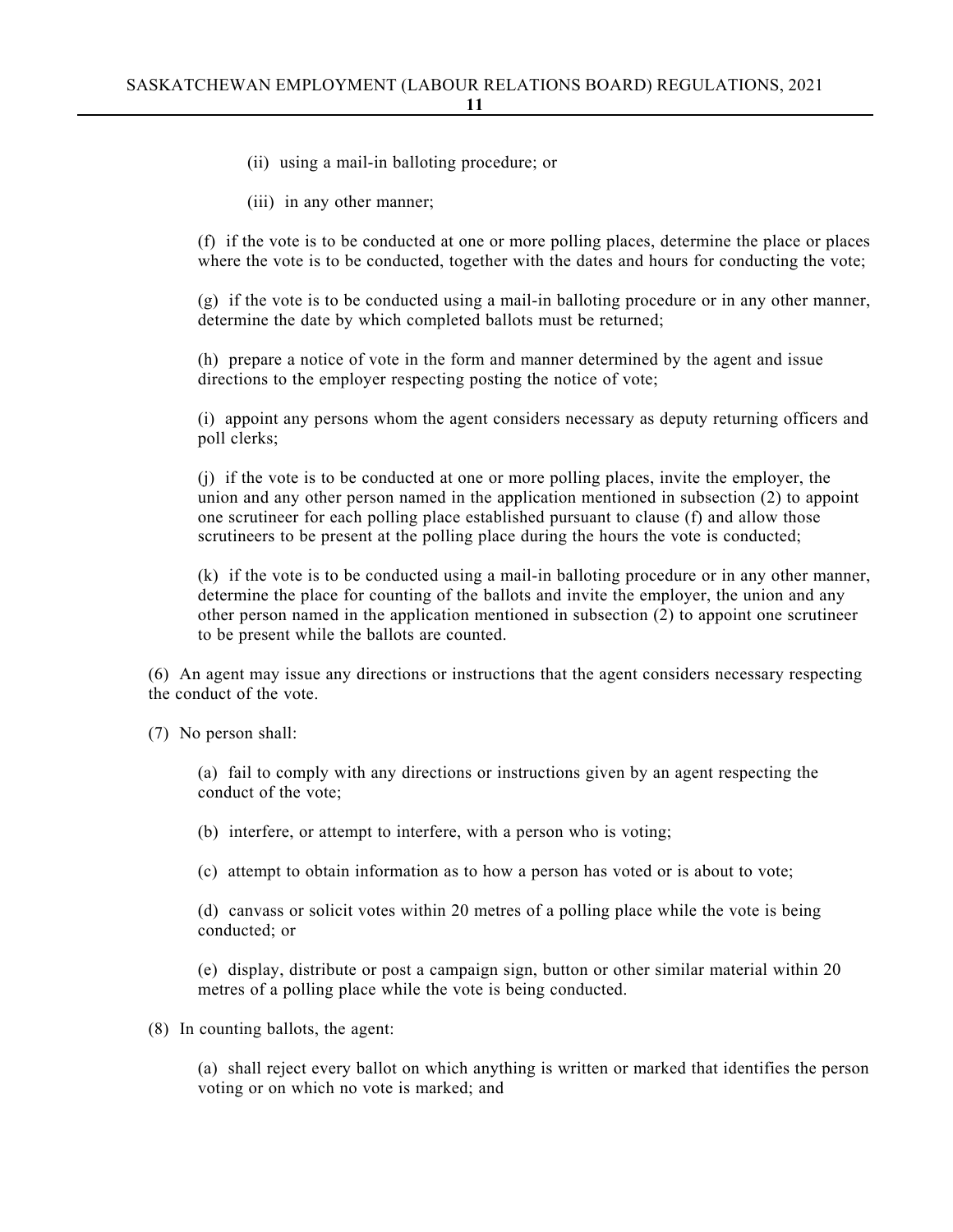(ii) using a mail-in balloting procedure; or

(iii) in any other manner;

(f) if the vote is to be conducted at one or more polling places, determine the place or places where the vote is to be conducted, together with the dates and hours for conducting the vote;

(g) if the vote is to be conducted using a mail-in balloting procedure or in any other manner, determine the date by which completed ballots must be returned;

(h) prepare a notice of vote in the form and manner determined by the agent and issue directions to the employer respecting posting the notice of vote;

(i) appoint any persons whom the agent considers necessary as deputy returning officers and poll clerks;

(j) if the vote is to be conducted at one or more polling places, invite the employer, the union and any other person named in the application mentioned in subsection (2) to appoint one scrutineer for each polling place established pursuant to clause (f) and allow those scrutineers to be present at the polling place during the hours the vote is conducted;

(k) if the vote is to be conducted using a mail-in balloting procedure or in any other manner, determine the place for counting of the ballots and invite the employer, the union and any other person named in the application mentioned in subsection (2) to appoint one scrutineer to be present while the ballots are counted.

(6) An agent may issue any directions or instructions that the agent considers necessary respecting the conduct of the vote.

(7) No person shall:

(a) fail to comply with any directions or instructions given by an agent respecting the conduct of the vote;

(b) interfere, or attempt to interfere, with a person who is voting;

(c) attempt to obtain information as to how a person has voted or is about to vote;

(d) canvass or solicit votes within 20 metres of a polling place while the vote is being conducted; or

(e) display, distribute or post a campaign sign, button or other similar material within 20 metres of a polling place while the vote is being conducted.

(8) In counting ballots, the agent:

(a) shall reject every ballot on which anything is written or marked that identifies the person voting or on which no vote is marked; and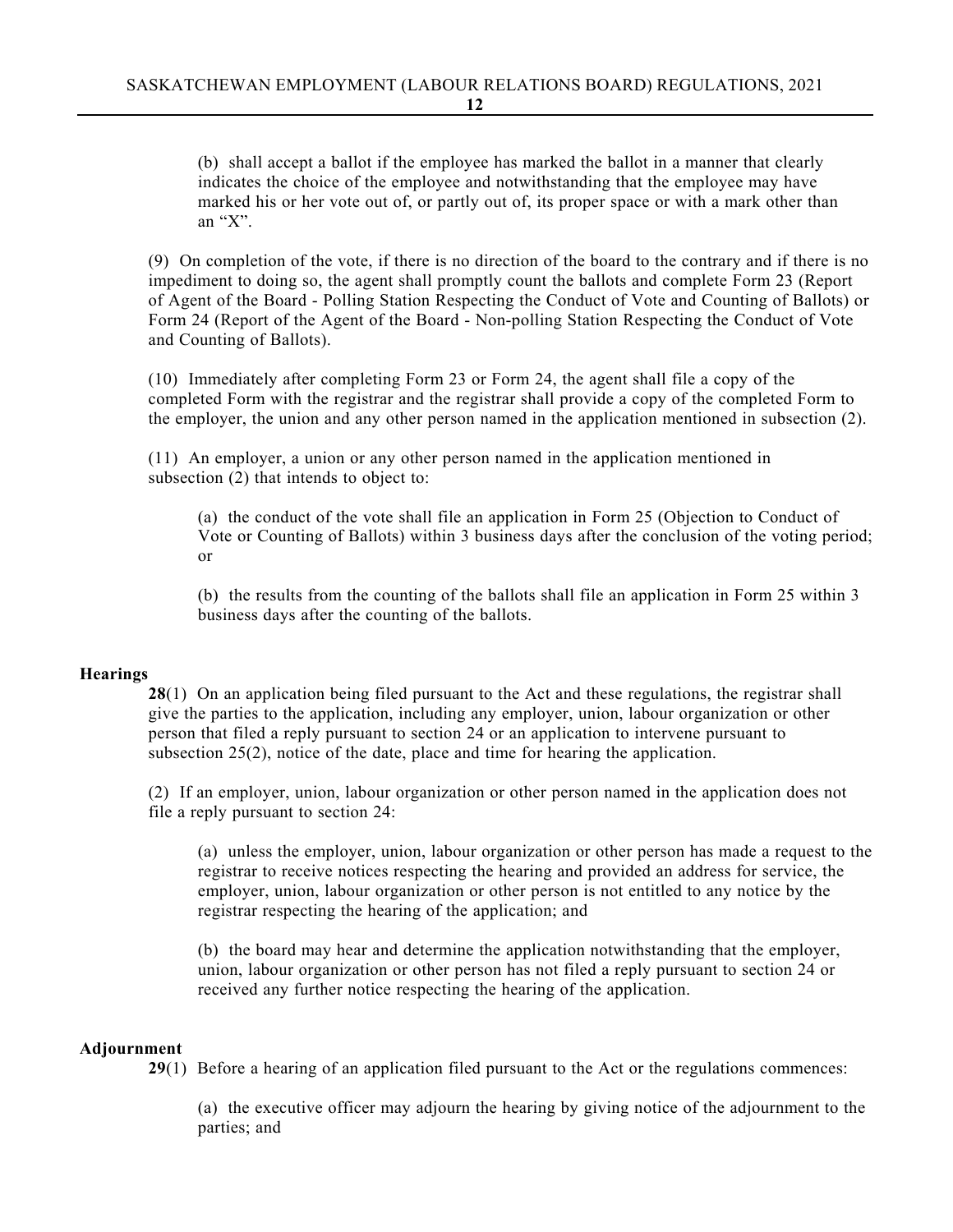(b) shall accept a ballot if the employee has marked the ballot in a manner that clearly indicates the choice of the employee and notwithstanding that the employee may have marked his or her vote out of, or partly out of, its proper space or with a mark other than an "X".

(9) On completion of the vote, if there is no direction of the board to the contrary and if there is no impediment to doing so, the agent shall promptly count the ballots and complete Form 23 (Report of Agent of the Board - Polling Station Respecting the Conduct of Vote and Counting of Ballots) or Form 24 (Report of the Agent of the Board - Non-polling Station Respecting the Conduct of Vote and Counting of Ballots).

(10) Immediately after completing Form 23 or Form 24, the agent shall file a copy of the completed Form with the registrar and the registrar shall provide a copy of the completed Form to the employer, the union and any other person named in the application mentioned in subsection (2).

(11) An employer, a union or any other person named in the application mentioned in subsection (2) that intends to object to:

(a) the conduct of the vote shall file an application in Form 25 (Objection to Conduct of Vote or Counting of Ballots) within 3 business days after the conclusion of the voting period; or

(b) the results from the counting of the ballots shall file an application in Form 25 within 3 business days after the counting of the ballots.

**Hearings**

**28**(1) On an application being filed pursuant to the Act and these regulations, the registrar shall give the parties to the application, including any employer, union, labour organization or other person that filed a reply pursuant to section 24 or an application to intervene pursuant to subsection 25(2), notice of the date, place and time for hearing the application.

(2) If an employer, union, labour organization or other person named in the application does not file a reply pursuant to section 24:

(a) unless the employer, union, labour organization or other person has made a request to the registrar to receive notices respecting the hearing and provided an address for service, the employer, union, labour organization or other person is not entitled to any notice by the registrar respecting the hearing of the application; and

(b) the board may hear and determine the application notwithstanding that the employer, union, labour organization or other person has not filed a reply pursuant to section 24 or received any further notice respecting the hearing of the application.

**Adjournment**

**29**(1) Before a hearing of an application filed pursuant to the Act or the regulations commences:

(a) the executive officer may adjourn the hearing by giving notice of the adjournment to the parties; and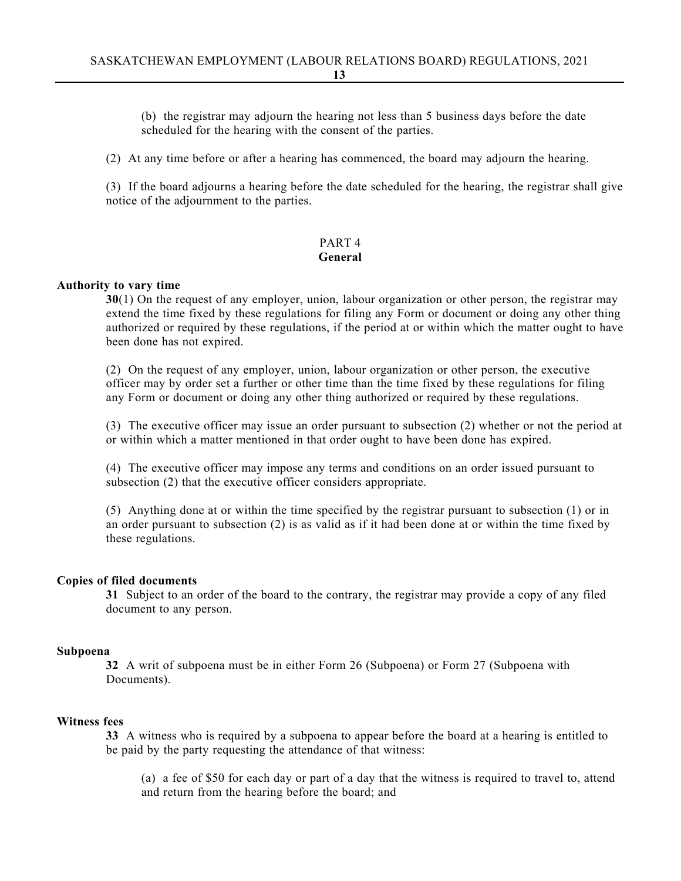(b) the registrar may adjourn the hearing not less than 5 business days before the date scheduled for the hearing with the consent of the parties.

(2) At any time before or after a hearing has commenced, the board may adjourn the hearing.

(3) If the board adjourns a hearing before the date scheduled for the hearing, the registrar shall give notice of the adjournment to the parties.

## PART 4
## General

**Authority to vary time**

**30**(1) On the request of any employer, union, labour organization or other person, the registrar may extend the time fixed by these regulations for filing any Form or document or doing any other thing authorized or required by these regulations, if the period at or within which the matter ought to have been done has not expired.

(2) On the request of any employer, union, labour organization or other person, the executive officer may by order set a further or other time than the time fixed by these regulations for filing any Form or document or doing any other thing authorized or required by these regulations.

(3) The executive officer may issue an order pursuant to subsection (2) whether or not the period at or within which a matter mentioned in that order ought to have been done has expired.

(4) The executive officer may impose any terms and conditions on an order issued pursuant to subsection (2) that the executive officer considers appropriate.

(5) Anything done at or within the time specified by the registrar pursuant to subsection (1) or in an order pursuant to subsection (2) is as valid as if it had been done at or within the time fixed by these regulations.

**Copies of filed documents**

**31** Subject to an order of the board to the contrary, the registrar may provide a copy of any filed document to any person.

**Subpoena**

**32** A writ of subpoena must be in either Form 26 (Subpoena) or Form 27 (Subpoena with Documents).

**Witness fees**

**33** A witness who is required by a subpoena to appear before the board at a hearing is entitled to be paid by the party requesting the attendance of that witness:

(a) a fee of $50 for each day or part of a day that the witness is required to travel to, attend and return from the hearing before the board; and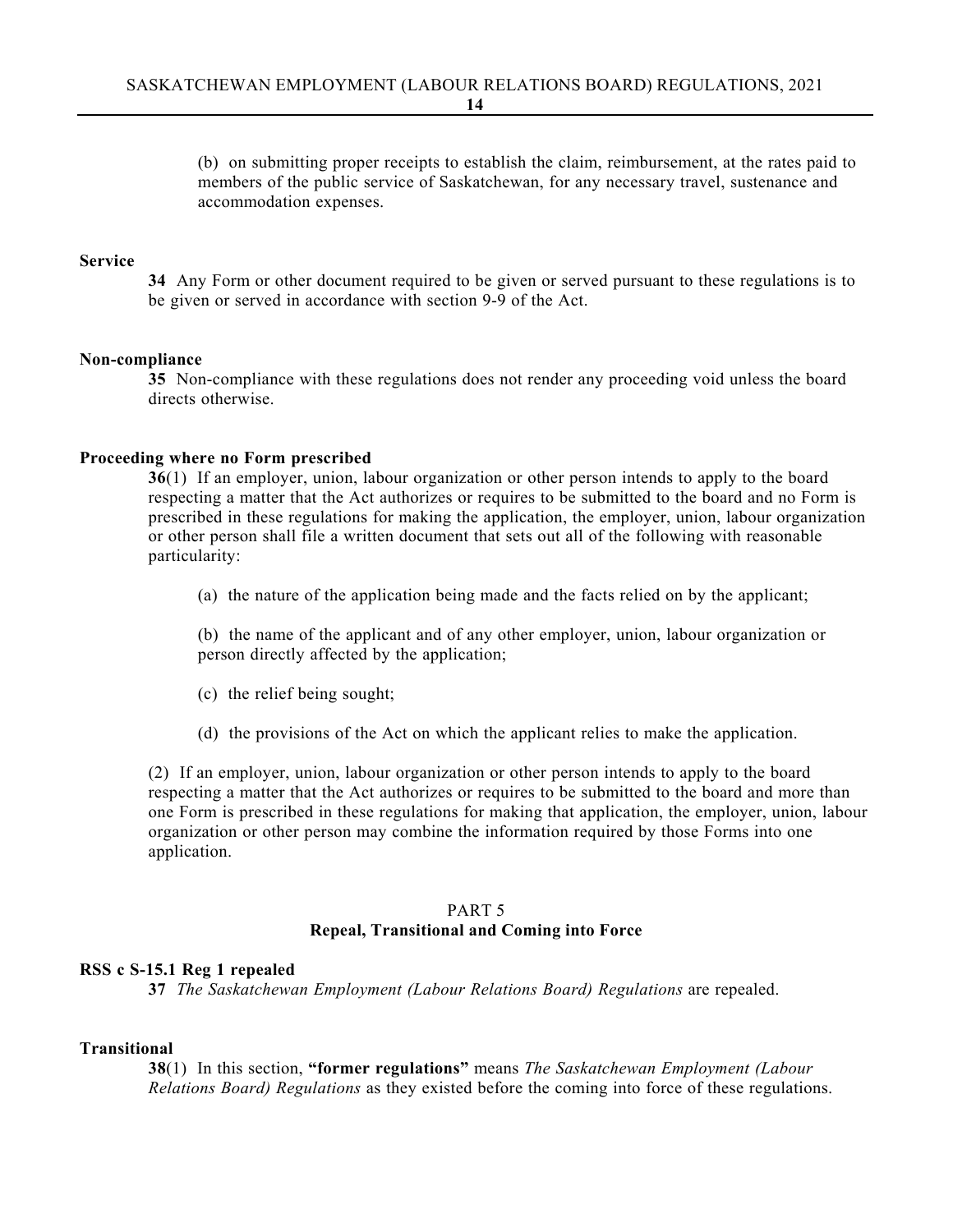(b) on submitting proper receipts to establish the claim, reimbursement, at the rates paid to members of the public service of Saskatchewan, for any necessary travel, sustenance and accommodation expenses.

**Service**

**34** Any Form or other document required to be given or served pursuant to these regulations is to be given or served in accordance with section 9-9 of the Act.

**Non-compliance**

**35** Non-compliance with these regulations does not render any proceeding void unless the board directs otherwise.

**Proceeding where no Form prescribed**

**36**(1) If an employer, union, labour organization or other person intends to apply to the board respecting a matter that the Act authorizes or requires to be submitted to the board and no Form is prescribed in these regulations for making the application, the employer, union, labour organization or other person shall file a written document that sets out all of the following with reasonable particularity:

(a) the nature of the application being made and the facts relied on by the applicant;

(b) the name of the applicant and of any other employer, union, labour organization or person directly affected by the application;

(c) the relief being sought;

(d) the provisions of the Act on which the applicant relies to make the application.

(2) If an employer, union, labour organization or other person intends to apply to the board respecting a matter that the Act authorizes or requires to be submitted to the board and more than one Form is prescribed in these regulations for making that application, the employer, union, labour organization or other person may combine the information required by those Forms into one application.

## PART 5
## Repeal, Transitional and Coming into Force

**RSS c S-15.1 Reg 1 repealed**

**37** *The Saskatchewan Employment (Labour Relations Board) Regulations* are repealed.

**Transitional**

**38**(1) In this section, **"former regulations"** means *The Saskatchewan Employment (Labour Relations Board) Regulations* as they existed before the coming into force of these regulations.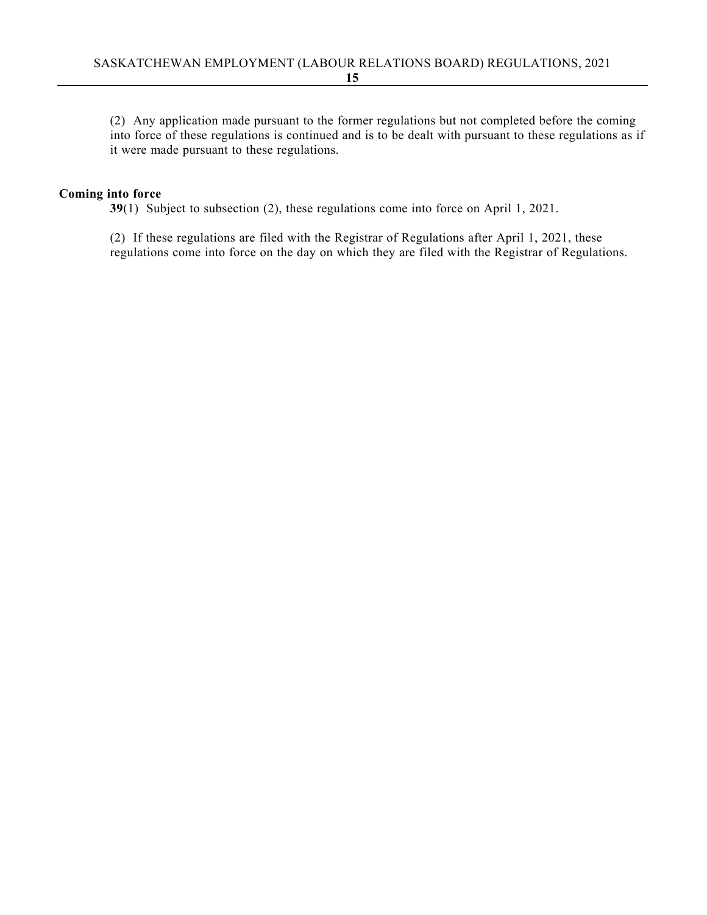(2) Any application made pursuant to the former regulations but not completed before the coming into force of these regulations is continued and is to be dealt with pursuant to these regulations as if it were made pursuant to these regulations.

**Coming into force**

**39**(1) Subject to subsection (2), these regulations come into force on April 1, 2021.

(2) If these regulations are filed with the Registrar of Regulations after April 1, 2021, these regulations come into force on the day on which they are filed with the Registrar of Regulations.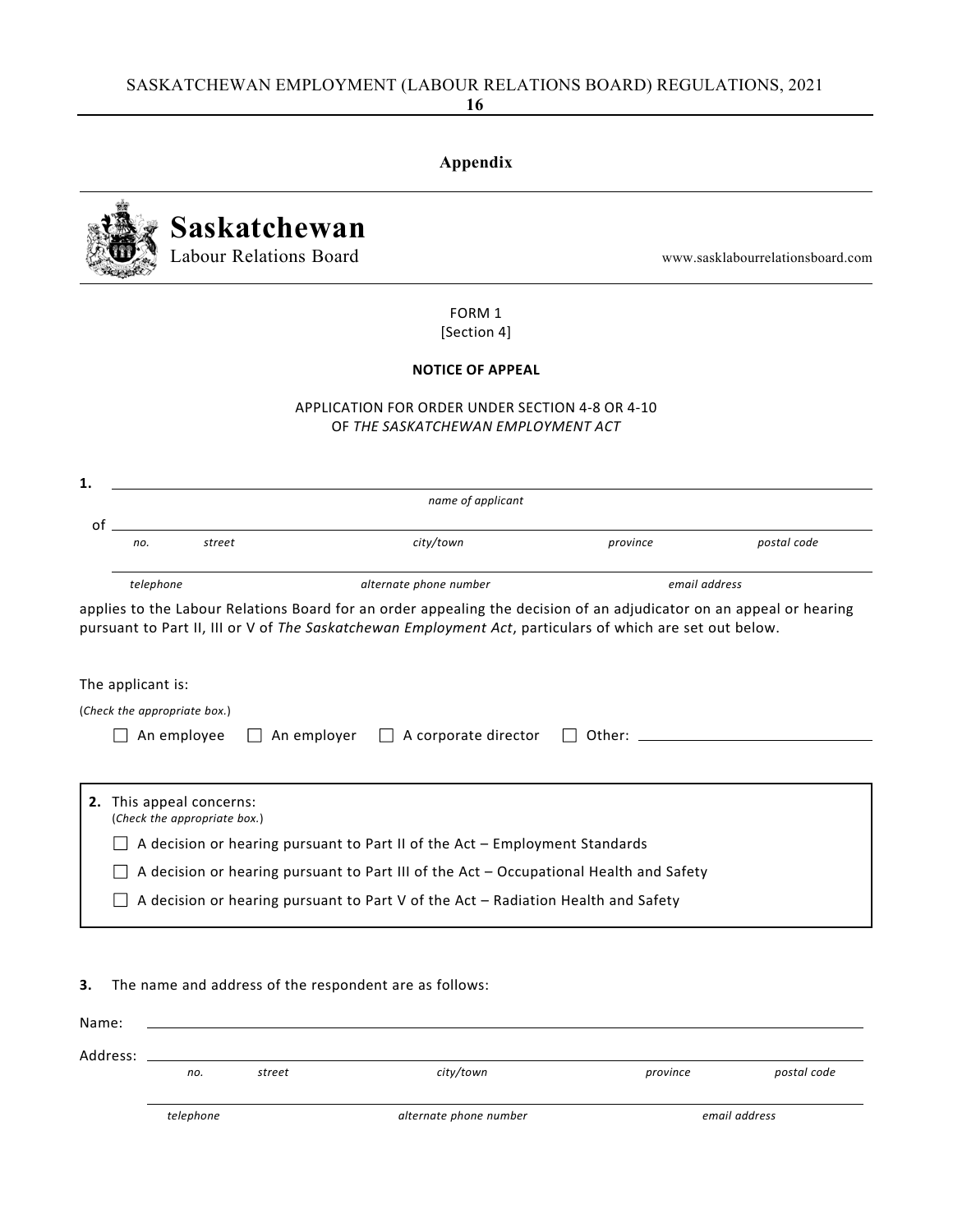## Appendix

**Saskatchewan**
Labour Relations Board

www.sasklabourrelationsboard.com

FORM 1
[Section 4]

**NOTICE OF APPEAL**

APPLICATION FOR ORDER UNDER SECTION 4-8 OR 4-10
OF *THE SASKATCHEWAN EMPLOYMENT ACT*

**1.** ______________________________________________
*name of applicant*

of ______________________________________________
*no. street city/town province postal code*

______________________________________________
*telephone alternate phone number email address*

applies to the Labour Relations Board for an order appealing the decision of an adjudicator on an appeal or hearing pursuant to Part II, III or V of *The Saskatchewan Employment Act*, particulars of which are set out below.

The applicant is:

(*Check the appropriate box.*)

☐ An employee ☐ An employer ☐ A corporate director ☐ Other: ______________

**2.** This appeal concerns:
(*Check the appropriate box.*)

☐ A decision or hearing pursuant to Part II of the Act – Employment Standards

☐ A decision or hearing pursuant to Part III of the Act – Occupational Health and Safety

☐ A decision or hearing pursuant to Part V of the Act – Radiation Health and Safety

**3.** The name and address of the respondent are as follows:

Name: ______________________________________________

Address: ______________________________________________
*no. street city/town province postal code*

______________________________________________
*telephone alternate phone number email address*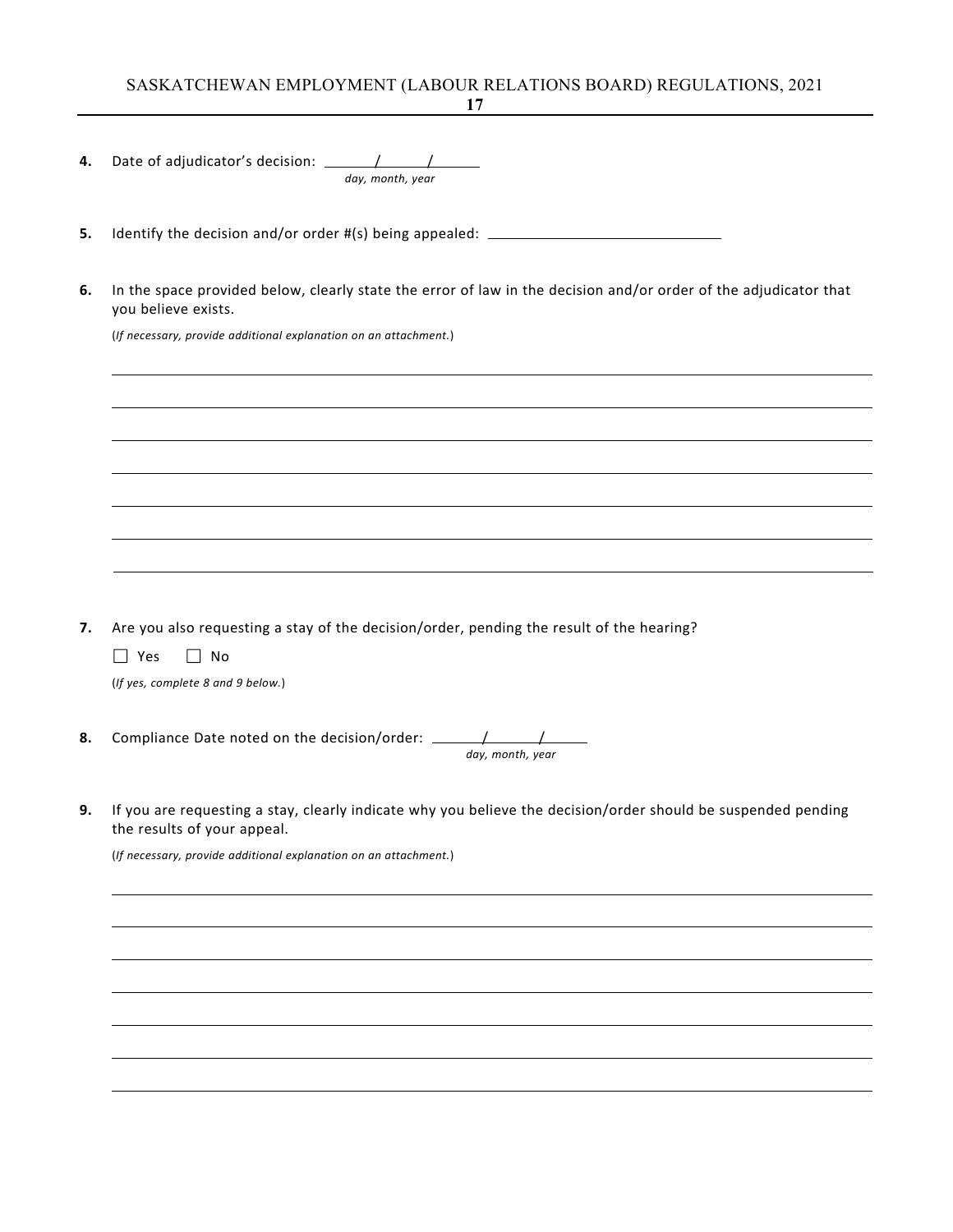**4.** Date of adjudicator's decision: ______/______/______
*day, month, year*

**5.** Identify the decision and/or order #(s) being appealed: ______________________________

**6.** In the space provided below, clearly state the error of law in the decision and/or order of the adjudicator that you believe exists.

(*If necessary, provide additional explanation on an attachment.*)

_____________________________________________________________________________

_____________________________________________________________________________

_____________________________________________________________________________

_____________________________________________________________________________

_____________________________________________________________________________

_____________________________________________________________________________

_____________________________________________________________________________

**7.** Are you also requesting a stay of the decision/order, pending the result of the hearing?

☐ Yes ☐ No

(*If yes, complete 8 and 9 below.*)

**8.** Compliance Date noted on the decision/order: ______/______/______
*day, month, year*

**9.** If you are requesting a stay, clearly indicate why you believe the decision/order should be suspended pending the results of your appeal.

(*If necessary, provide additional explanation on an attachment.*)

_____________________________________________________________________________

_____________________________________________________________________________

_____________________________________________________________________________

_____________________________________________________________________________

_____________________________________________________________________________

_____________________________________________________________________________

_____________________________________________________________________________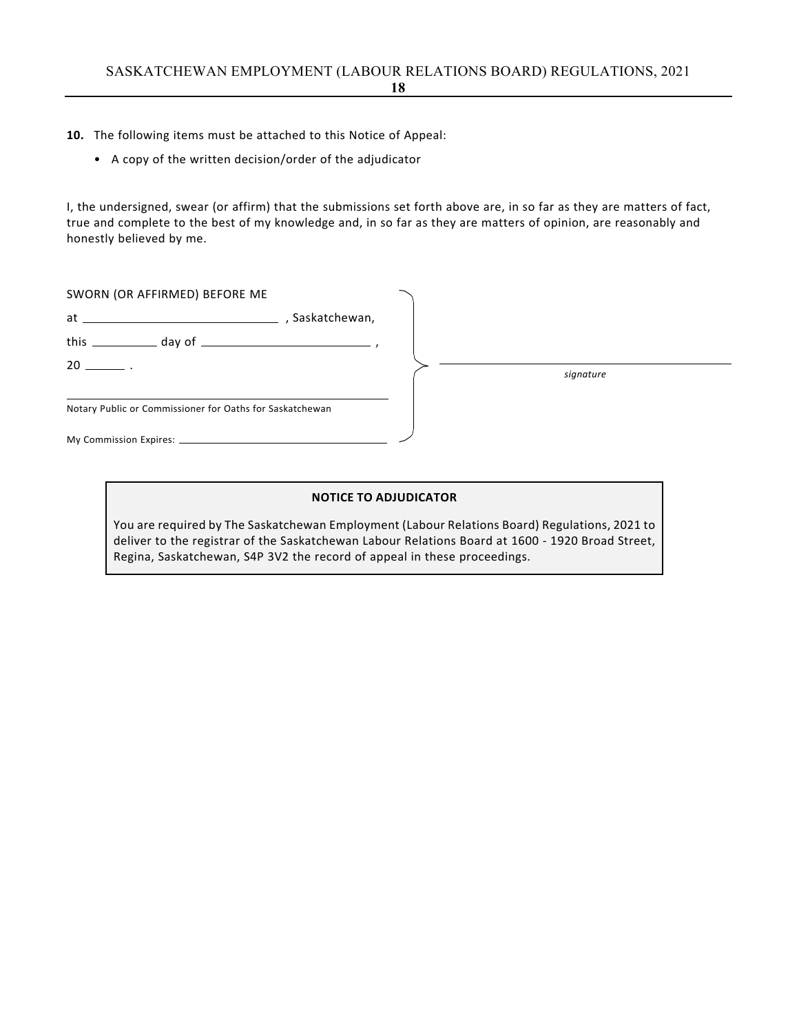**10.** The following items must be attached to this Notice of Appeal:

- A copy of the written decision/order of the adjudicator

I, the undersigned, swear (or affirm) that the submissions set forth above are, in so far as they are matters of fact, true and complete to the best of my knowledge and, in so far as they are matters of opinion, are reasonably and honestly believed by me.

SWORN (OR AFFIRMED) BEFORE ME

at ______________________________ , Saskatchewan,

this __________ day of __________________________ ,

20 ______ .

______________________________________________
Notary Public or Commissioner for Oaths for Saskatchewan

My Commission Expires: ______________________________

______________________________________________
*signature*

**NOTICE TO ADJUDICATOR**

You are required by The Saskatchewan Employment (Labour Relations Board) Regulations, 2021 to deliver to the registrar of the Saskatchewan Labour Relations Board at 1600 - 1920 Broad Street, Regina, Saskatchewan, S4P 3V2 the record of appeal in these proceedings.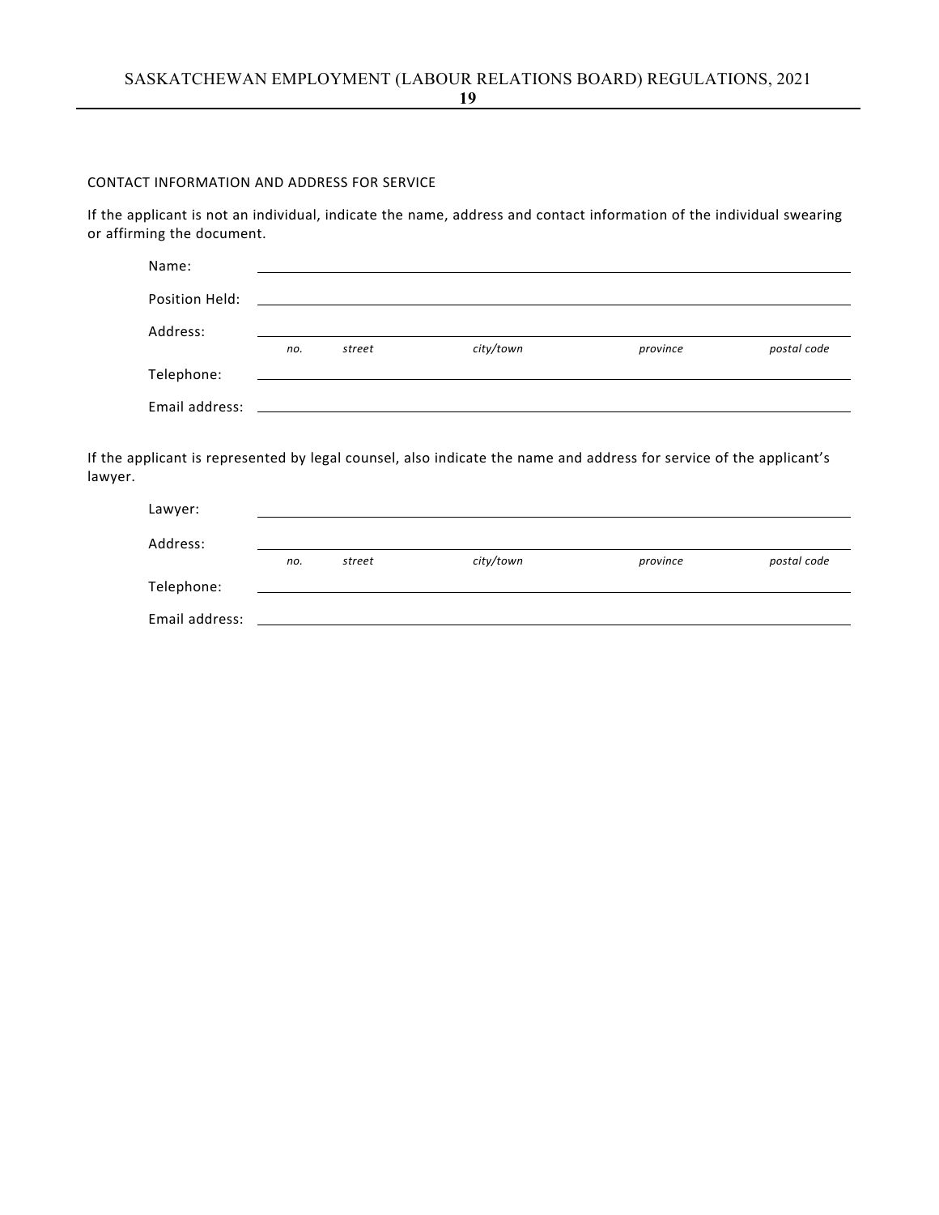CONTACT INFORMATION AND ADDRESS FOR SERVICE

If the applicant is not an individual, indicate the name, address and contact information of the individual swearing or affirming the document.

Name: ____________________________________________

Position Held: ____________________________________________

Address: ____________________________________________
*no. street city/town province postal code*

Telephone: ____________________________________________

Email address: ____________________________________________

If the applicant is represented by legal counsel, also indicate the name and address for service of the applicant's lawyer.

Lawyer: ____________________________________________

Address: ____________________________________________
*no. street city/town province postal code*

Telephone: ____________________________________________

Email address: ____________________________________________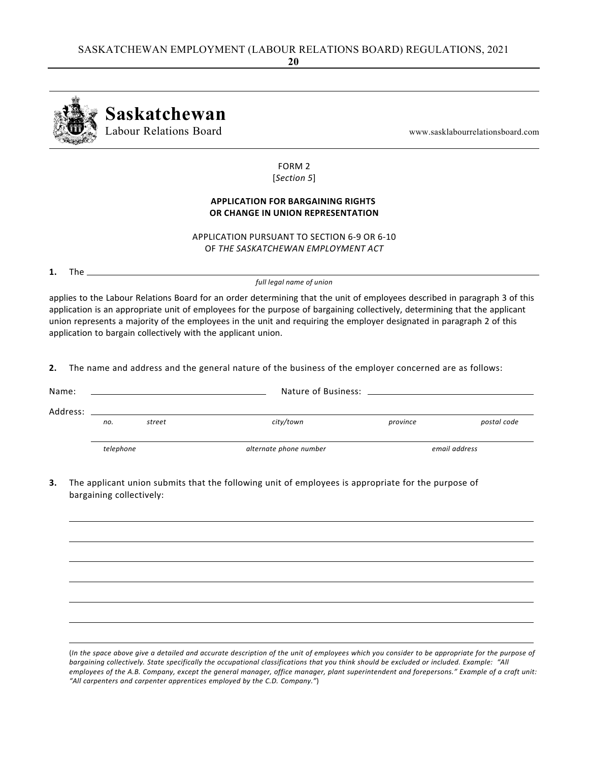**Saskatchewan**
Labour Relations Board

www.sasklabourrelationsboard.com

FORM 2
[*Section 5*]

**APPLICATION FOR BARGAINING RIGHTS OR CHANGE IN UNION REPRESENTATION**

APPLICATION PURSUANT TO SECTION 6-9 OR 6-10 OF *THE SASKATCHEWAN EMPLOYMENT ACT*

**1.** The ____________________________________________
*full legal name of union*

applies to the Labour Relations Board for an order determining that the unit of employees described in paragraph 3 of this application is an appropriate unit of employees for the purpose of bargaining collectively, determining that the applicant union represents a majority of the employees in the unit and requiring the employer designated in paragraph 2 of this application to bargain collectively with the applicant union.

**2.** The name and address and the general nature of the business of the employer concerned are as follows:

Name: ______________________ Nature of Business: ______________________

Address: ____________________________________________
*no. street city/town province postal code*

____________________________________________
*telephone alternate phone number email address*

**3.** The applicant union submits that the following unit of employees is appropriate for the purpose of bargaining collectively:

____________________________________________

____________________________________________

____________________________________________

____________________________________________

____________________________________________

____________________________________________

____________________________________________

(*In the space above give a detailed and accurate description of the unit of employees which you consider to be appropriate for the purpose of bargaining collectively. State specifically the occupational classifications that you think should be excluded or included. Example: "All employees of the A.B. Company, except the general manager, office manager, plant superintendent and forepersons." Example of a craft unit: "All carpenters and carpenter apprentices employed by the C.D. Company."*)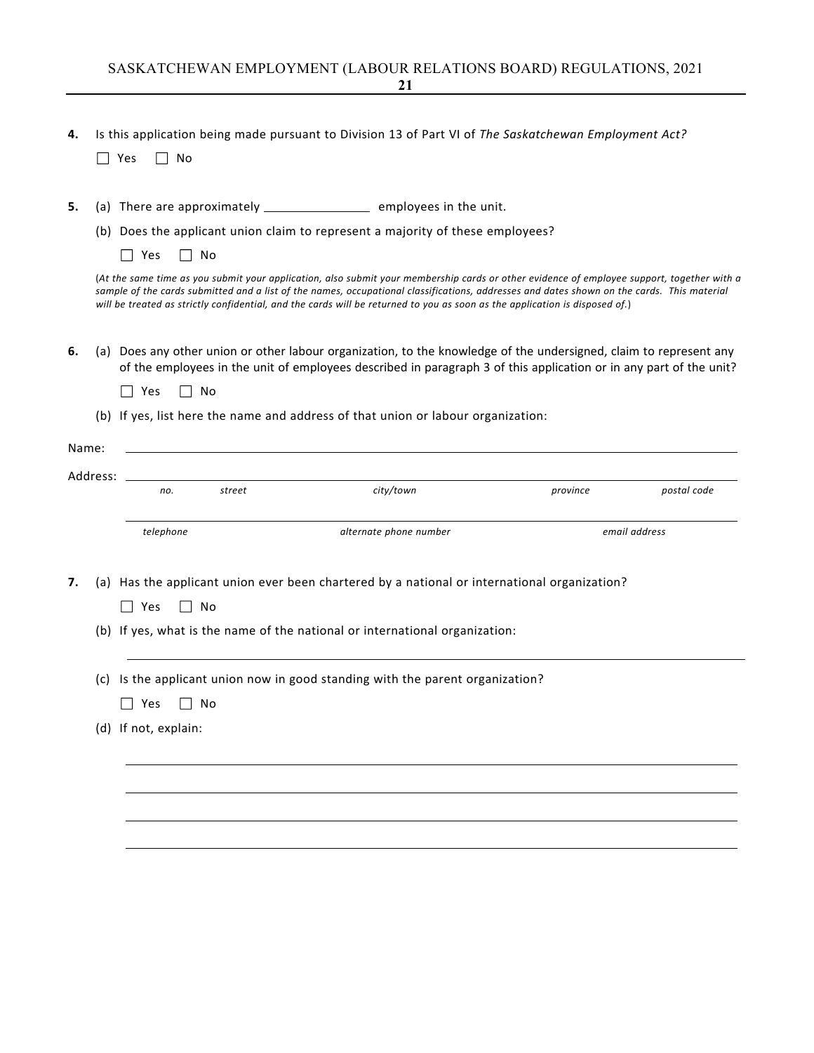**4.** Is this application being made pursuant to Division 13 of Part VI of *The Saskatchewan Employment Act?*

☐ Yes ☐ No

**5.** (a) There are approximately \_\_\_\_\_\_\_\_\_\_\_\_\_\_\_\_ employees in the unit.

(b) Does the applicant union claim to represent a majority of these employees?

☐ Yes ☐ No

(*At the same time as you submit your application, also submit your membership cards or other evidence of employee support, together with a sample of the cards submitted and a list of the names, occupational classifications, addresses and dates shown on the cards. This material will be treated as strictly confidential, and the cards will be returned to you as soon as the application is disposed of.*)

**6.** (a) Does any other union or other labour organization, to the knowledge of the undersigned, claim to represent any of the employees in the unit of employees described in paragraph 3 of this application or in any part of the unit?

☐ Yes ☐ No

(b) If yes, list here the name and address of that union or labour organization:

Name: \_\_\_\_\_\_\_\_\_\_\_\_\_\_\_\_\_\_\_\_\_\_\_\_\_\_\_\_\_\_\_\_\_\_\_\_\_\_\_\_\_\_\_\_\_\_\_\_\_\_\_\_\_\_\_\_

Address: \_\_\_\_\_\_\_\_\_\_\_\_\_\_\_\_\_\_\_\_\_\_\_\_\_\_\_\_\_\_\_\_\_\_\_\_\_\_\_\_\_\_\_\_\_\_\_\_\_\_\_\_\_\_\_\_

*no. street city/town province postal code*

\_\_\_\_\_\_\_\_\_\_\_\_\_\_\_\_\_\_\_\_\_\_\_\_\_\_\_\_\_\_\_\_\_\_\_\_\_\_\_\_\_\_\_\_\_\_\_\_\_\_\_\_\_\_\_\_

*telephone alternate phone number email address*

**7.** (a) Has the applicant union ever been chartered by a national or international organization?

☐ Yes ☐ No

(b) If yes, what is the name of the national or international organization:

\_\_\_\_\_\_\_\_\_\_\_\_\_\_\_\_\_\_\_\_\_\_\_\_\_\_\_\_\_\_\_\_\_\_\_\_\_\_\_\_\_\_\_\_\_\_\_\_\_\_\_\_\_\_\_\_

(c) Is the applicant union now in good standing with the parent organization?

☐ Yes ☐ No

(d) If not, explain:

\_\_\_\_\_\_\_\_\_\_\_\_\_\_\_\_\_\_\_\_\_\_\_\_\_\_\_\_\_\_\_\_\_\_\_\_\_\_\_\_\_\_\_\_\_\_\_\_\_\_\_\_\_\_\_\_

\_\_\_\_\_\_\_\_\_\_\_\_\_\_\_\_\_\_\_\_\_\_\_\_\_\_\_\_\_\_\_\_\_\_\_\_\_\_\_\_\_\_\_\_\_\_\_\_\_\_\_\_\_\_\_\_

\_\_\_\_\_\_\_\_\_\_\_\_\_\_\_\_\_\_\_\_\_\_\_\_\_\_\_\_\_\_\_\_\_\_\_\_\_\_\_\_\_\_\_\_\_\_\_\_\_\_\_\_\_\_\_\_

\_\_\_\_\_\_\_\_\_\_\_\_\_\_\_\_\_\_\_\_\_\_\_\_\_\_\_\_\_\_\_\_\_\_\_\_\_\_\_\_\_\_\_\_\_\_\_\_\_\_\_\_\_\_\_\_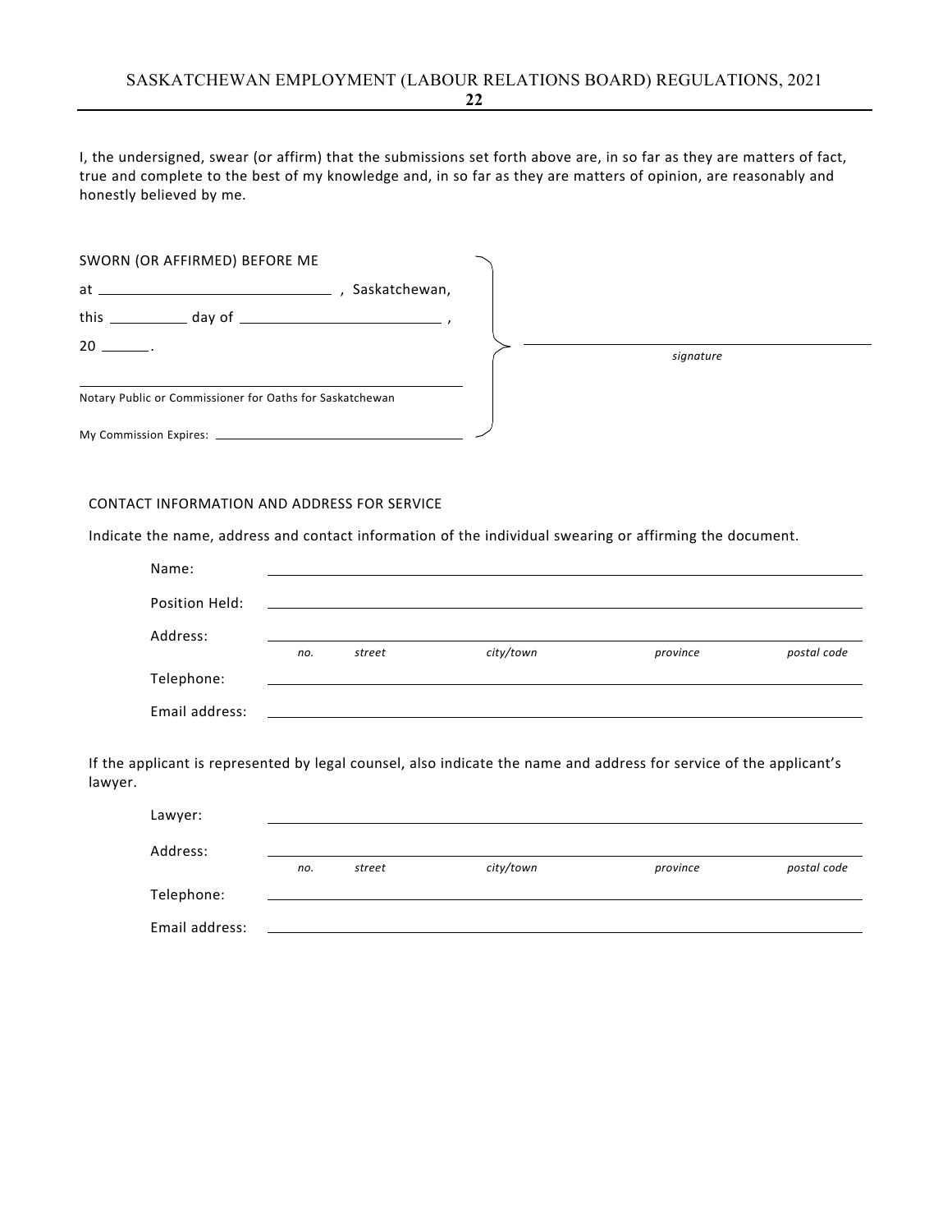I, the undersigned, swear (or affirm) that the submissions set forth above are, in so far as they are matters of fact, true and complete to the best of my knowledge and, in so far as they are matters of opinion, are reasonably and honestly believed by me.

SWORN (OR AFFIRMED) BEFORE ME

at ______________________________ , Saskatchewan,

this __________ day of __________________________ ,

20 ______.

______________________________________________
Notary Public or Commissioner for Oaths for Saskatchewan

My Commission Expires: ______________________________

______________________________________________
*signature*

CONTACT INFORMATION AND ADDRESS FOR SERVICE

Indicate the name, address and contact information of the individual swearing or affirming the document.

Name: ______________________________________________

Position Held: ______________________________________________

Address: ______________________________________________
*no. street city/town province postal code*

Telephone: ______________________________________________

Email address: ______________________________________________

If the applicant is represented by legal counsel, also indicate the name and address for service of the applicant's lawyer.

Lawyer: ______________________________________________

Address: ______________________________________________
*no. street city/town province postal code*

Telephone: ______________________________________________

Email address: ______________________________________________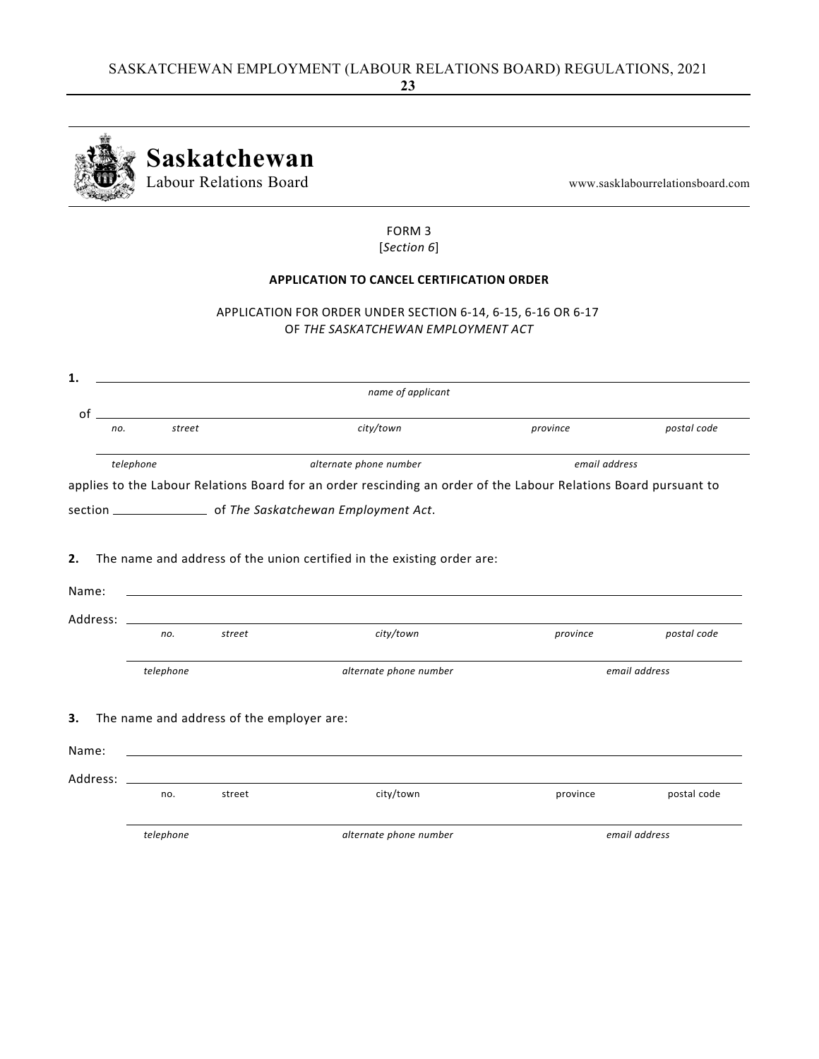**Saskatchewan**
Labour Relations Board

www.sasklabourrelationsboard.com

FORM 3
[*Section 6*]

**APPLICATION TO CANCEL CERTIFICATION ORDER**

APPLICATION FOR ORDER UNDER SECTION 6-14, 6-15, 6-16 OR 6-17
OF *THE SASKATCHEWAN EMPLOYMENT ACT*

**1.** ______________________________________________________________
*name of applicant*

of ______________________________________________________________
*no.* *street* *city/town* *province* *postal code*

______________________________________________________________
*telephone* *alternate phone number* *email address*

applies to the Labour Relations Board for an order rescinding an order of the Labour Relations Board pursuant to section ______________ of *The Saskatchewan Employment Act*.

**2.** The name and address of the union certified in the existing order are:

Name: ______________________________________________________________

Address: ______________________________________________________________
*no.* *street* *city/town* *province* *postal code*

______________________________________________________________
*telephone* *alternate phone number* *email address*

**3.** The name and address of the employer are:

Name: ______________________________________________________________

Address: ______________________________________________________________
no. street city/town province postal code

______________________________________________________________
*telephone* *alternate phone number* *email address*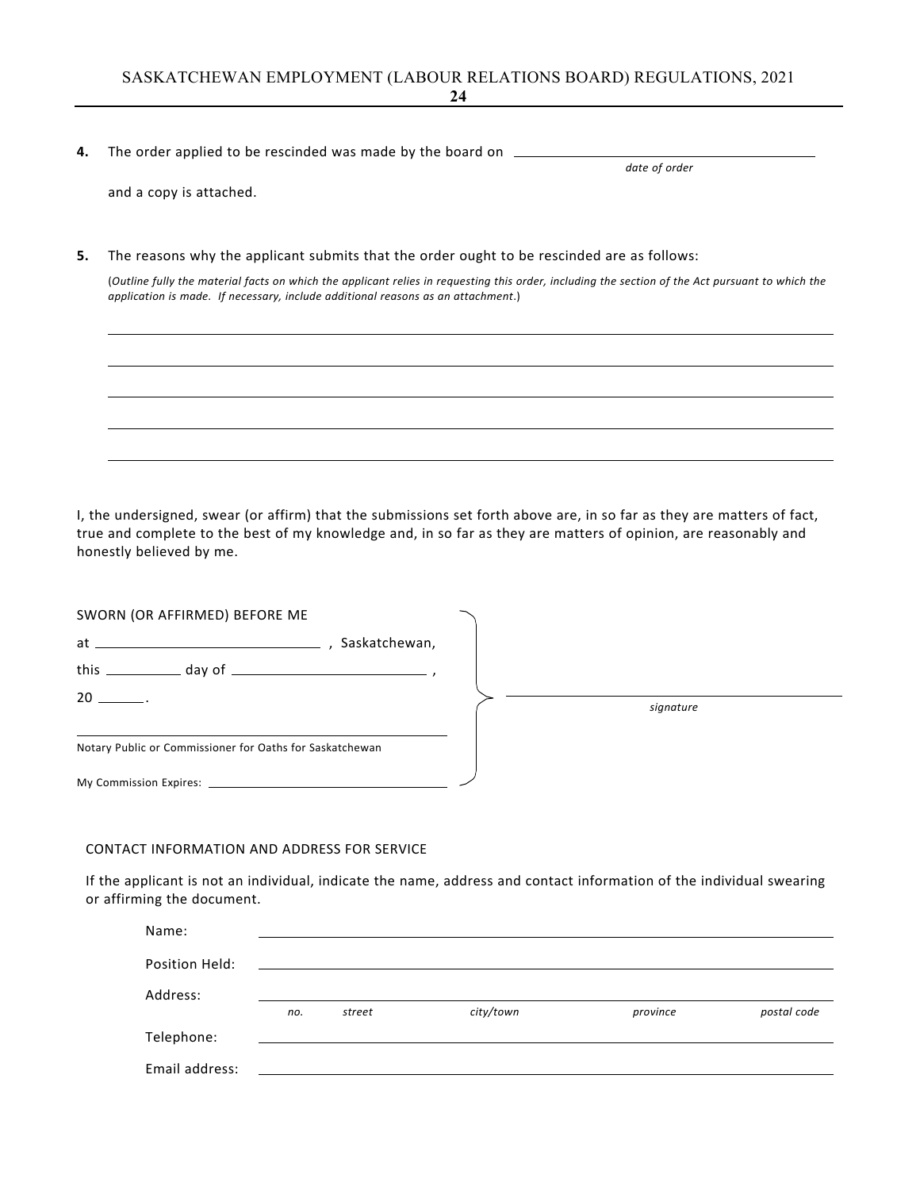**4.** The order applied to be rescinded was made by the board on \_\_\_\_\_\_\_\_\_\_\_\_\_\_\_\_\_\_\_\_\_\_\_\_\_\_\_\_\_\_
*date of order*

and a copy is attached.

**5.** The reasons why the applicant submits that the order ought to be rescinded are as follows:

(*Outline fully the material facts on which the applicant relies in requesting this order, including the section of the Act pursuant to which the application is made. If necessary, include additional reasons as an attachment.*)

\_\_\_\_\_\_\_\_\_\_\_\_\_\_\_\_\_\_\_\_\_\_\_\_\_\_\_\_\_\_\_\_\_\_\_\_\_\_\_\_\_\_\_\_\_\_\_\_\_\_\_\_\_\_\_\_\_\_\_\_

\_\_\_\_\_\_\_\_\_\_\_\_\_\_\_\_\_\_\_\_\_\_\_\_\_\_\_\_\_\_\_\_\_\_\_\_\_\_\_\_\_\_\_\_\_\_\_\_\_\_\_\_\_\_\_\_\_\_\_\_

\_\_\_\_\_\_\_\_\_\_\_\_\_\_\_\_\_\_\_\_\_\_\_\_\_\_\_\_\_\_\_\_\_\_\_\_\_\_\_\_\_\_\_\_\_\_\_\_\_\_\_\_\_\_\_\_\_\_\_\_

\_\_\_\_\_\_\_\_\_\_\_\_\_\_\_\_\_\_\_\_\_\_\_\_\_\_\_\_\_\_\_\_\_\_\_\_\_\_\_\_\_\_\_\_\_\_\_\_\_\_\_\_\_\_\_\_\_\_\_\_

\_\_\_\_\_\_\_\_\_\_\_\_\_\_\_\_\_\_\_\_\_\_\_\_\_\_\_\_\_\_\_\_\_\_\_\_\_\_\_\_\_\_\_\_\_\_\_\_\_\_\_\_\_\_\_\_\_\_\_\_

I, the undersigned, swear (or affirm) that the submissions set forth above are, in so far as they are matters of fact, true and complete to the best of my knowledge and, in so far as they are matters of opinion, are reasonably and honestly believed by me.

SWORN (OR AFFIRMED) BEFORE ME
at \_\_\_\_\_\_\_\_\_\_\_\_\_\_\_\_\_\_\_\_, Saskatchewan,
this \_\_\_\_\_\_\_\_ day of \_\_\_\_\_\_\_\_\_\_\_\_\_\_\_\_,
20 \_\_\_\_\_.

\_\_\_\_\_\_\_\_\_\_\_\_\_\_\_\_\_\_\_\_\_\_\_\_\_\_\_\_\_\_\_\_
Notary Public or Commissioner for Oaths for Saskatchewan

My Commission Expires: \_\_\_\_\_\_\_\_\_\_\_\_\_\_\_\_\_\_\_\_

\_\_\_\_\_\_\_\_\_\_\_\_\_\_\_\_\_\_\_\_\_\_\_\_\_\_\_\_\_\_\_\_
*signature*

CONTACT INFORMATION AND ADDRESS FOR SERVICE

If the applicant is not an individual, indicate the name, address and contact information of the individual swearing or affirming the document.

Name: \_\_\_\_\_\_\_\_\_\_\_\_\_\_\_\_\_\_\_\_\_\_\_\_\_\_\_\_\_\_\_\_\_\_\_\_\_\_\_\_

Position Held: \_\_\_\_\_\_\_\_\_\_\_\_\_\_\_\_\_\_\_\_\_\_\_\_\_\_\_\_\_\_\_\_\_\_\_\_\_\_\_\_

Address: \_\_\_\_\_\_\_\_\_\_\_\_\_\_\_\_\_\_\_\_\_\_\_\_\_\_\_\_\_\_\_\_\_\_\_\_\_\_\_\_
*no.* *street* *city/town* *province* *postal code*

Telephone: \_\_\_\_\_\_\_\_\_\_\_\_\_\_\_\_\_\_\_\_\_\_\_\_\_\_\_\_\_\_\_\_\_\_\_\_\_\_\_\_

Email address: \_\_\_\_\_\_\_\_\_\_\_\_\_\_\_\_\_\_\_\_\_\_\_\_\_\_\_\_\_\_\_\_\_\_\_\_\_\_\_\_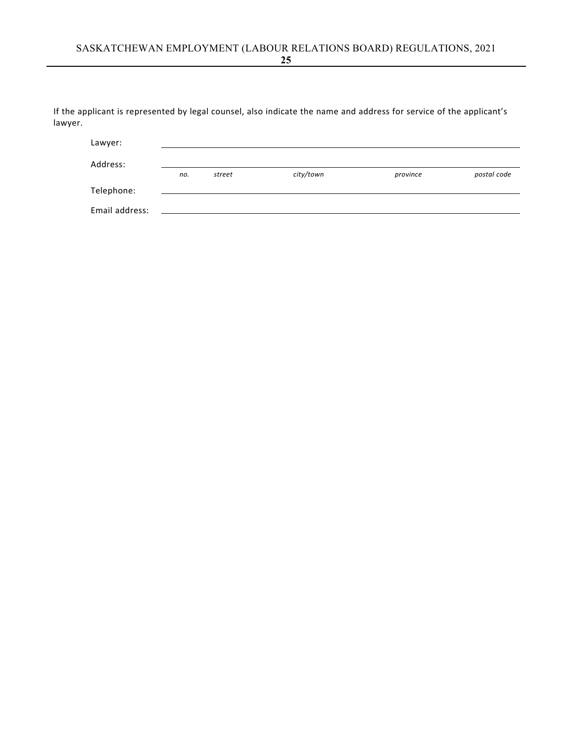If the applicant is represented by legal counsel, also indicate the name and address for service of the applicant's lawyer.

Lawyer: \_\_\_\_\_\_\_\_\_\_\_\_\_\_\_\_\_\_\_\_\_\_\_\_\_\_\_\_\_\_\_\_\_\_\_\_\_\_\_\_\_\_\_\_\_\_\_\_\_\_\_\_

Address: \_\_\_\_\_\_\_\_\_\_\_\_\_\_\_\_\_\_\_\_\_\_\_\_\_\_\_\_\_\_\_\_\_\_\_\_\_\_\_\_\_\_\_\_\_\_\_\_\_\_\_\_

*no. street city/town province postal code*

Telephone: \_\_\_\_\_\_\_\_\_\_\_\_\_\_\_\_\_\_\_\_\_\_\_\_\_\_\_\_\_\_\_\_\_\_\_\_\_\_\_\_\_\_\_\_\_\_\_\_\_\_\_\_

Email address: \_\_\_\_\_\_\_\_\_\_\_\_\_\_\_\_\_\_\_\_\_\_\_\_\_\_\_\_\_\_\_\_\_\_\_\_\_\_\_\_\_\_\_\_\_\_\_\_\_\_\_\_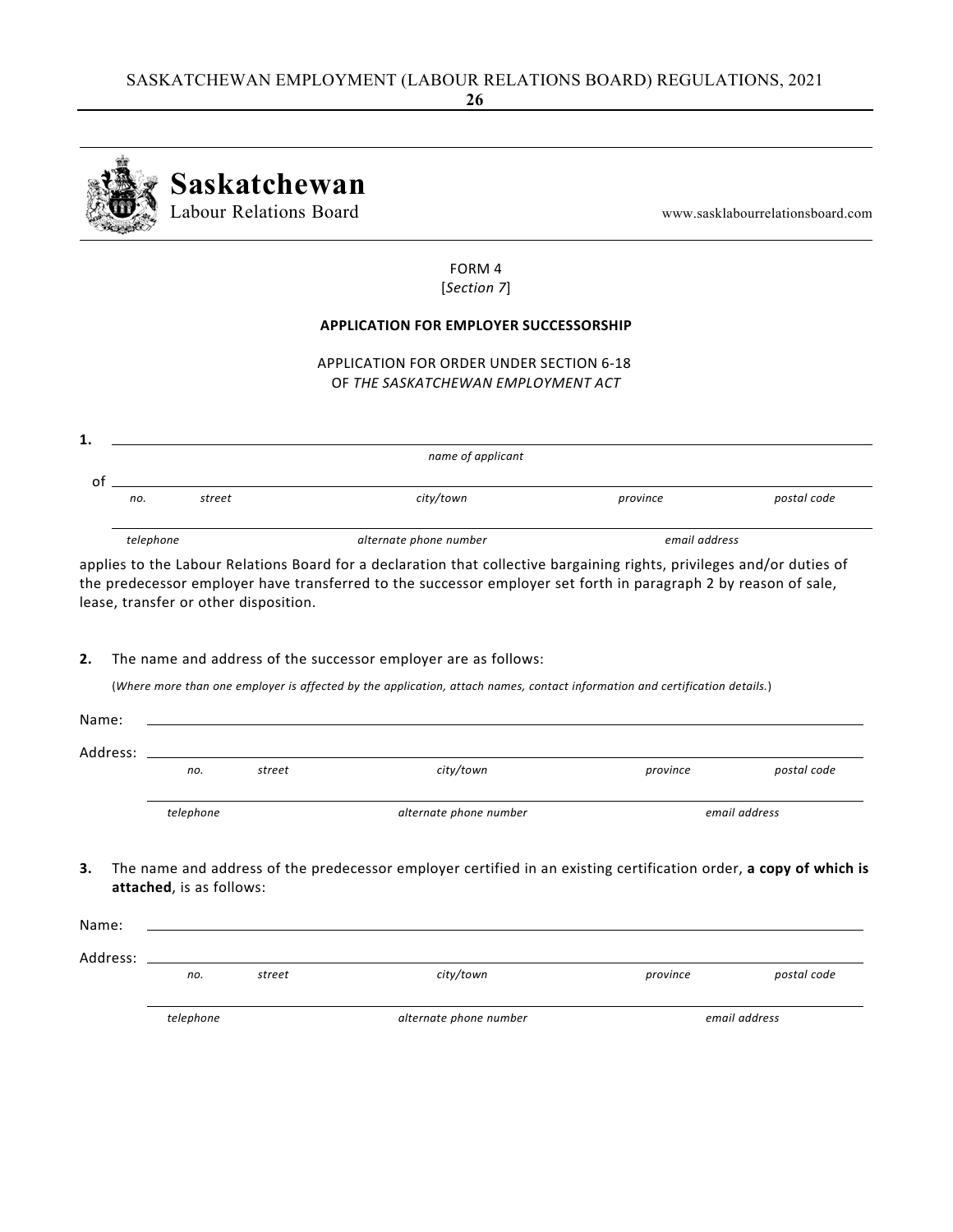**Saskatchewan**
Labour Relations Board

www.sasklabourrelationsboard.com

FORM 4
[*Section 7*]

**APPLICATION FOR EMPLOYER SUCCESSORSHIP**

APPLICATION FOR ORDER UNDER SECTION 6-18
OF *THE SASKATCHEWAN EMPLOYMENT ACT*

**1.** ______________________________________________________________
*name of applicant*

of ______________________________________________________________
*no.* *street* *city/town* *province* *postal code*

______________________________________________________________
*telephone* *alternate phone number* *email address*

applies to the Labour Relations Board for a declaration that collective bargaining rights, privileges and/or duties of the predecessor employer have transferred to the successor employer set forth in paragraph 2 by reason of sale, lease, transfer or other disposition.

**2.** The name and address of the successor employer are as follows:

(*Where more than one employer is affected by the application, attach names, contact information and certification details.*)

Name: ______________________________________________________________

Address: ______________________________________________________________
*no.* *street* *city/town* *province* *postal code*

______________________________________________________________
*telephone* *alternate phone number* *email address*

**3.** The name and address of the predecessor employer certified in an existing certification order, **a copy of which is attached**, is as follows:

Name: ______________________________________________________________

Address: ______________________________________________________________
*no.* *street* *city/town* *province* *postal code*

______________________________________________________________
*telephone* *alternate phone number* *email address*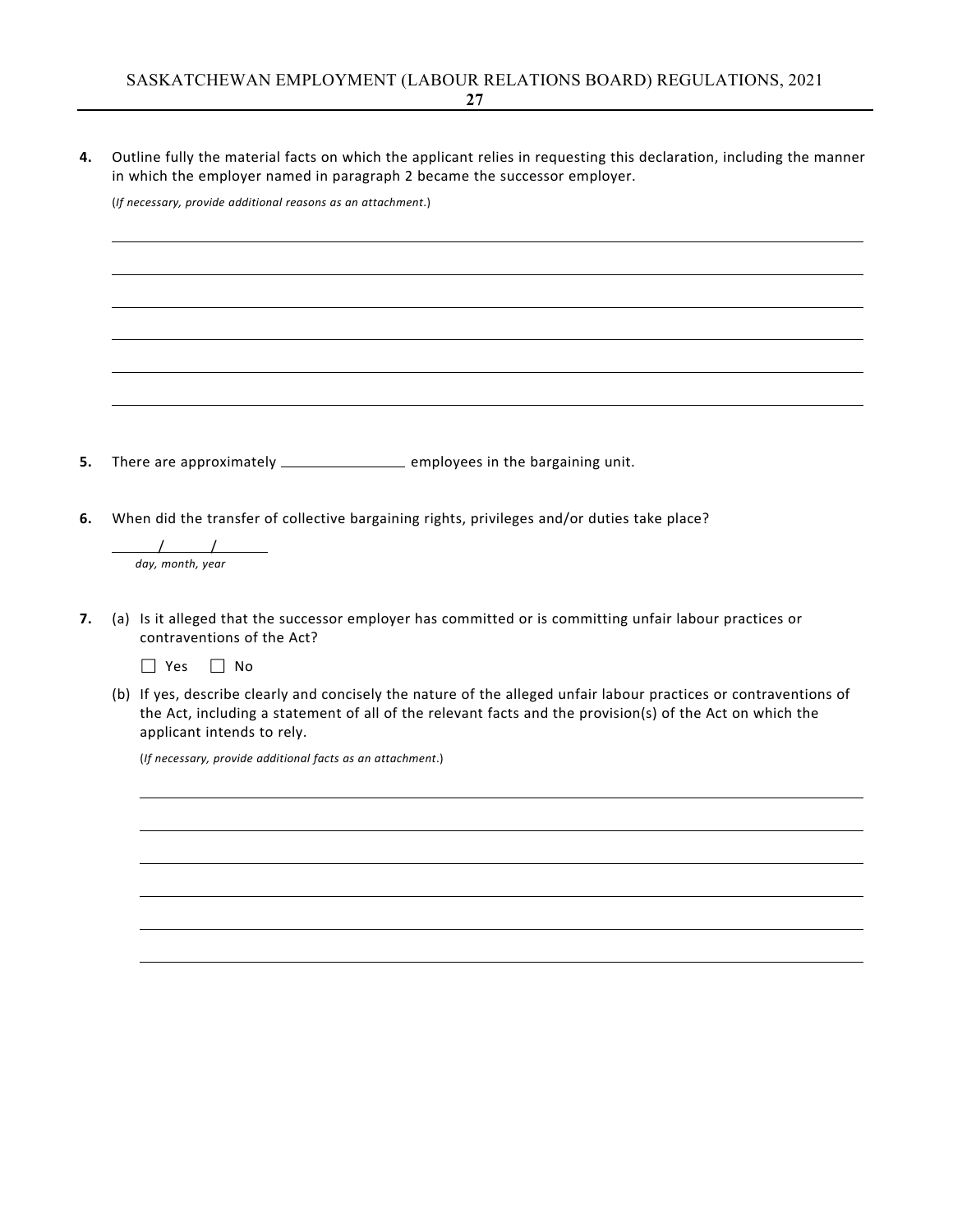**4.** Outline fully the material facts on which the applicant relies in requesting this declaration, including the manner in which the employer named in paragraph 2 became the successor employer.

(*If necessary, provide additional reasons as an attachment*.)

\_\_\_\_\_\_\_\_\_\_\_\_\_\_\_\_\_\_\_\_\_\_\_\_\_\_\_\_\_\_\_\_\_\_\_\_\_\_\_\_\_\_\_\_\_\_\_\_\_\_\_\_\_\_\_\_\_\_\_\_\_\_\_\_\_\_\_\_\_\_\_\_\_\_\_\_\_\_

\_\_\_\_\_\_\_\_\_\_\_\_\_\_\_\_\_\_\_\_\_\_\_\_\_\_\_\_\_\_\_\_\_\_\_\_\_\_\_\_\_\_\_\_\_\_\_\_\_\_\_\_\_\_\_\_\_\_\_\_\_\_\_\_\_\_\_\_\_\_\_\_\_\_\_\_\_\_

\_\_\_\_\_\_\_\_\_\_\_\_\_\_\_\_\_\_\_\_\_\_\_\_\_\_\_\_\_\_\_\_\_\_\_\_\_\_\_\_\_\_\_\_\_\_\_\_\_\_\_\_\_\_\_\_\_\_\_\_\_\_\_\_\_\_\_\_\_\_\_\_\_\_\_\_\_\_

\_\_\_\_\_\_\_\_\_\_\_\_\_\_\_\_\_\_\_\_\_\_\_\_\_\_\_\_\_\_\_\_\_\_\_\_\_\_\_\_\_\_\_\_\_\_\_\_\_\_\_\_\_\_\_\_\_\_\_\_\_\_\_\_\_\_\_\_\_\_\_\_\_\_\_\_\_\_

\_\_\_\_\_\_\_\_\_\_\_\_\_\_\_\_\_\_\_\_\_\_\_\_\_\_\_\_\_\_\_\_\_\_\_\_\_\_\_\_\_\_\_\_\_\_\_\_\_\_\_\_\_\_\_\_\_\_\_\_\_\_\_\_\_\_\_\_\_\_\_\_\_\_\_\_\_\_

\_\_\_\_\_\_\_\_\_\_\_\_\_\_\_\_\_\_\_\_\_\_\_\_\_\_\_\_\_\_\_\_\_\_\_\_\_\_\_\_\_\_\_\_\_\_\_\_\_\_\_\_\_\_\_\_\_\_\_\_\_\_\_\_\_\_\_\_\_\_\_\_\_\_\_\_\_\_

**5.** There are approximately \_\_\_\_\_\_\_\_\_\_\_\_\_\_\_\_ employees in the bargaining unit.

**6.** When did the transfer of collective bargaining rights, privileges and/or duties take place?

\_\_\_\_\_\_/\_\_\_\_\_\_/\_\_\_\_\_\_\_
*day, month, year*

**7.** (a) Is it alleged that the successor employer has committed or is committing unfair labour practices or contraventions of the Act?

☐ Yes ☐ No

(b) If yes, describe clearly and concisely the nature of the alleged unfair labour practices or contraventions of the Act, including a statement of all of the relevant facts and the provision(s) of the Act on which the applicant intends to rely.

(*If necessary, provide additional facts as an attachment*.)

\_\_\_\_\_\_\_\_\_\_\_\_\_\_\_\_\_\_\_\_\_\_\_\_\_\_\_\_\_\_\_\_\_\_\_\_\_\_\_\_\_\_\_\_\_\_\_\_\_\_\_\_\_\_\_\_\_\_\_\_\_\_\_\_\_\_\_\_\_\_\_\_\_\_\_\_

\_\_\_\_\_\_\_\_\_\_\_\_\_\_\_\_\_\_\_\_\_\_\_\_\_\_\_\_\_\_\_\_\_\_\_\_\_\_\_\_\_\_\_\_\_\_\_\_\_\_\_\_\_\_\_\_\_\_\_\_\_\_\_\_\_\_\_\_\_\_\_\_\_\_\_\_

\_\_\_\_\_\_\_\_\_\_\_\_\_\_\_\_\_\_\_\_\_\_\_\_\_\_\_\_\_\_\_\_\_\_\_\_\_\_\_\_\_\_\_\_\_\_\_\_\_\_\_\_\_\_\_\_\_\_\_\_\_\_\_\_\_\_\_\_\_\_\_\_\_\_\_\_

\_\_\_\_\_\_\_\_\_\_\_\_\_\_\_\_\_\_\_\_\_\_\_\_\_\_\_\_\_\_\_\_\_\_\_\_\_\_\_\_\_\_\_\_\_\_\_\_\_\_\_\_\_\_\_\_\_\_\_\_\_\_\_\_\_\_\_\_\_\_\_\_\_\_\_\_

\_\_\_\_\_\_\_\_\_\_\_\_\_\_\_\_\_\_\_\_\_\_\_\_\_\_\_\_\_\_\_\_\_\_\_\_\_\_\_\_\_\_\_\_\_\_\_\_\_\_\_\_\_\_\_\_\_\_\_\_\_\_\_\_\_\_\_\_\_\_\_\_\_\_\_\_

\_\_\_\_\_\_\_\_\_\_\_\_\_\_\_\_\_\_\_\_\_\_\_\_\_\_\_\_\_\_\_\_\_\_\_\_\_\_\_\_\_\_\_\_\_\_\_\_\_\_\_\_\_\_\_\_\_\_\_\_\_\_\_\_\_\_\_\_\_\_\_\_\_\_\_\_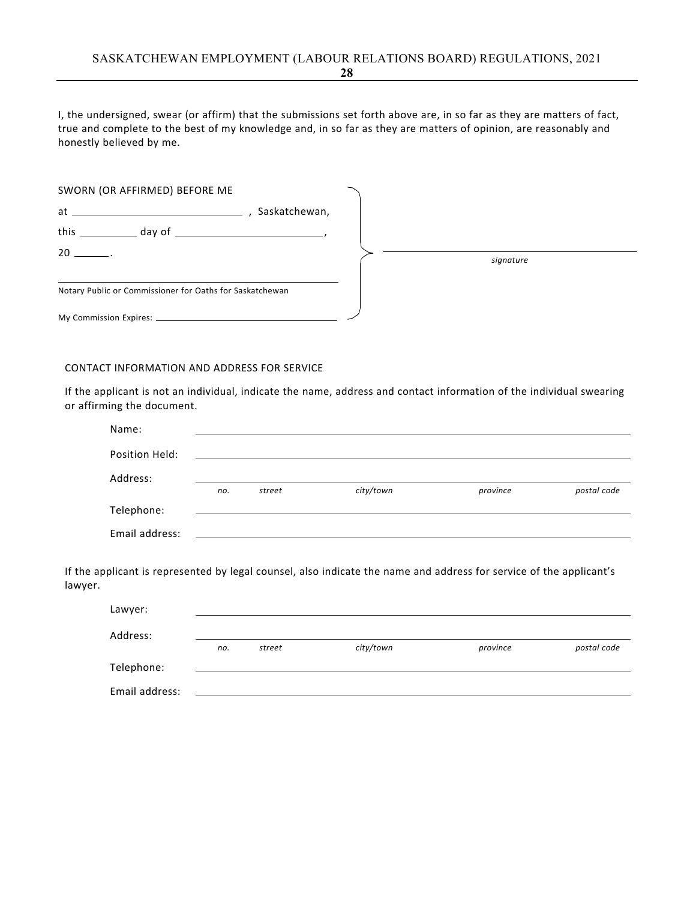I, the undersigned, swear (or affirm) that the submissions set forth above are, in so far as they are matters of fact, true and complete to the best of my knowledge and, in so far as they are matters of opinion, are reasonably and honestly believed by me.

SWORN (OR AFFIRMED) BEFORE ME

at ______________________________ , Saskatchewan,

this __________ day of ___________________________,

20 ______.

_____________________________________________
Notary Public or Commissioner for Oaths for Saskatchewan

My Commission Expires: ___________________________

_____________________________________________
*signature*

CONTACT INFORMATION AND ADDRESS FOR SERVICE

If the applicant is not an individual, indicate the name, address and contact information of the individual swearing or affirming the document.

Name: _____________________________________________

Position Held: _____________________________________________

Address: _____________________________________________
*no.* *street* *city/town* *province* *postal code*

Telephone: _____________________________________________

Email address: _____________________________________________

If the applicant is represented by legal counsel, also indicate the name and address for service of the applicant's lawyer.

Lawyer: _____________________________________________

Address: _____________________________________________
*no.* *street* *city/town* *province* *postal code*

Telephone: _____________________________________________

Email address: _____________________________________________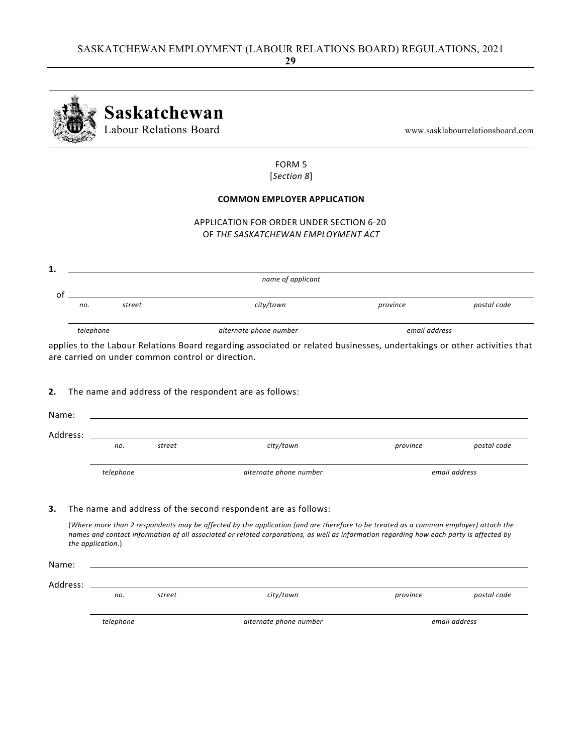**Saskatchewan**
Labour Relations Board

www.sasklabourrelationsboard.com

FORM 5
[*Section 8*]

**COMMON EMPLOYER APPLICATION**

APPLICATION FOR ORDER UNDER SECTION 6-20
OF *THE SASKATCHEWAN EMPLOYMENT ACT*

**1.** ______________________________________________________________
*name of applicant*

of ______________________________________________________________
*no. street city/town province postal code*

______________________________________________________________
*telephone alternate phone number email address*

applies to the Labour Relations Board regarding associated or related businesses, undertakings or other activities that are carried on under common control or direction.

**2.** The name and address of the respondent are as follows:

Name: ______________________________________________________________

Address: ______________________________________________________________
*no. street city/town province postal code*

______________________________________________________________
*telephone alternate phone number email address*

**3.** The name and address of the second respondent are as follows:

(*Where more than 2 respondents may be affected by the application (and are therefore to be treated as a common employer) attach the names and contact information of all associated or related corporations, as well as information regarding how each party is affected by the application*.)

Name: ______________________________________________________________

Address: ______________________________________________________________
*no. street city/town province postal code*

______________________________________________________________
*telephone alternate phone number email address*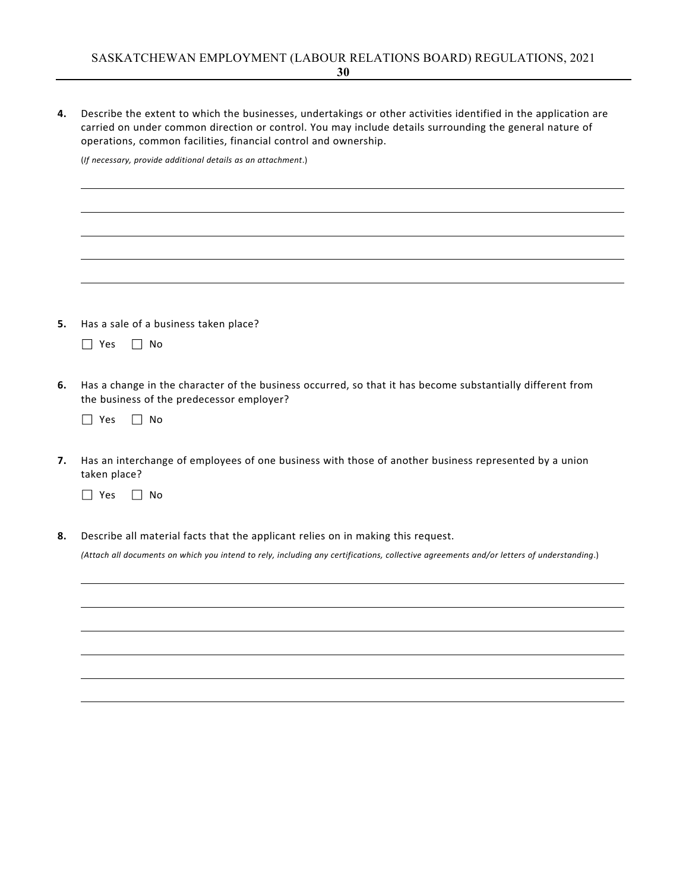**4.** Describe the extent to which the businesses, undertakings or other activities identified in the application are carried on under common direction or control. You may include details surrounding the general nature of operations, common facilities, financial control and ownership.

(*If necessary, provide additional details as an attachment*.)

\_\_\_\_\_\_\_\_\_\_\_\_\_\_\_\_\_\_\_\_\_\_\_\_\_\_\_\_\_\_\_\_\_\_\_\_\_\_\_\_\_\_\_\_\_\_\_\_\_\_\_\_\_\_\_\_\_\_\_\_\_\_\_\_\_\_\_\_\_\_\_\_\_\_\_\_\_\_

\_\_\_\_\_\_\_\_\_\_\_\_\_\_\_\_\_\_\_\_\_\_\_\_\_\_\_\_\_\_\_\_\_\_\_\_\_\_\_\_\_\_\_\_\_\_\_\_\_\_\_\_\_\_\_\_\_\_\_\_\_\_\_\_\_\_\_\_\_\_\_\_\_\_\_\_\_\_

\_\_\_\_\_\_\_\_\_\_\_\_\_\_\_\_\_\_\_\_\_\_\_\_\_\_\_\_\_\_\_\_\_\_\_\_\_\_\_\_\_\_\_\_\_\_\_\_\_\_\_\_\_\_\_\_\_\_\_\_\_\_\_\_\_\_\_\_\_\_\_\_\_\_\_\_\_\_

\_\_\_\_\_\_\_\_\_\_\_\_\_\_\_\_\_\_\_\_\_\_\_\_\_\_\_\_\_\_\_\_\_\_\_\_\_\_\_\_\_\_\_\_\_\_\_\_\_\_\_\_\_\_\_\_\_\_\_\_\_\_\_\_\_\_\_\_\_\_\_\_\_\_\_\_\_\_

\_\_\_\_\_\_\_\_\_\_\_\_\_\_\_\_\_\_\_\_\_\_\_\_\_\_\_\_\_\_\_\_\_\_\_\_\_\_\_\_\_\_\_\_\_\_\_\_\_\_\_\_\_\_\_\_\_\_\_\_\_\_\_\_\_\_\_\_\_\_\_\_\_\_\_\_\_\_

**5.** Has a sale of a business taken place?

☐ Yes ☐ No

**6.** Has a change in the character of the business occurred, so that it has become substantially different from the business of the predecessor employer?

☐ Yes ☐ No

**7.** Has an interchange of employees of one business with those of another business represented by a union taken place?

☐ Yes ☐ No

**8.** Describe all material facts that the applicant relies on in making this request.

*(Attach all documents on which you intend to rely, including any certifications, collective agreements and/or letters of understanding*.)

\_\_\_\_\_\_\_\_\_\_\_\_\_\_\_\_\_\_\_\_\_\_\_\_\_\_\_\_\_\_\_\_\_\_\_\_\_\_\_\_\_\_\_\_\_\_\_\_\_\_\_\_\_\_\_\_\_\_\_\_\_\_\_\_\_\_\_\_\_\_\_\_\_\_\_\_\_\_

\_\_\_\_\_\_\_\_\_\_\_\_\_\_\_\_\_\_\_\_\_\_\_\_\_\_\_\_\_\_\_\_\_\_\_\_\_\_\_\_\_\_\_\_\_\_\_\_\_\_\_\_\_\_\_\_\_\_\_\_\_\_\_\_\_\_\_\_\_\_\_\_\_\_\_\_\_\_

\_\_\_\_\_\_\_\_\_\_\_\_\_\_\_\_\_\_\_\_\_\_\_\_\_\_\_\_\_\_\_\_\_\_\_\_\_\_\_\_\_\_\_\_\_\_\_\_\_\_\_\_\_\_\_\_\_\_\_\_\_\_\_\_\_\_\_\_\_\_\_\_\_\_\_\_\_\_

\_\_\_\_\_\_\_\_\_\_\_\_\_\_\_\_\_\_\_\_\_\_\_\_\_\_\_\_\_\_\_\_\_\_\_\_\_\_\_\_\_\_\_\_\_\_\_\_\_\_\_\_\_\_\_\_\_\_\_\_\_\_\_\_\_\_\_\_\_\_\_\_\_\_\_\_\_\_

\_\_\_\_\_\_\_\_\_\_\_\_\_\_\_\_\_\_\_\_\_\_\_\_\_\_\_\_\_\_\_\_\_\_\_\_\_\_\_\_\_\_\_\_\_\_\_\_\_\_\_\_\_\_\_\_\_\_\_\_\_\_\_\_\_\_\_\_\_\_\_\_\_\_\_\_\_\_

\_\_\_\_\_\_\_\_\_\_\_\_\_\_\_\_\_\_\_\_\_\_\_\_\_\_\_\_\_\_\_\_\_\_\_\_\_\_\_\_\_\_\_\_\_\_\_\_\_\_\_\_\_\_\_\_\_\_\_\_\_\_\_\_\_\_\_\_\_\_\_\_\_\_\_\_\_\_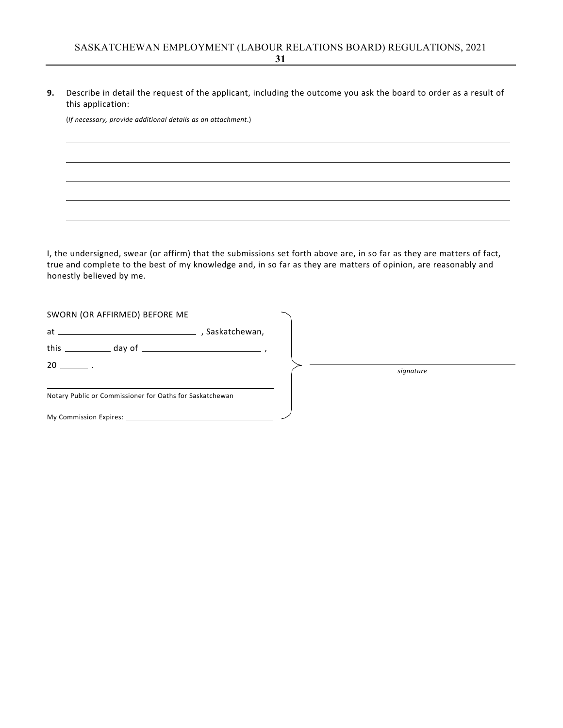**9.** Describe in detail the request of the applicant, including the outcome you ask the board to order as a result of this application:

(*If necessary, provide additional details as an attachment*.)

\_\_\_\_\_\_\_\_\_\_\_\_\_\_\_\_\_\_\_\_\_\_\_\_\_\_\_\_\_\_\_\_\_\_\_\_\_\_\_\_\_\_\_\_\_\_\_\_\_\_\_\_\_\_\_\_\_\_\_\_\_\_\_\_\_\_\_\_\_\_\_\_\_\_\_\_

\_\_\_\_\_\_\_\_\_\_\_\_\_\_\_\_\_\_\_\_\_\_\_\_\_\_\_\_\_\_\_\_\_\_\_\_\_\_\_\_\_\_\_\_\_\_\_\_\_\_\_\_\_\_\_\_\_\_\_\_\_\_\_\_\_\_\_\_\_\_\_\_\_\_\_\_

\_\_\_\_\_\_\_\_\_\_\_\_\_\_\_\_\_\_\_\_\_\_\_\_\_\_\_\_\_\_\_\_\_\_\_\_\_\_\_\_\_\_\_\_\_\_\_\_\_\_\_\_\_\_\_\_\_\_\_\_\_\_\_\_\_\_\_\_\_\_\_\_\_\_\_\_

\_\_\_\_\_\_\_\_\_\_\_\_\_\_\_\_\_\_\_\_\_\_\_\_\_\_\_\_\_\_\_\_\_\_\_\_\_\_\_\_\_\_\_\_\_\_\_\_\_\_\_\_\_\_\_\_\_\_\_\_\_\_\_\_\_\_\_\_\_\_\_\_\_\_\_\_

\_\_\_\_\_\_\_\_\_\_\_\_\_\_\_\_\_\_\_\_\_\_\_\_\_\_\_\_\_\_\_\_\_\_\_\_\_\_\_\_\_\_\_\_\_\_\_\_\_\_\_\_\_\_\_\_\_\_\_\_\_\_\_\_\_\_\_\_\_\_\_\_\_\_\_\_

I, the undersigned, swear (or affirm) that the submissions set forth above are, in so far as they are matters of fact, true and complete to the best of my knowledge and, in so far as they are matters of opinion, are reasonably and honestly believed by me.

SWORN (OR AFFIRMED) BEFORE ME

at \_\_\_\_\_\_\_\_\_\_\_\_\_\_\_\_\_\_\_\_\_\_\_\_, Saskatchewan,

this \_\_\_\_\_\_\_\_ day of \_\_\_\_\_\_\_\_\_\_\_\_\_\_\_\_\_\_\_\_,

20 \_\_\_\_\_ .

\_\_\_\_\_\_\_\_\_\_\_\_\_\_\_\_\_\_\_\_\_\_\_\_\_\_\_\_\_\_\_\_\_\_\_\_\_\_\_\_\_\_\_\_
Notary Public or Commissioner for Oaths for Saskatchewan

My Commission Expires: \_\_\_\_\_\_\_\_\_\_\_\_\_\_\_\_\_\_\_\_\_\_\_\_\_\_

\_\_\_\_\_\_\_\_\_\_\_\_\_\_\_\_\_\_\_\_\_\_\_\_\_\_\_\_\_\_\_\_\_\_\_\_
*signature*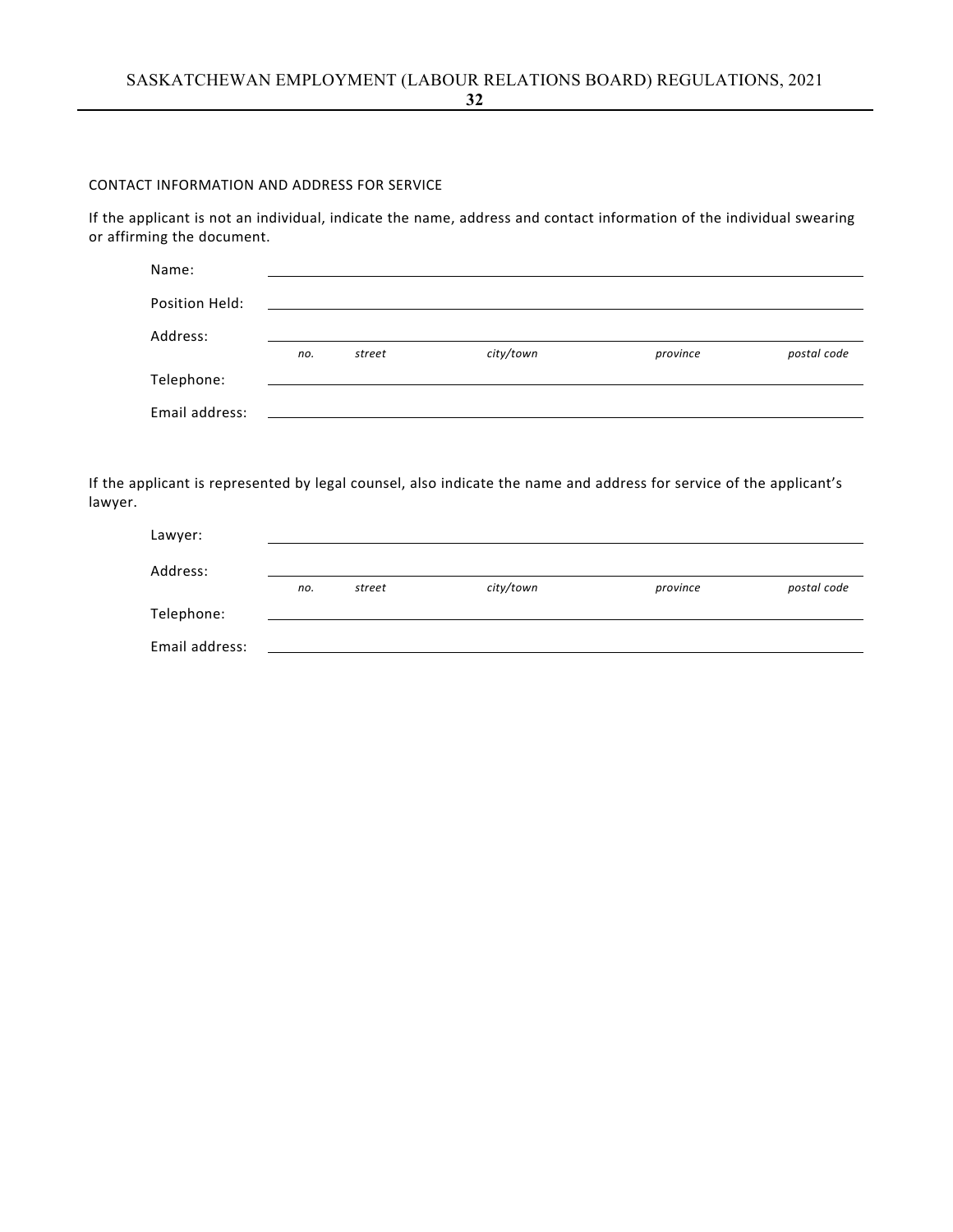CONTACT INFORMATION AND ADDRESS FOR SERVICE

If the applicant is not an individual, indicate the name, address and contact information of the individual swearing or affirming the document.

Name: \_\_\_\_\_\_\_\_\_\_\_\_\_\_\_\_\_\_\_\_\_\_\_\_\_\_\_\_\_\_\_\_\_\_\_\_\_\_\_\_

Position Held: \_\_\_\_\_\_\_\_\_\_\_\_\_\_\_\_\_\_\_\_\_\_\_\_\_\_\_\_\_\_\_\_\_\_\_\_\_\_\_\_

Address: \_\_\_\_\_\_\_\_\_\_\_\_\_\_\_\_\_\_\_\_\_\_\_\_\_\_\_\_\_\_\_\_\_\_\_\_\_\_\_\_
*no. street city/town province postal code*

Telephone: \_\_\_\_\_\_\_\_\_\_\_\_\_\_\_\_\_\_\_\_\_\_\_\_\_\_\_\_\_\_\_\_\_\_\_\_\_\_\_\_

Email address: \_\_\_\_\_\_\_\_\_\_\_\_\_\_\_\_\_\_\_\_\_\_\_\_\_\_\_\_\_\_\_\_\_\_\_\_\_\_\_\_

If the applicant is represented by legal counsel, also indicate the name and address for service of the applicant's lawyer.

Lawyer: \_\_\_\_\_\_\_\_\_\_\_\_\_\_\_\_\_\_\_\_\_\_\_\_\_\_\_\_\_\_\_\_\_\_\_\_\_\_\_\_

Address: \_\_\_\_\_\_\_\_\_\_\_\_\_\_\_\_\_\_\_\_\_\_\_\_\_\_\_\_\_\_\_\_\_\_\_\_\_\_\_\_
*no. street city/town province postal code*

Telephone: \_\_\_\_\_\_\_\_\_\_\_\_\_\_\_\_\_\_\_\_\_\_\_\_\_\_\_\_\_\_\_\_\_\_\_\_\_\_\_\_

Email address: \_\_\_\_\_\_\_\_\_\_\_\_\_\_\_\_\_\_\_\_\_\_\_\_\_\_\_\_\_\_\_\_\_\_\_\_\_\_\_\_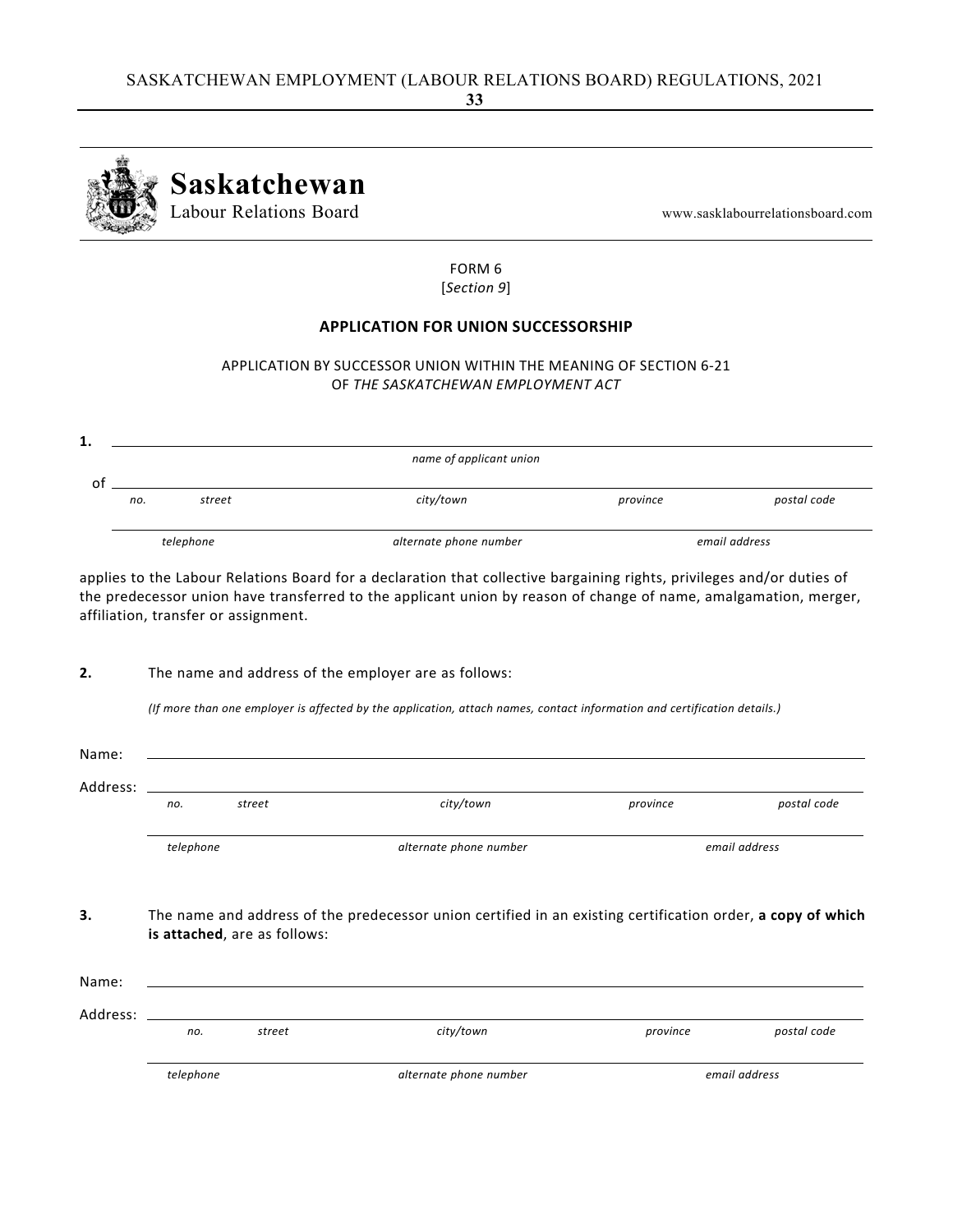**Saskatchewan**
Labour Relations Board

www.sasklabourrelationsboard.com

FORM 6
[*Section 9*]

**APPLICATION FOR UNION SUCCESSORSHIP**

APPLICATION BY SUCCESSOR UNION WITHIN THE MEANING OF SECTION 6-21
OF *THE SASKATCHEWAN EMPLOYMENT ACT*

**1.** ______________________________________________
*name of applicant union*

of ______________________________________________
*no.* *street* *city/town* *province* *postal code*

______________________________________________
*telephone* *alternate phone number* *email address*

applies to the Labour Relations Board for a declaration that collective bargaining rights, privileges and/or duties of the predecessor union have transferred to the applicant union by reason of change of name, amalgamation, merger, affiliation, transfer or assignment.

**2.** The name and address of the employer are as follows:

*(If more than one employer is affected by the application, attach names, contact information and certification details.)*

Name: ______________________________________________

Address: ______________________________________________
*no.* *street* *city/town* *province* *postal code*

______________________________________________
*telephone* *alternate phone number* *email address*

**3.** The name and address of the predecessor union certified in an existing certification order, **a copy of which is attached**, are as follows:

Name: ______________________________________________

Address: ______________________________________________
*no.* *street* *city/town* *province* *postal code*

______________________________________________
*telephone* *alternate phone number* *email address*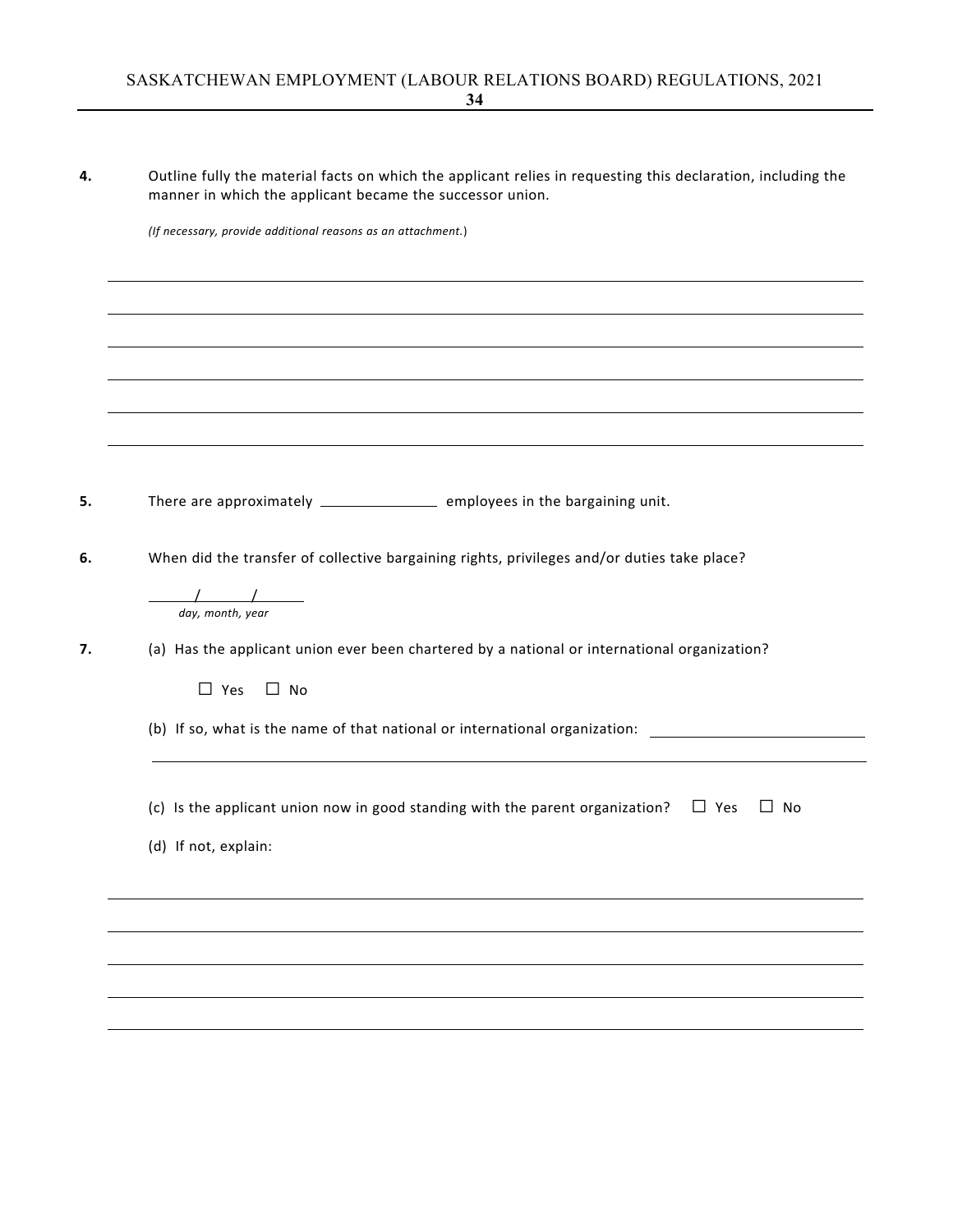**4.** Outline fully the material facts on which the applicant relies in requesting this declaration, including the manner in which the applicant became the successor union.

*(If necessary, provide additional reasons as an attachment.)*

______________________________________________________________________

______________________________________________________________________

______________________________________________________________________

______________________________________________________________________

______________________________________________________________________

______________________________________________________________________

**5.** There are approximately ______________ employees in the bargaining unit.

**6.** When did the transfer of collective bargaining rights, privileges and/or duties take place?

_____/_____/_____
*day, month, year*

**7.** (a) Has the applicant union ever been chartered by a national or international organization?

☐ Yes ☐ No

(b) If so, what is the name of that national or international organization: ________________________

______________________________________________________________________

(c) Is the applicant union now in good standing with the parent organization? ☐ Yes ☐ No

(d) If not, explain:

______________________________________________________________________

______________________________________________________________________

______________________________________________________________________

______________________________________________________________________

______________________________________________________________________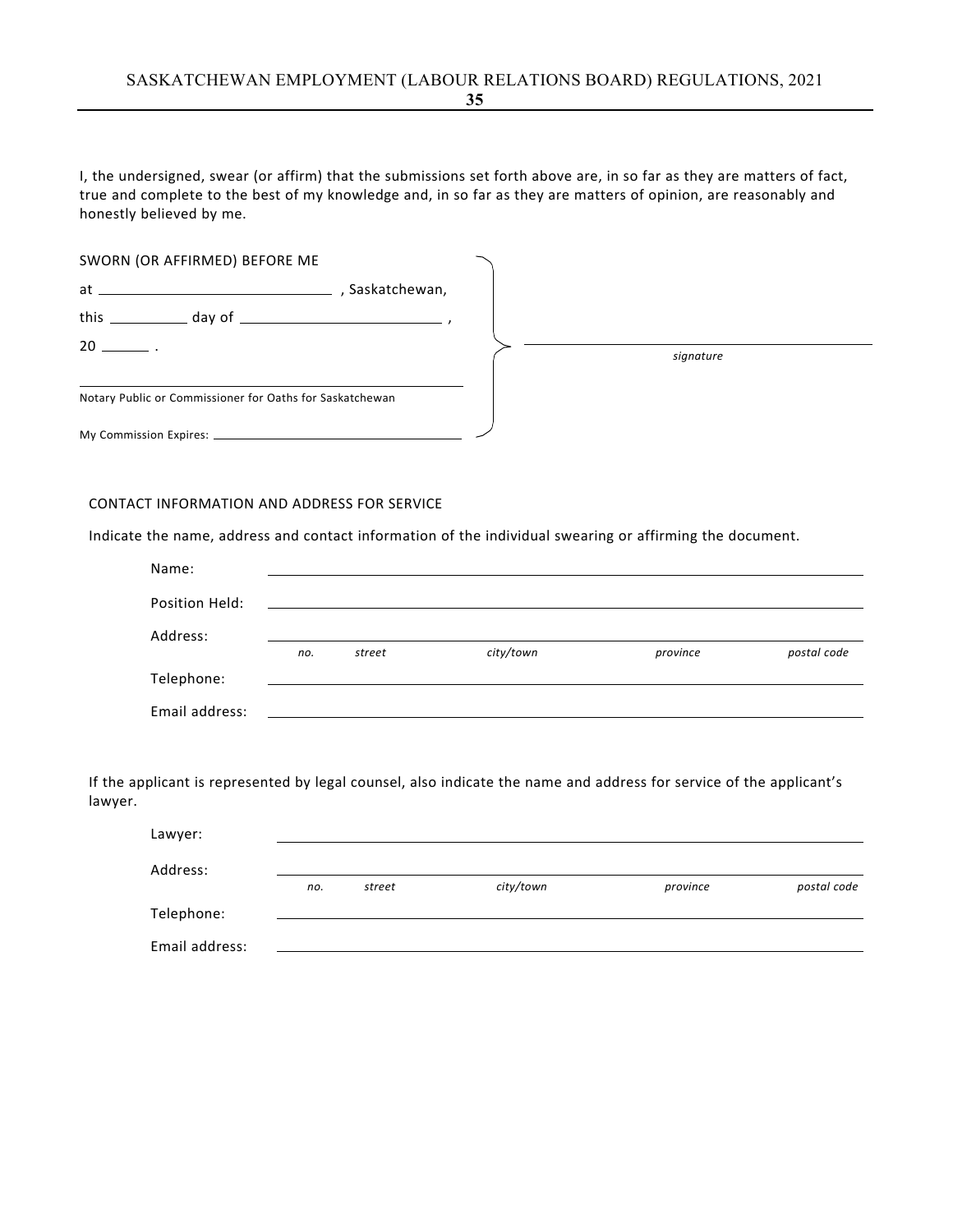I, the undersigned, swear (or affirm) that the submissions set forth above are, in so far as they are matters of fact, true and complete to the best of my knowledge and, in so far as they are matters of opinion, are reasonably and honestly believed by me.

SWORN (OR AFFIRMED) BEFORE ME

at ____________________________ , Saskatchewan,

this __________ day of ________________________ ,

20 ______ .

______________________________________________

Notary Public or Commissioner for Oaths for Saskatchewan

My Commission Expires: ______________________________

______________________________________________
*signature*

CONTACT INFORMATION AND ADDRESS FOR SERVICE

Indicate the name, address and contact information of the individual swearing or affirming the document.

Name: ______________________________________________

Position Held: ______________________________________________

Address: ______________________________________________
*no.* *street* *city/town* *province* *postal code*

Telephone: ______________________________________________

Email address: ______________________________________________

If the applicant is represented by legal counsel, also indicate the name and address for service of the applicant's lawyer.

Lawyer: ______________________________________________

Address: ______________________________________________
*no.* *street* *city/town* *province* *postal code*

Telephone: ______________________________________________

Email address: ______________________________________________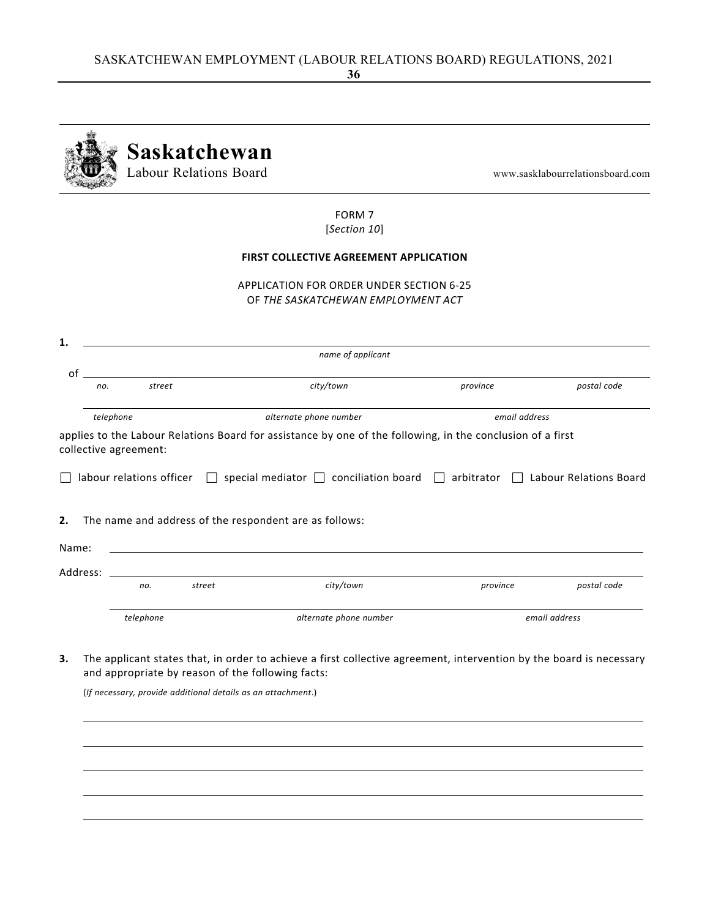**Saskatchewan**
Labour Relations Board

www.sasklabourrelationsboard.com

FORM 7
[*Section 10*]

**FIRST COLLECTIVE AGREEMENT APPLICATION**

APPLICATION FOR ORDER UNDER SECTION 6-25
OF *THE SASKATCHEWAN EMPLOYMENT ACT*

**1.** ______________________________________________________________
*name of applicant*

of ______________________________________________________________
*no.* *street* *city/town* *province* *postal code*

______________________________________________________________
*telephone* *alternate phone number* *email address*

applies to the Labour Relations Board for assistance by one of the following, in the conclusion of a first collective agreement:

☐ labour relations officer ☐ special mediator ☐ conciliation board ☐ arbitrator ☐ Labour Relations Board

**2.** The name and address of the respondent are as follows:

Name: ______________________________________________________________

Address: ______________________________________________________________
*no.* *street* *city/town* *province* *postal code*

______________________________________________________________
*telephone* *alternate phone number* *email address*

**3.** The applicant states that, in order to achieve a first collective agreement, intervention by the board is necessary and appropriate by reason of the following facts:

(*If necessary, provide additional details as an attachment*.)

______________________________________________________________

______________________________________________________________

______________________________________________________________

______________________________________________________________

______________________________________________________________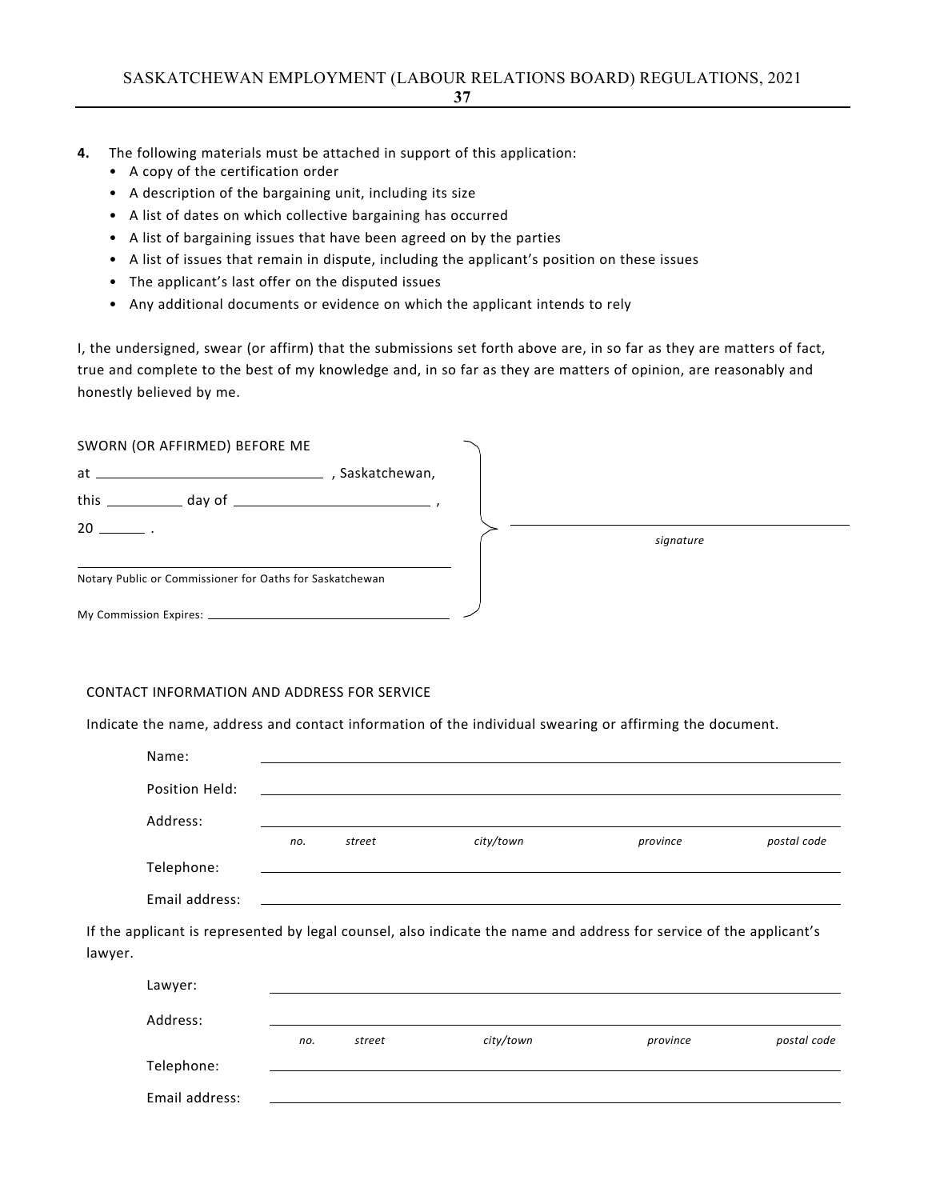**4.** The following materials must be attached in support of this application:

- A copy of the certification order
- A description of the bargaining unit, including its size
- A list of dates on which collective bargaining has occurred
- A list of bargaining issues that have been agreed on by the parties
- A list of issues that remain in dispute, including the applicant's position on these issues
- The applicant's last offer on the disputed issues
- Any additional documents or evidence on which the applicant intends to rely

I, the undersigned, swear (or affirm) that the submissions set forth above are, in so far as they are matters of fact, true and complete to the best of my knowledge and, in so far as they are matters of opinion, are reasonably and honestly believed by me.

SWORN (OR AFFIRMED) BEFORE ME

at ______________________________ , Saskatchewan,

this __________ day of __________________________ ,

20 ______ .

______________________________________________
Notary Public or Commissioner for Oaths for Saskatchewan

My Commission Expires: ______________________________

______________________________
*signature*

CONTACT INFORMATION AND ADDRESS FOR SERVICE

Indicate the name, address and contact information of the individual swearing or affirming the document.

Name: ______________________________________________

Position Held: ______________________________________________

Address: ______________________________________________
*no. street city/town province postal code*

Telephone: ______________________________________________

Email address: ______________________________________________

If the applicant is represented by legal counsel, also indicate the name and address for service of the applicant's lawyer.

Lawyer: ______________________________________________

Address: ______________________________________________
*no. street city/town province postal code*

Telephone: ______________________________________________

Email address: ______________________________________________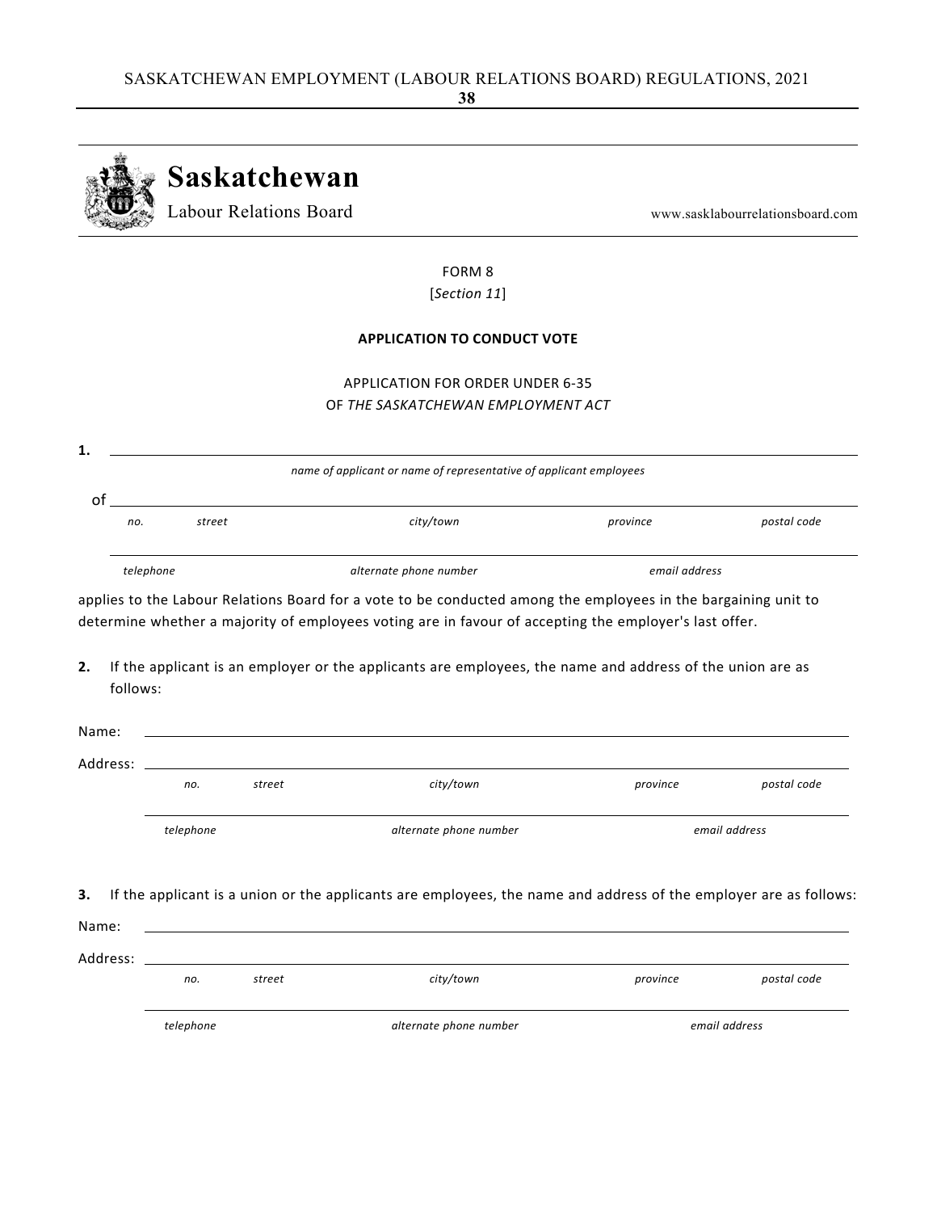# Saskatchewan

Labour Relations Board

www.sasklabourrelationsboard.com

FORM 8

[*Section 11*]

**APPLICATION TO CONDUCT VOTE**

APPLICATION FOR ORDER UNDER 6-35
OF *THE SASKATCHEWAN EMPLOYMENT ACT*

**1.** ______________________________________________________________

*name of applicant or name of representative of applicant employees*

of ______________________________________________________________

*no. street city/town province postal code*

______________________________________________________________

*telephone alternate phone number email address*

applies to the Labour Relations Board for a vote to be conducted among the employees in the bargaining unit to determine whether a majority of employees voting are in favour of accepting the employer's last offer.

**2.** If the applicant is an employer or the applicants are employees, the name and address of the union are as follows:

Name: ______________________________________________________________

Address: ______________________________________________________________

*no. street city/town province postal code*

______________________________________________________________

*telephone alternate phone number email address*

**3.** If the applicant is a union or the applicants are employees, the name and address of the employer are as follows:

Name: ______________________________________________________________

Address: ______________________________________________________________

*no. street city/town province postal code*

______________________________________________________________

*telephone alternate phone number email address*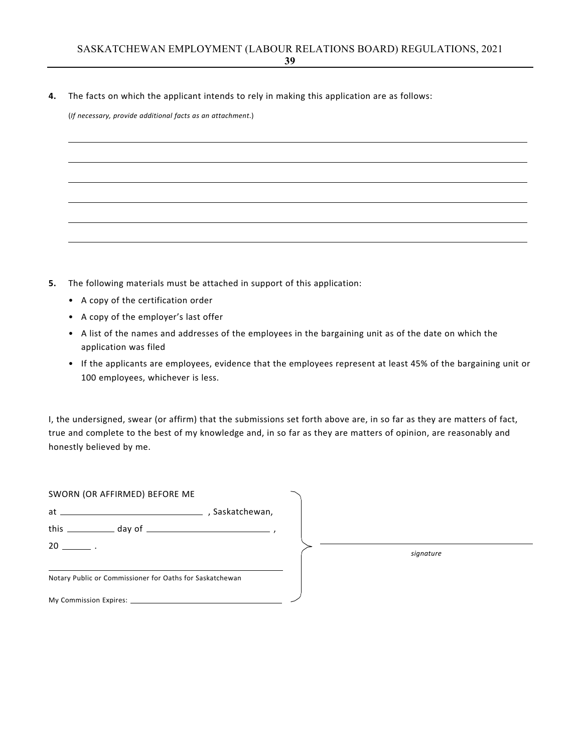**4.** The facts on which the applicant intends to rely in making this application are as follows:

(*If necessary, provide additional facts as an attachment.*)

\_\_\_\_\_\_\_\_\_\_\_\_\_\_\_\_\_\_\_\_\_\_\_\_\_\_\_\_\_\_\_\_\_\_\_\_\_\_\_\_\_\_\_\_\_\_\_\_\_\_\_\_\_\_\_\_\_\_\_\_\_\_\_\_\_\_\_\_\_\_\_\_

\_\_\_\_\_\_\_\_\_\_\_\_\_\_\_\_\_\_\_\_\_\_\_\_\_\_\_\_\_\_\_\_\_\_\_\_\_\_\_\_\_\_\_\_\_\_\_\_\_\_\_\_\_\_\_\_\_\_\_\_\_\_\_\_\_\_\_\_\_\_\_\_

\_\_\_\_\_\_\_\_\_\_\_\_\_\_\_\_\_\_\_\_\_\_\_\_\_\_\_\_\_\_\_\_\_\_\_\_\_\_\_\_\_\_\_\_\_\_\_\_\_\_\_\_\_\_\_\_\_\_\_\_\_\_\_\_\_\_\_\_\_\_\_\_

\_\_\_\_\_\_\_\_\_\_\_\_\_\_\_\_\_\_\_\_\_\_\_\_\_\_\_\_\_\_\_\_\_\_\_\_\_\_\_\_\_\_\_\_\_\_\_\_\_\_\_\_\_\_\_\_\_\_\_\_\_\_\_\_\_\_\_\_\_\_\_\_

\_\_\_\_\_\_\_\_\_\_\_\_\_\_\_\_\_\_\_\_\_\_\_\_\_\_\_\_\_\_\_\_\_\_\_\_\_\_\_\_\_\_\_\_\_\_\_\_\_\_\_\_\_\_\_\_\_\_\_\_\_\_\_\_\_\_\_\_\_\_\_\_

\_\_\_\_\_\_\_\_\_\_\_\_\_\_\_\_\_\_\_\_\_\_\_\_\_\_\_\_\_\_\_\_\_\_\_\_\_\_\_\_\_\_\_\_\_\_\_\_\_\_\_\_\_\_\_\_\_\_\_\_\_\_\_\_\_\_\_\_\_\_\_\_

**5.** The following materials must be attached in support of this application:

- A copy of the certification order
- A copy of the employer's last offer
- A list of the names and addresses of the employees in the bargaining unit as of the date on which the application was filed
- If the applicants are employees, evidence that the employees represent at least 45% of the bargaining unit or 100 employees, whichever is less.

I, the undersigned, swear (or affirm) that the submissions set forth above are, in so far as they are matters of fact, true and complete to the best of my knowledge and, in so far as they are matters of opinion, are reasonably and honestly believed by me.

SWORN (OR AFFIRMED) BEFORE ME

at \_\_\_\_\_\_\_\_\_\_\_\_\_\_\_\_\_\_\_\_\_\_\_\_\_\_\_\_ , Saskatchewan,

this \_\_\_\_\_\_\_\_\_\_ day of \_\_\_\_\_\_\_\_\_\_\_\_\_\_\_\_\_\_\_\_\_\_\_\_ ,

20 \_\_\_\_\_\_ .

\_\_\_\_\_\_\_\_\_\_\_\_\_\_\_\_\_\_\_\_\_\_\_\_\_\_\_\_\_\_\_\_\_\_\_\_\_\_\_\_\_\_\_\_\_\_\_\_
Notary Public or Commissioner for Oaths for Saskatchewan

My Commission Expires: \_\_\_\_\_\_\_\_\_\_\_\_\_\_\_\_\_\_\_\_\_\_\_\_\_\_\_\_

\_\_\_\_\_\_\_\_\_\_\_\_\_\_\_\_\_\_\_\_\_\_\_\_\_\_\_\_\_\_\_\_\_\_\_\_\_\_\_\_
*signature*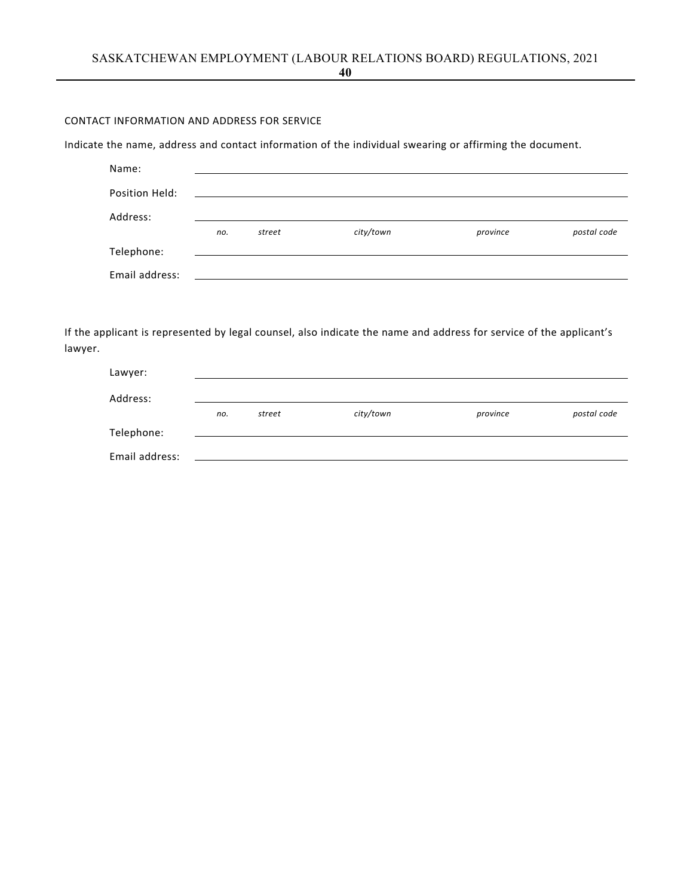CONTACT INFORMATION AND ADDRESS FOR SERVICE

Indicate the name, address and contact information of the individual swearing or affirming the document.

Name: \_\_\_\_\_\_\_\_\_\_\_\_\_\_\_\_\_\_\_\_\_\_\_\_\_\_\_\_\_\_\_\_\_\_\_\_\_\_\_\_\_\_\_\_\_\_\_\_

Position Held: \_\_\_\_\_\_\_\_\_\_\_\_\_\_\_\_\_\_\_\_\_\_\_\_\_\_\_\_\_\_\_\_\_\_\_\_\_\_\_\_\_\_\_\_\_\_\_\_

Address: \_\_\_\_\_\_\_\_\_\_\_\_\_\_\_\_\_\_\_\_\_\_\_\_\_\_\_\_\_\_\_\_\_\_\_\_\_\_\_\_\_\_\_\_\_\_\_\_

*no. street city/town province postal code*

Telephone: \_\_\_\_\_\_\_\_\_\_\_\_\_\_\_\_\_\_\_\_\_\_\_\_\_\_\_\_\_\_\_\_\_\_\_\_\_\_\_\_\_\_\_\_\_\_\_\_

Email address: \_\_\_\_\_\_\_\_\_\_\_\_\_\_\_\_\_\_\_\_\_\_\_\_\_\_\_\_\_\_\_\_\_\_\_\_\_\_\_\_\_\_\_\_\_\_\_\_

If the applicant is represented by legal counsel, also indicate the name and address for service of the applicant's lawyer.

Lawyer: \_\_\_\_\_\_\_\_\_\_\_\_\_\_\_\_\_\_\_\_\_\_\_\_\_\_\_\_\_\_\_\_\_\_\_\_\_\_\_\_\_\_\_\_\_\_\_\_

Address: \_\_\_\_\_\_\_\_\_\_\_\_\_\_\_\_\_\_\_\_\_\_\_\_\_\_\_\_\_\_\_\_\_\_\_\_\_\_\_\_\_\_\_\_\_\_\_\_

*no. street city/town province postal code*

Telephone: \_\_\_\_\_\_\_\_\_\_\_\_\_\_\_\_\_\_\_\_\_\_\_\_\_\_\_\_\_\_\_\_\_\_\_\_\_\_\_\_\_\_\_\_\_\_\_\_

Email address: \_\_\_\_\_\_\_\_\_\_\_\_\_\_\_\_\_\_\_\_\_\_\_\_\_\_\_\_\_\_\_\_\_\_\_\_\_\_\_\_\_\_\_\_\_\_\_\_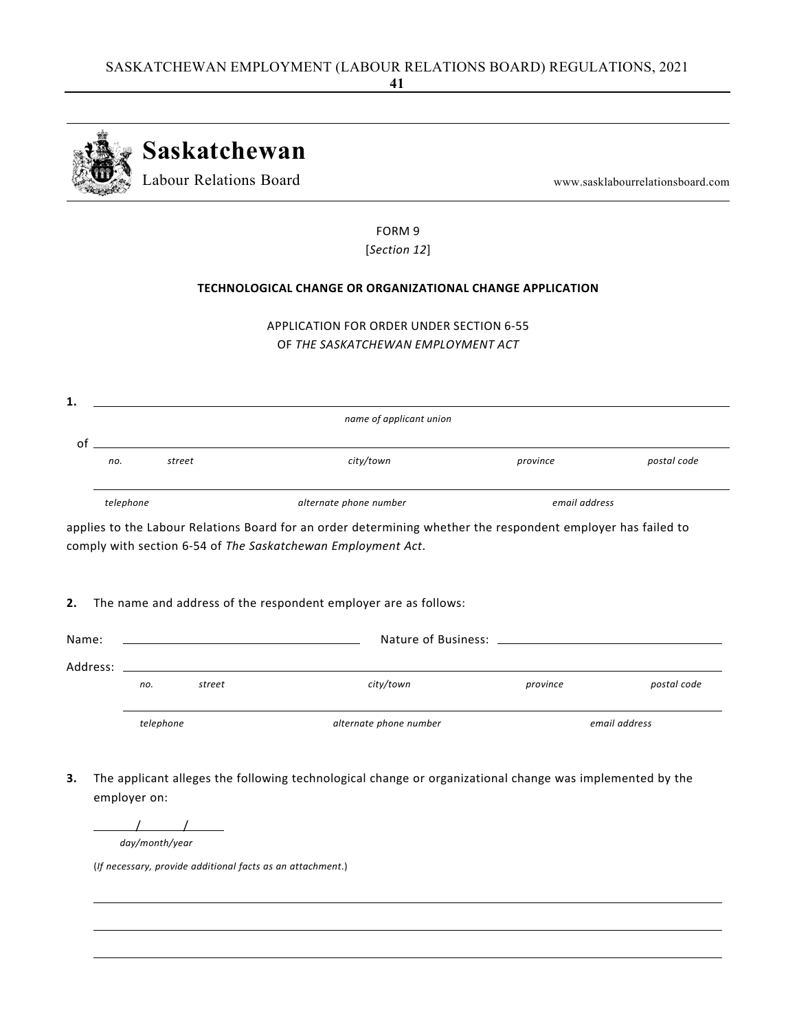**Saskatchewan**
Labour Relations Board

www.sasklabourrelationsboard.com

FORM 9
[*Section 12*]

**TECHNOLOGICAL CHANGE OR ORGANIZATIONAL CHANGE APPLICATION**

APPLICATION FOR ORDER UNDER SECTION 6-55
OF *THE SASKATCHEWAN EMPLOYMENT ACT*

**1.** ______________________________________________
*name of applicant union*

of ______________________________________________
*no. street city/town province postal code*

______________________________________________
*telephone alternate phone number email address*

applies to the Labour Relations Board for an order determining whether the respondent employer has failed to comply with section 6-54 of *The Saskatchewan Employment Act*.

**2.** The name and address of the respondent employer are as follows:

Name: ____________________ Nature of Business: ____________________

Address: ______________________________________________
*no. street city/town province postal code*

______________________________________________
*telephone alternate phone number email address*

**3.** The applicant alleges the following technological change or organizational change was implemented by the employer on:

_____/_____/_____
*day/month/year*

(*If necessary, provide additional facts as an attachment*.)

______________________________________________

______________________________________________

______________________________________________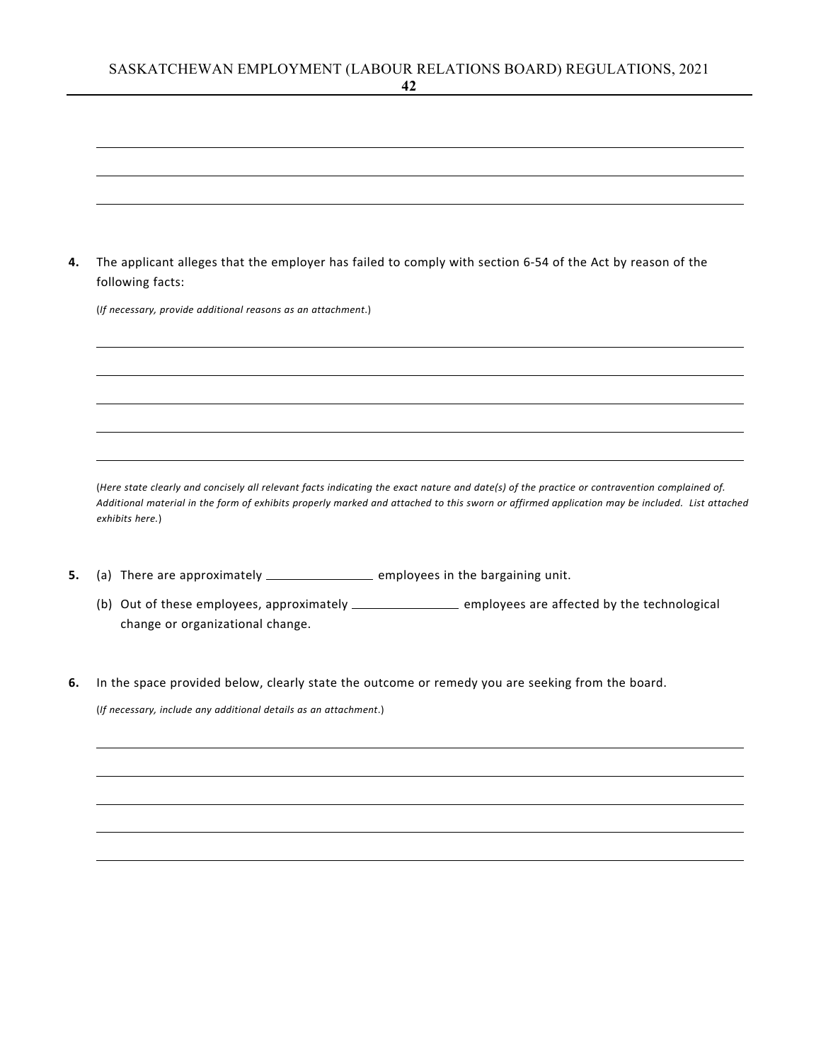______________________________________________________________________

______________________________________________________________________

______________________________________________________________________

**4.** The applicant alleges that the employer has failed to comply with section 6-54 of the Act by reason of the following facts:

(*If necessary, provide additional reasons as an attachment.*)

______________________________________________________________________

______________________________________________________________________

______________________________________________________________________

______________________________________________________________________

______________________________________________________________________

(*Here state clearly and concisely all relevant facts indicating the exact nature and date(s) of the practice or contravention complained of. Additional material in the form of exhibits properly marked and attached to this sworn or affirmed application may be included. List attached exhibits here.*)

**5.** (a) There are approximately ________________ employees in the bargaining unit.

(b) Out of these employees, approximately ________________ employees are affected by the technological change or organizational change.

**6.** In the space provided below, clearly state the outcome or remedy you are seeking from the board.

(*If necessary, include any additional details as an attachment.*)

______________________________________________________________________

______________________________________________________________________

______________________________________________________________________

______________________________________________________________________

______________________________________________________________________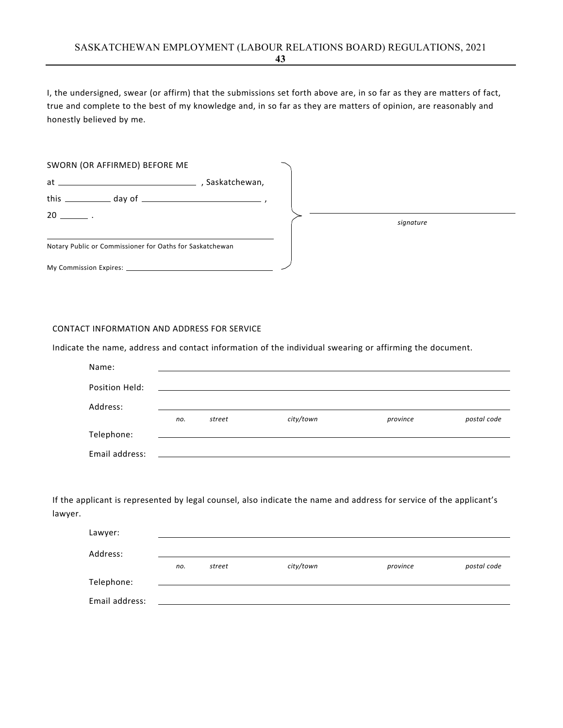I, the undersigned, swear (or affirm) that the submissions set forth above are, in so far as they are matters of fact, true and complete to the best of my knowledge and, in so far as they are matters of opinion, are reasonably and honestly believed by me.

SWORN (OR AFFIRMED) BEFORE ME
at ______________________________ , Saskatchewan,
this __________ day of __________________________ ,
20 ______ .

______________________________________________
Notary Public or Commissioner for Oaths for Saskatchewan

My Commission Expires: ______________________________

______________________________________________
*signature*

CONTACT INFORMATION AND ADDRESS FOR SERVICE

Indicate the name, address and contact information of the individual swearing or affirming the document.

Name: ______________________________________________

Position Held: ______________________________________________

Address: ______________________________________________
*no. street city/town province postal code*

Telephone: ______________________________________________

Email address: ______________________________________________

If the applicant is represented by legal counsel, also indicate the name and address for service of the applicant's lawyer.

Lawyer: ______________________________________________

Address: ______________________________________________
*no. street city/town province postal code*

Telephone: ______________________________________________

Email address: ______________________________________________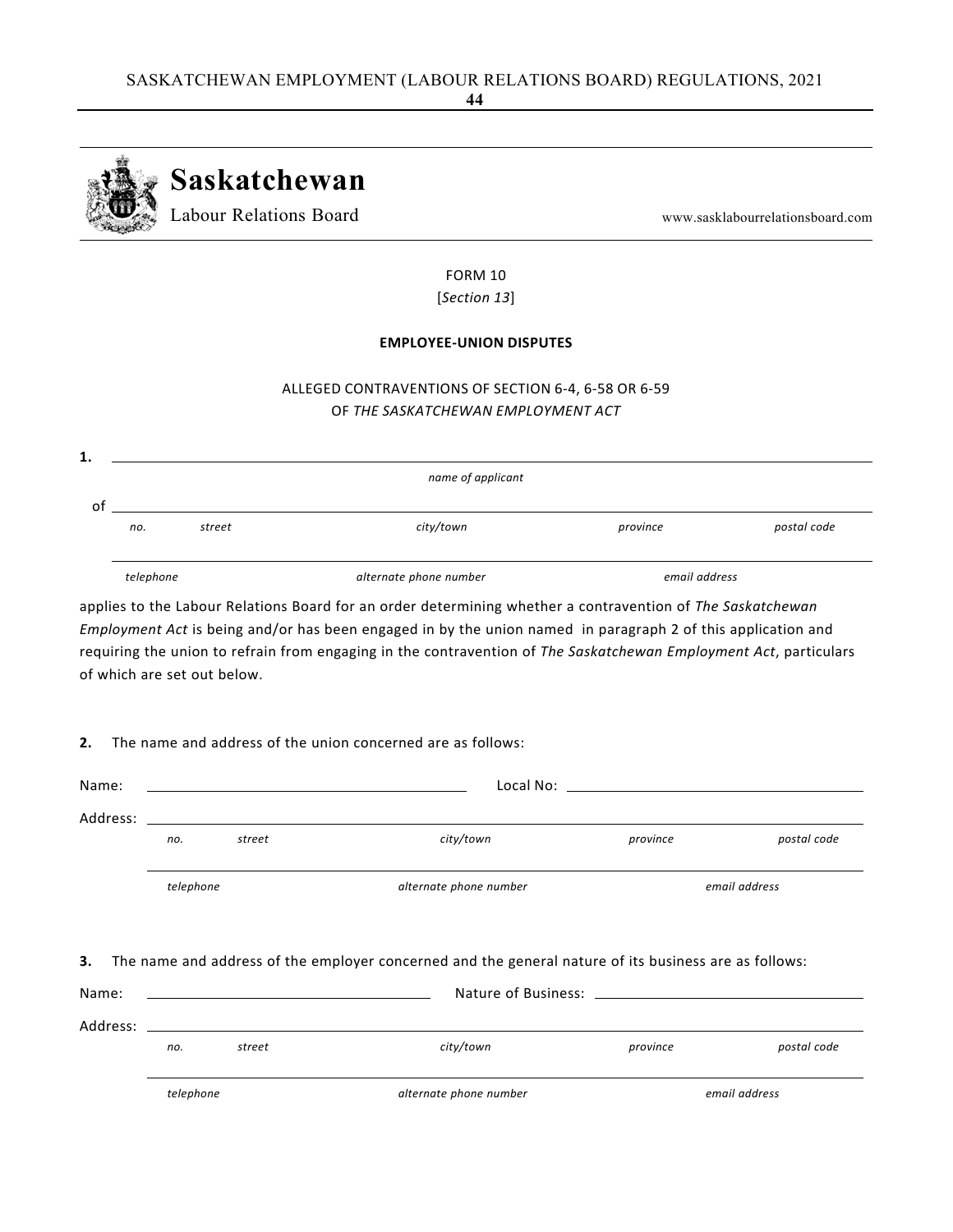**Saskatchewan**
Labour Relations Board

www.sasklabourrelationsboard.com

FORM 10
[*Section 13*]

**EMPLOYEE-UNION DISPUTES**

ALLEGED CONTRAVENTIONS OF SECTION 6-4, 6-58 OR 6-59
OF *THE SASKATCHEWAN EMPLOYMENT ACT*

**1.** ______________________________________________
*name of applicant*

of ______________________________________________
*no.* *street* *city/town* *province* *postal code*

______________________________________________
*telephone* *alternate phone number* *email address*

applies to the Labour Relations Board for an order determining whether a contravention of *The Saskatchewan Employment Act* is being and/or has been engaged in by the union named in paragraph 2 of this application and requiring the union to refrain from engaging in the contravention of *The Saskatchewan Employment Act*, particulars of which are set out below.

**2.** The name and address of the union concerned are as follows:

Name: ______________________ Local No: ______________________

Address: ______________________________________________
*no.* *street* *city/town* *province* *postal code*

______________________________________________
*telephone* *alternate phone number* *email address*

**3.** The name and address of the employer concerned and the general nature of its business are as follows:

Name: ______________________ Nature of Business: ______________________

Address: ______________________________________________
*no.* *street* *city/town* *province* *postal code*

______________________________________________
*telephone* *alternate phone number* *email address*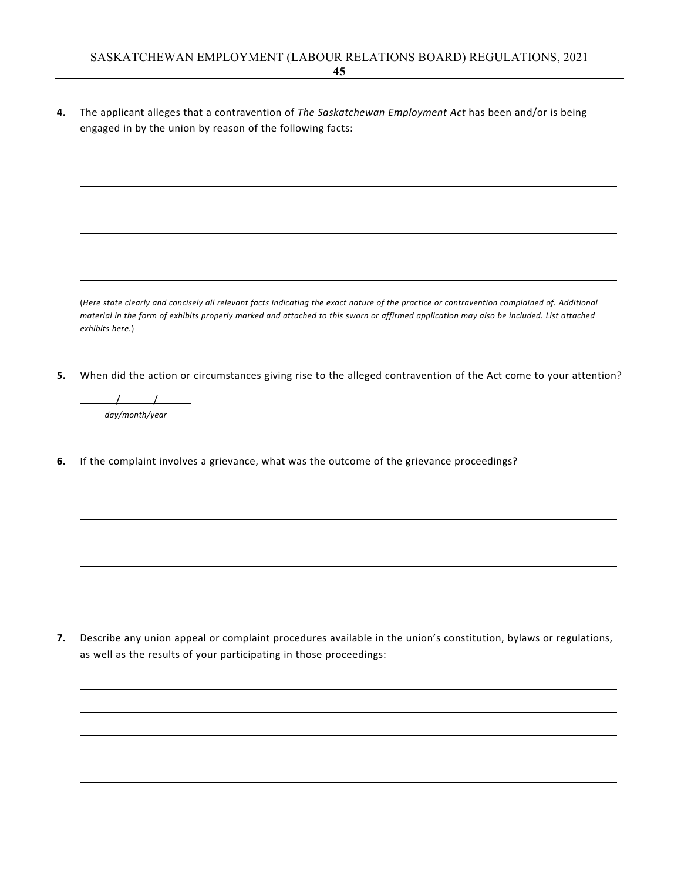**4.** The applicant alleges that a contravention of *The Saskatchewan Employment Act* has been and/or is being engaged in by the union by reason of the following facts:

______________________________________________________________________________

______________________________________________________________________________

______________________________________________________________________________

______________________________________________________________________________

______________________________________________________________________________

______________________________________________________________________________

(*Here state clearly and concisely all relevant facts indicating the exact nature of the practice or contravention complained of. Additional material in the form of exhibits properly marked and attached to this sworn or affirmed application may also be included. List attached exhibits here.*)

**5.** When did the action or circumstances giving rise to the alleged contravention of the Act come to your attention?

_______/_______/_______
*day/month/year*

**6.** If the complaint involves a grievance, what was the outcome of the grievance proceedings?

______________________________________________________________________________

______________________________________________________________________________

______________________________________________________________________________

______________________________________________________________________________

______________________________________________________________________________

**7.** Describe any union appeal or complaint procedures available in the union's constitution, bylaws or regulations, as well as the results of your participating in those proceedings:

______________________________________________________________________________

______________________________________________________________________________

______________________________________________________________________________

______________________________________________________________________________

______________________________________________________________________________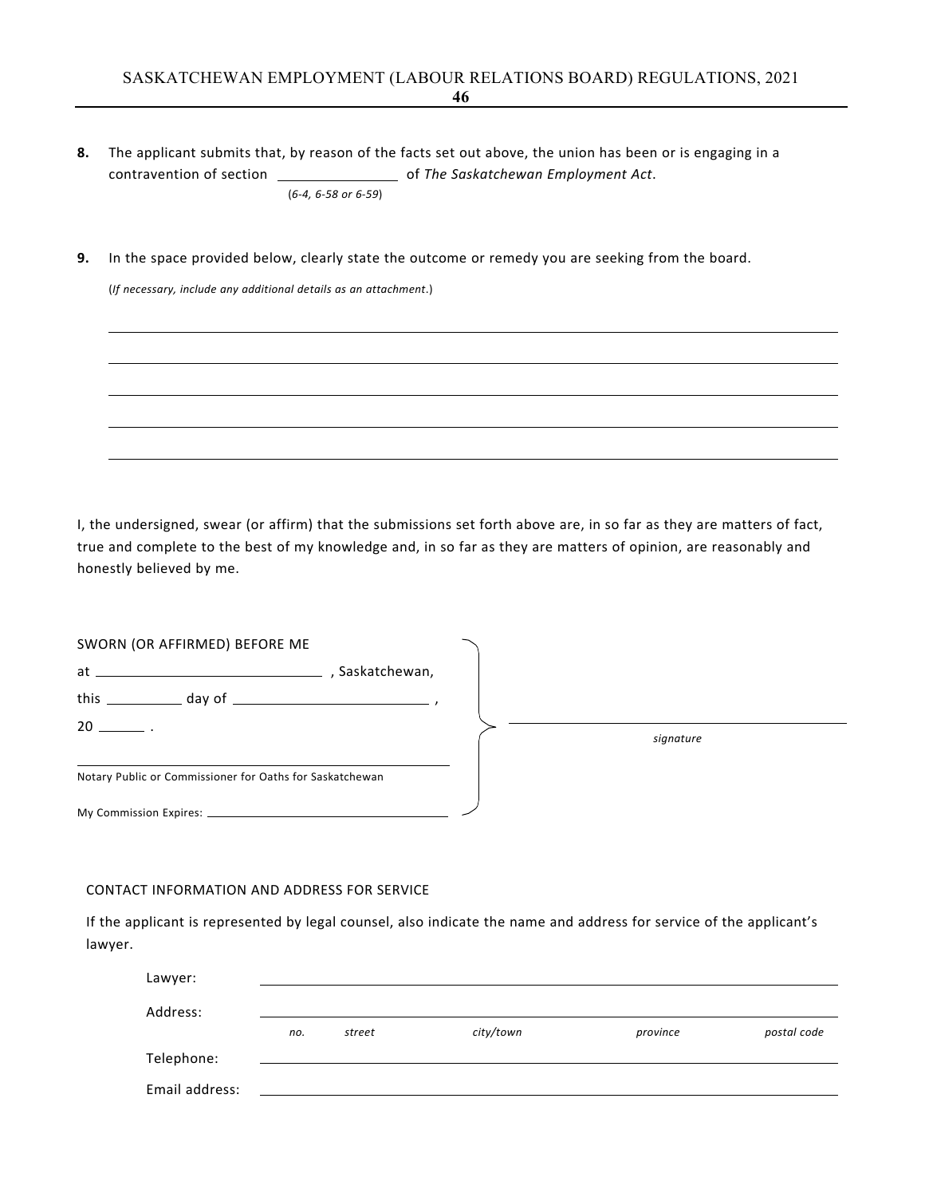**8.** The applicant submits that, by reason of the facts set out above, the union has been or is engaging in a contravention of section ________________ of *The Saskatchewan Employment Act*.
(*6-4, 6-58 or 6-59*)

**9.** In the space provided below, clearly state the outcome or remedy you are seeking from the board.

(*If necessary, include any additional details as an attachment*.)

________________________________________________________________________________

________________________________________________________________________________

________________________________________________________________________________

________________________________________________________________________________

________________________________________________________________________________

I, the undersigned, swear (or affirm) that the submissions set forth above are, in so far as they are matters of fact, true and complete to the best of my knowledge and, in so far as they are matters of opinion, are reasonably and honestly believed by me.

SWORN (OR AFFIRMED) BEFORE ME
at ______________________________ , Saskatchewan,
this __________ day of __________________________ ,
20 ______ .

______________________________________________
Notary Public or Commissioner for Oaths for Saskatchewan

My Commission Expires: ______________________________

______________________________
*signature*

CONTACT INFORMATION AND ADDRESS FOR SERVICE

If the applicant is represented by legal counsel, also indicate the name and address for service of the applicant's lawyer.

Lawyer: ______________________________________________

Address: ______________________________________________
*no.* *street* *city/town* *province* *postal code*

Telephone: ______________________________________________

Email address: ______________________________________________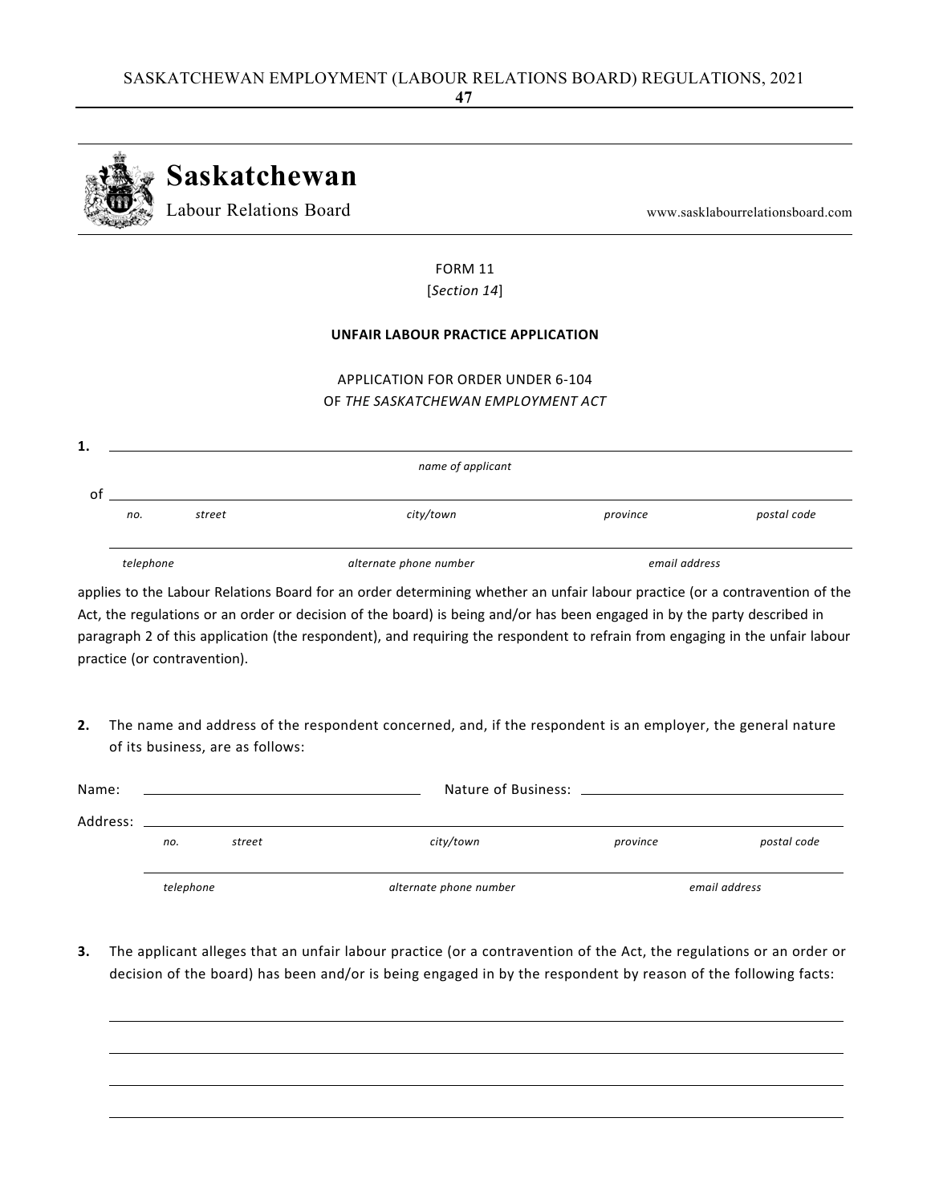# Saskatchewan

Labour Relations Board

www.sasklabourrelationsboard.com

FORM 11

[*Section 14*]

**UNFAIR LABOUR PRACTICE APPLICATION**

APPLICATION FOR ORDER UNDER 6-104
OF *THE SASKATCHEWAN EMPLOYMENT ACT*

**1.** ______________________________________________________________

*name of applicant*

of ______________________________________________________________

*no.* *street* *city/town* *province* *postal code*

______________________________________________________________

*telephone* *alternate phone number* *email address*

applies to the Labour Relations Board for an order determining whether an unfair labour practice (or a contravention of the Act, the regulations or an order or decision of the board) is being and/or has been engaged in by the party described in paragraph 2 of this application (the respondent), and requiring the respondent to refrain from engaging in the unfair labour practice (or contravention).

**2.** The name and address of the respondent concerned, and, if the respondent is an employer, the general nature of its business, are as follows:

Name: ______________________ Nature of Business: ______________________

Address: ______________________________________________________________

*no.* *street* *city/town* *province* *postal code*

______________________________________________________________

*telephone* *alternate phone number* *email address*

**3.** The applicant alleges that an unfair labour practice (or a contravention of the Act, the regulations or an order or decision of the board) has been and/or is being engaged in by the respondent by reason of the following facts:

______________________________________________________________

______________________________________________________________

______________________________________________________________

______________________________________________________________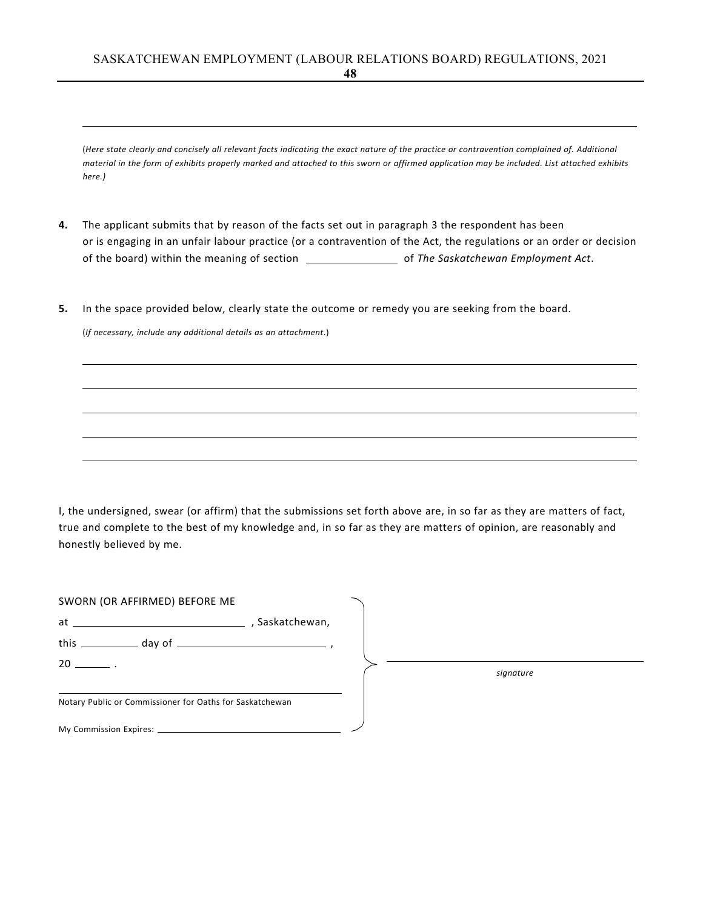______________________________________________________________________________

(*Here state clearly and concisely all relevant facts indicating the exact nature of the practice or contravention complained of. Additional material in the form of exhibits properly marked and attached to this sworn or affirmed application may be included. List attached exhibits here.)*

**4.** The applicant submits that by reason of the facts set out in paragraph 3 the respondent has been or is engaging in an unfair labour practice (or a contravention of the Act, the regulations or an order or decision of the board) within the meaning of section ______________ of *The Saskatchewan Employment Act*.

**5.** In the space provided below, clearly state the outcome or remedy you are seeking from the board.

(*If necessary, include any additional details as an attachment*.)

______________________________________________________________________________

______________________________________________________________________________

______________________________________________________________________________

______________________________________________________________________________

______________________________________________________________________________

I, the undersigned, swear (or affirm) that the submissions set forth above are, in so far as they are matters of fact, true and complete to the best of my knowledge and, in so far as they are matters of opinion, are reasonably and honestly believed by me.

SWORN (OR AFFIRMED) BEFORE ME

at ____________________________ , Saskatchewan,

this __________ day of __________________________ ,

20 ______ .

______________________________________________

Notary Public or Commissioner for Oaths for Saskatchewan

My Commission Expires: ______________________________

______________________________________

*signature*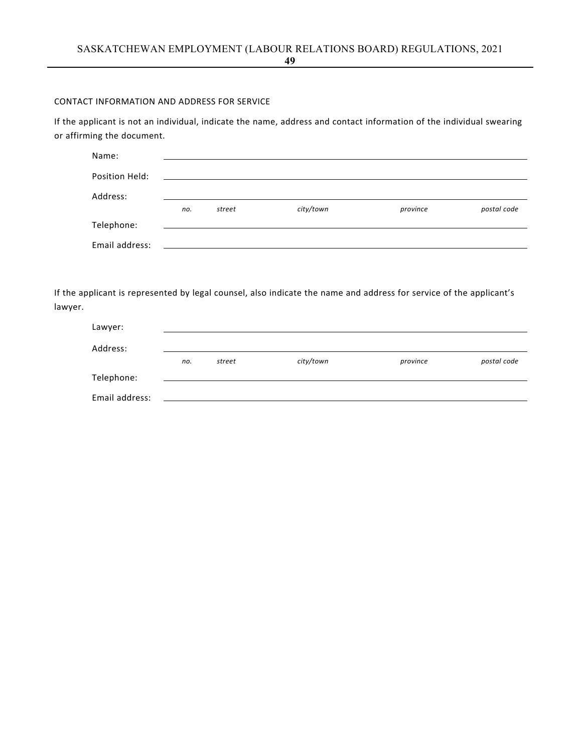CONTACT INFORMATION AND ADDRESS FOR SERVICE

If the applicant is not an individual, indicate the name, address and contact information of the individual swearing or affirming the document.

Name: ____________________________________________

Position Held: ____________________________________________

Address: ____________________________________________
*no. street city/town province postal code*

Telephone: ____________________________________________

Email address: ____________________________________________

If the applicant is represented by legal counsel, also indicate the name and address for service of the applicant's lawyer.

Lawyer: ____________________________________________

Address: ____________________________________________
*no. street city/town province postal code*

Telephone: ____________________________________________

Email address: ____________________________________________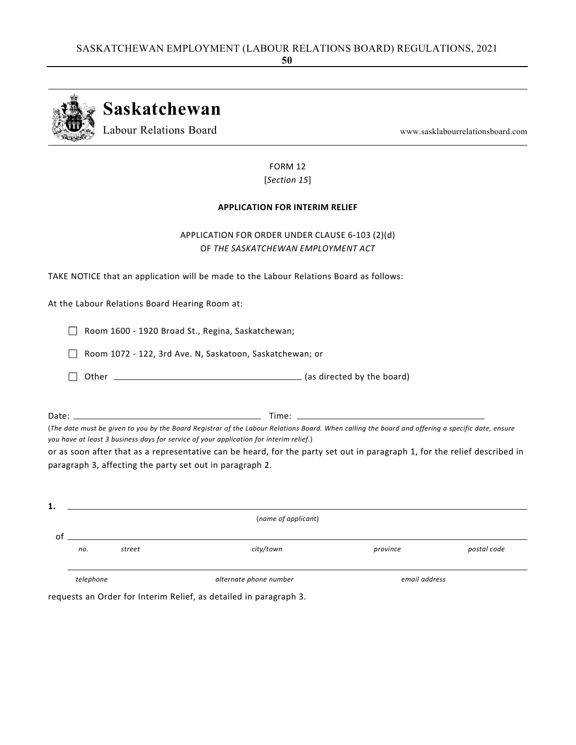# Saskatchewan

Labour Relations Board

www.sasklabourrelationsboard.com

FORM 12

[*Section 15*]

**APPLICATION FOR INTERIM RELIEF**

APPLICATION FOR ORDER UNDER CLAUSE 6-103 (2)(d)
OF *THE SASKATCHEWAN EMPLOYMENT ACT*

TAKE NOTICE that an application will be made to the Labour Relations Board as follows:

At the Labour Relations Board Hearing Room at:

☐ Room 1600 - 1920 Broad St., Regina, Saskatchewan;

☐ Room 1072 - 122, 3rd Ave. N, Saskatoon, Saskatchewan; or

☐ Other ______________________________ (as directed by the board)

Date: ______________________________ Time: ______________________________

(*The date must be given to you by the Board Registrar of the Labour Relations Board. When calling the board and offering a specific date, ensure you have at least 3 business days for service of your application for interim relief*.)

or as soon after that as a representative can be heard, for the party set out in paragraph 1, for the relief described in paragraph 3, affecting the party set out in paragraph 2.

**1.** ____________________________________________________________

(*name of applicant*)

of ____________________________________________________________

*no.* *street* *city/town* *province* *postal code*

____________________________________________________________

*telephone* *alternate phone number* *email address*

requests an Order for Interim Relief, as detailed in paragraph 3.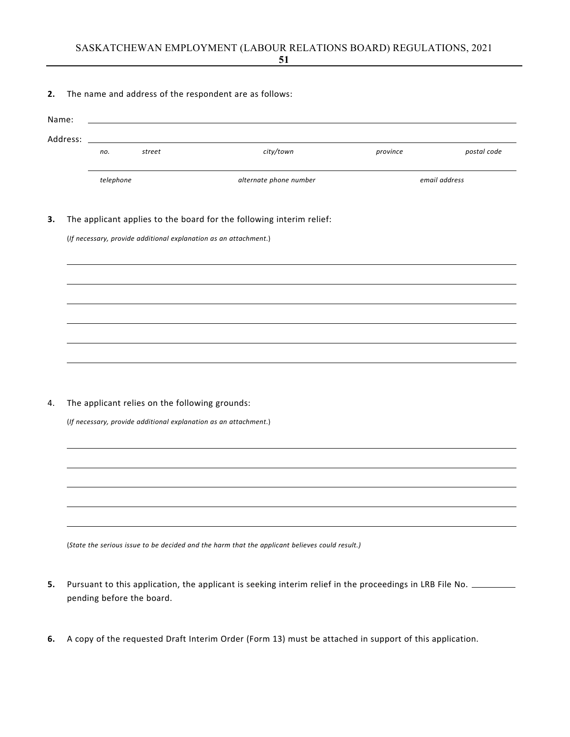**2.** The name and address of the respondent are as follows:

Name: \_\_\_\_\_\_\_\_\_\_\_\_\_\_\_\_\_\_\_\_\_\_\_\_\_\_\_\_\_\_\_\_\_\_\_\_\_\_\_\_\_\_\_\_\_\_\_\_

Address: \_\_\_\_\_\_\_\_\_\_\_\_\_\_\_\_\_\_\_\_\_\_\_\_\_\_\_\_\_\_\_\_\_\_\_\_\_\_\_\_\_\_\_\_\_\_\_\_

*no.* *street* *city/town* *province* *postal code*

\_\_\_\_\_\_\_\_\_\_\_\_\_\_\_\_\_\_\_\_\_\_\_\_\_\_\_\_\_\_\_\_\_\_\_\_\_\_\_\_\_\_\_\_\_\_\_\_

*telephone* *alternate phone number* *email address*

**3.** The applicant applies to the board for the following interim relief:

(*If necessary, provide additional explanation as an attachment.*)

\_\_\_\_\_\_\_\_\_\_\_\_\_\_\_\_\_\_\_\_\_\_\_\_\_\_\_\_\_\_\_\_\_\_\_\_\_\_\_\_\_\_\_\_\_\_\_\_

\_\_\_\_\_\_\_\_\_\_\_\_\_\_\_\_\_\_\_\_\_\_\_\_\_\_\_\_\_\_\_\_\_\_\_\_\_\_\_\_\_\_\_\_\_\_\_\_

\_\_\_\_\_\_\_\_\_\_\_\_\_\_\_\_\_\_\_\_\_\_\_\_\_\_\_\_\_\_\_\_\_\_\_\_\_\_\_\_\_\_\_\_\_\_\_\_

\_\_\_\_\_\_\_\_\_\_\_\_\_\_\_\_\_\_\_\_\_\_\_\_\_\_\_\_\_\_\_\_\_\_\_\_\_\_\_\_\_\_\_\_\_\_\_\_

\_\_\_\_\_\_\_\_\_\_\_\_\_\_\_\_\_\_\_\_\_\_\_\_\_\_\_\_\_\_\_\_\_\_\_\_\_\_\_\_\_\_\_\_\_\_\_\_

\_\_\_\_\_\_\_\_\_\_\_\_\_\_\_\_\_\_\_\_\_\_\_\_\_\_\_\_\_\_\_\_\_\_\_\_\_\_\_\_\_\_\_\_\_\_\_\_

4. The applicant relies on the following grounds:

(*If necessary, provide additional explanation as an attachment.*)

\_\_\_\_\_\_\_\_\_\_\_\_\_\_\_\_\_\_\_\_\_\_\_\_\_\_\_\_\_\_\_\_\_\_\_\_\_\_\_\_\_\_\_\_\_\_\_\_

\_\_\_\_\_\_\_\_\_\_\_\_\_\_\_\_\_\_\_\_\_\_\_\_\_\_\_\_\_\_\_\_\_\_\_\_\_\_\_\_\_\_\_\_\_\_\_\_

\_\_\_\_\_\_\_\_\_\_\_\_\_\_\_\_\_\_\_\_\_\_\_\_\_\_\_\_\_\_\_\_\_\_\_\_\_\_\_\_\_\_\_\_\_\_\_\_

\_\_\_\_\_\_\_\_\_\_\_\_\_\_\_\_\_\_\_\_\_\_\_\_\_\_\_\_\_\_\_\_\_\_\_\_\_\_\_\_\_\_\_\_\_\_\_\_

\_\_\_\_\_\_\_\_\_\_\_\_\_\_\_\_\_\_\_\_\_\_\_\_\_\_\_\_\_\_\_\_\_\_\_\_\_\_\_\_\_\_\_\_\_\_\_\_

(*State the serious issue to be decided and the harm that the applicant believes could result.*)

**5.** Pursuant to this application, the applicant is seeking interim relief in the proceedings in LRB File No. \_\_\_\_\_\_\_\_\_\_ pending before the board.

**6.** A copy of the requested Draft Interim Order (Form 13) must be attached in support of this application.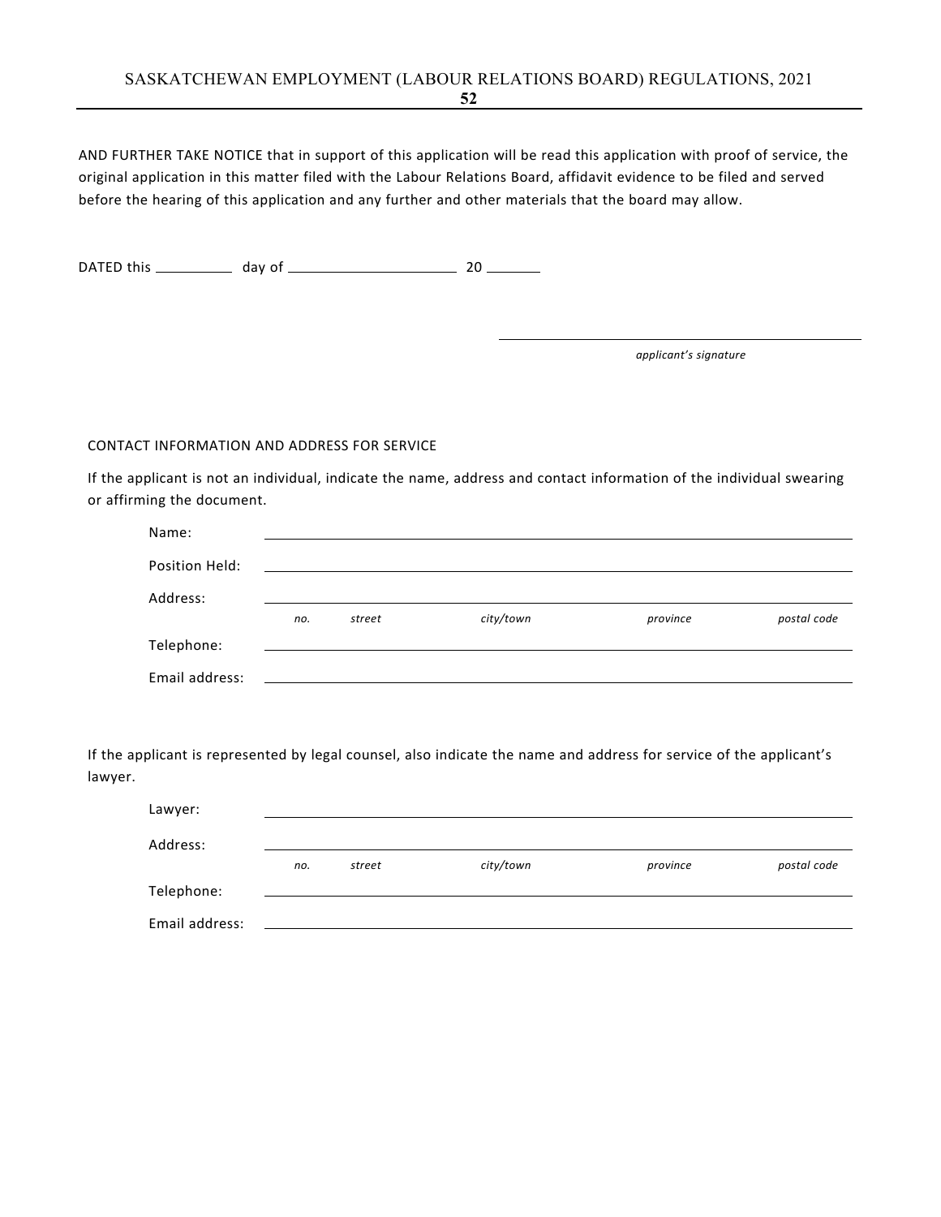AND FURTHER TAKE NOTICE that in support of this application will be read this application with proof of service, the original application in this matter filed with the Labour Relations Board, affidavit evidence to be filed and served before the hearing of this application and any further and other materials that the board may allow.

DATED this __________ day of ______________________ 20 _______

______________________________________________
*applicant's signature*

CONTACT INFORMATION AND ADDRESS FOR SERVICE

If the applicant is not an individual, indicate the name, address and contact information of the individual swearing or affirming the document.

Name: ______________________________________________

Position Held: ______________________________________________

Address: ______________________________________________
*no.* *street* *city/town* *province* *postal code*

Telephone: ______________________________________________

Email address: ______________________________________________

If the applicant is represented by legal counsel, also indicate the name and address for service of the applicant's lawyer.

Lawyer: ______________________________________________

Address: ______________________________________________
*no.* *street* *city/town* *province* *postal code*

Telephone: ______________________________________________

Email address: ______________________________________________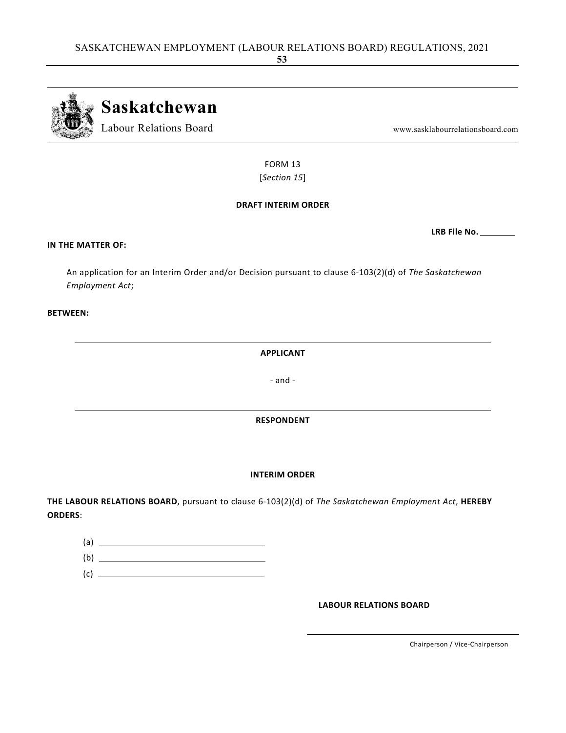**Saskatchewan**
Labour Relations Board

www.sasklabourrelationsboard.com

FORM 13
[*Section 15*]

**DRAFT INTERIM ORDER**

**LRB File No.** ________

**IN THE MATTER OF:**

An application for an Interim Order and/or Decision pursuant to clause 6-103(2)(d) of *The Saskatchewan Employment Act*;

**BETWEEN:**

______________________________________________

**APPLICANT**

\- and -

______________________________________________

**RESPONDENT**

**INTERIM ORDER**

**THE LABOUR RELATIONS BOARD**, pursuant to clause 6-103(2)(d) of *The Saskatchewan Employment Act*, **HEREBY ORDERS**:

(a) ______________________________

(b) ______________________________

(c) ______________________________

**LABOUR RELATIONS BOARD**

______________________________
Chairperson / Vice-Chairperson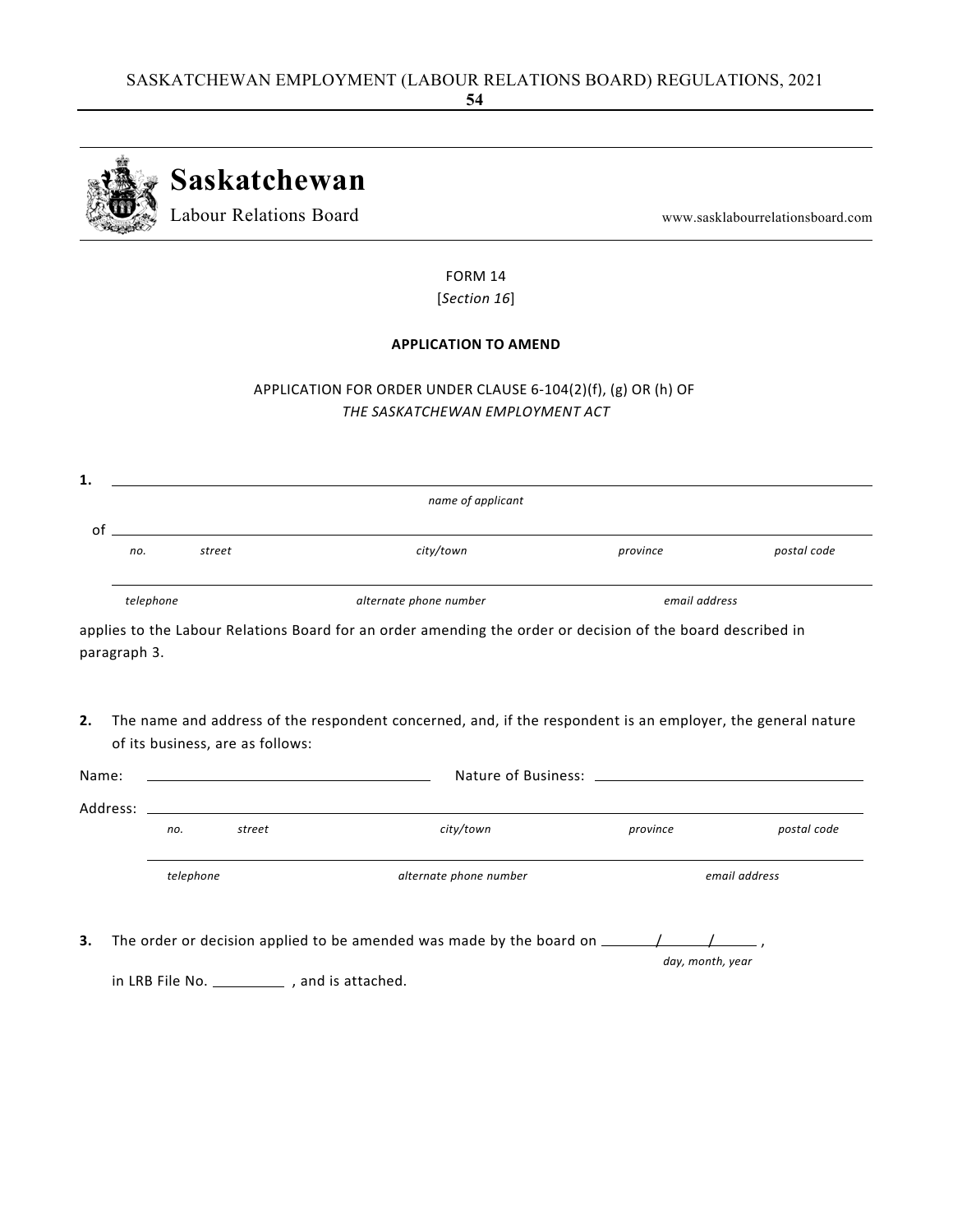# Saskatchewan

Labour Relations Board

www.sasklabourrelationsboard.com

FORM 14

[*Section 16*]

**APPLICATION TO AMEND**

APPLICATION FOR ORDER UNDER CLAUSE 6-104(2)(f), (g) OR (h) OF *THE SASKATCHEWAN EMPLOYMENT ACT*

**1.** ______________________________________________________________

*name of applicant*

of ______________________________________________________________

*no.* *street* *city/town* *province* *postal code*

______________________________________________________________

*telephone* *alternate phone number* *email address*

applies to the Labour Relations Board for an order amending the order or decision of the board described in paragraph 3.

**2.** The name and address of the respondent concerned, and, if the respondent is an employer, the general nature of its business, are as follows:

Name: ______________________ Nature of Business: ______________________

Address: ______________________________________________________________

*no.* *street* *city/town* *province* *postal code*

______________________________________________________________

*telephone* *alternate phone number* *email address*

**3.** The order or decision applied to be amended was made by the board on ______/______/______ ,

*day, month, year*

in LRB File No. __________ , and is attached.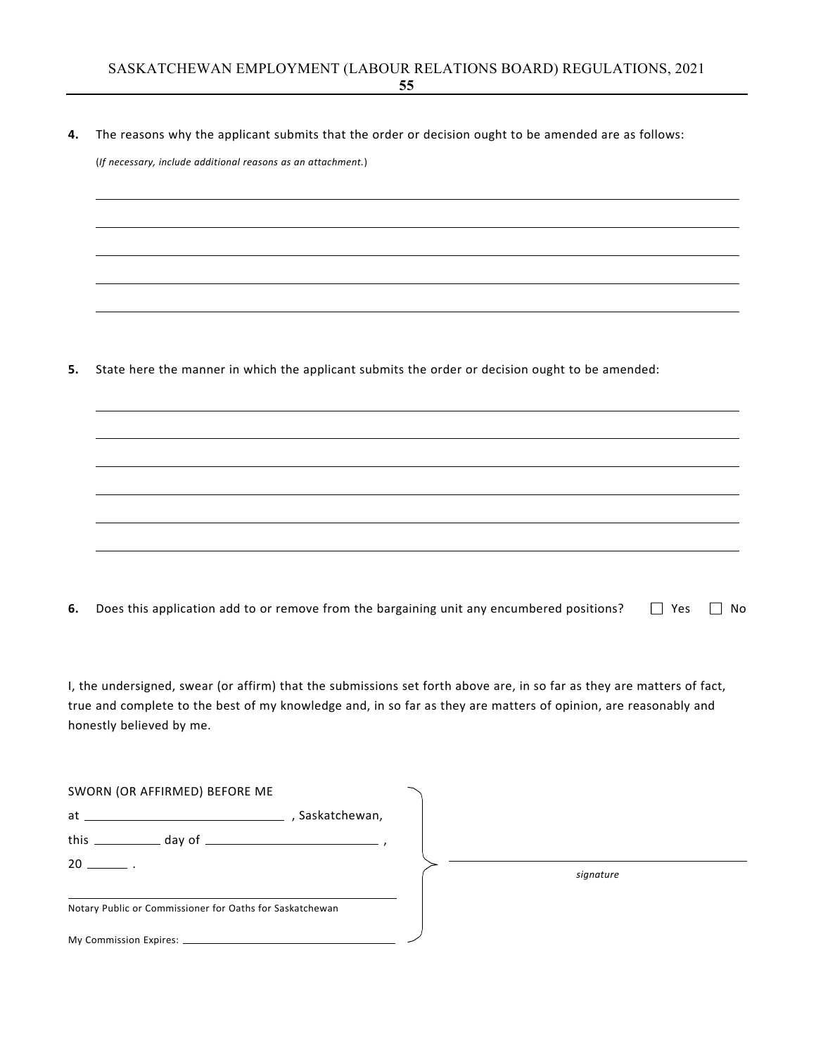**4.** The reasons why the applicant submits that the order or decision ought to be amended are as follows:

(*If necessary, include additional reasons as an attachment.*)

\_\_\_\_\_\_\_\_\_\_\_\_\_\_\_\_\_\_\_\_\_\_\_\_\_\_\_\_\_\_\_\_\_\_\_\_\_\_\_\_\_\_\_\_\_\_\_\_\_\_\_\_\_\_\_\_\_\_\_\_

\_\_\_\_\_\_\_\_\_\_\_\_\_\_\_\_\_\_\_\_\_\_\_\_\_\_\_\_\_\_\_\_\_\_\_\_\_\_\_\_\_\_\_\_\_\_\_\_\_\_\_\_\_\_\_\_\_\_\_\_

\_\_\_\_\_\_\_\_\_\_\_\_\_\_\_\_\_\_\_\_\_\_\_\_\_\_\_\_\_\_\_\_\_\_\_\_\_\_\_\_\_\_\_\_\_\_\_\_\_\_\_\_\_\_\_\_\_\_\_\_

\_\_\_\_\_\_\_\_\_\_\_\_\_\_\_\_\_\_\_\_\_\_\_\_\_\_\_\_\_\_\_\_\_\_\_\_\_\_\_\_\_\_\_\_\_\_\_\_\_\_\_\_\_\_\_\_\_\_\_\_

\_\_\_\_\_\_\_\_\_\_\_\_\_\_\_\_\_\_\_\_\_\_\_\_\_\_\_\_\_\_\_\_\_\_\_\_\_\_\_\_\_\_\_\_\_\_\_\_\_\_\_\_\_\_\_\_\_\_\_\_

**5.** State here the manner in which the applicant submits the order or decision ought to be amended:

\_\_\_\_\_\_\_\_\_\_\_\_\_\_\_\_\_\_\_\_\_\_\_\_\_\_\_\_\_\_\_\_\_\_\_\_\_\_\_\_\_\_\_\_\_\_\_\_\_\_\_\_\_\_\_\_\_\_\_\_

\_\_\_\_\_\_\_\_\_\_\_\_\_\_\_\_\_\_\_\_\_\_\_\_\_\_\_\_\_\_\_\_\_\_\_\_\_\_\_\_\_\_\_\_\_\_\_\_\_\_\_\_\_\_\_\_\_\_\_\_

\_\_\_\_\_\_\_\_\_\_\_\_\_\_\_\_\_\_\_\_\_\_\_\_\_\_\_\_\_\_\_\_\_\_\_\_\_\_\_\_\_\_\_\_\_\_\_\_\_\_\_\_\_\_\_\_\_\_\_\_

\_\_\_\_\_\_\_\_\_\_\_\_\_\_\_\_\_\_\_\_\_\_\_\_\_\_\_\_\_\_\_\_\_\_\_\_\_\_\_\_\_\_\_\_\_\_\_\_\_\_\_\_\_\_\_\_\_\_\_\_

\_\_\_\_\_\_\_\_\_\_\_\_\_\_\_\_\_\_\_\_\_\_\_\_\_\_\_\_\_\_\_\_\_\_\_\_\_\_\_\_\_\_\_\_\_\_\_\_\_\_\_\_\_\_\_\_\_\_\_\_

\_\_\_\_\_\_\_\_\_\_\_\_\_\_\_\_\_\_\_\_\_\_\_\_\_\_\_\_\_\_\_\_\_\_\_\_\_\_\_\_\_\_\_\_\_\_\_\_\_\_\_\_\_\_\_\_\_\_\_\_

**6.** Does this application add to or remove from the bargaining unit any encumbered positions? ☐ Yes ☐ No

I, the undersigned, swear (or affirm) that the submissions set forth above are, in so far as they are matters of fact, true and complete to the best of my knowledge and, in so far as they are matters of opinion, are reasonably and honestly believed by me.

SWORN (OR AFFIRMED) BEFORE ME
at \_\_\_\_\_\_\_\_\_\_\_\_\_\_\_\_\_\_\_\_, Saskatchewan,
this \_\_\_\_\_\_\_\_ day of \_\_\_\_\_\_\_\_\_\_\_\_\_\_\_\_\_\_,
20 \_\_\_\_\_.

\_\_\_\_\_\_\_\_\_\_\_\_\_\_\_\_\_\_\_\_\_\_\_\_\_\_\_\_\_\_\_\_\_\_\_\_\_\_
Notary Public or Commissioner for Oaths for Saskatchewan

My Commission Expires: \_\_\_\_\_\_\_\_\_\_\_\_\_\_\_\_\_\_\_\_\_\_\_\_

\_\_\_\_\_\_\_\_\_\_\_\_\_\_\_\_\_\_\_\_\_\_\_\_\_\_\_\_\_\_\_\_\_\_\_\_\_\_
*signature*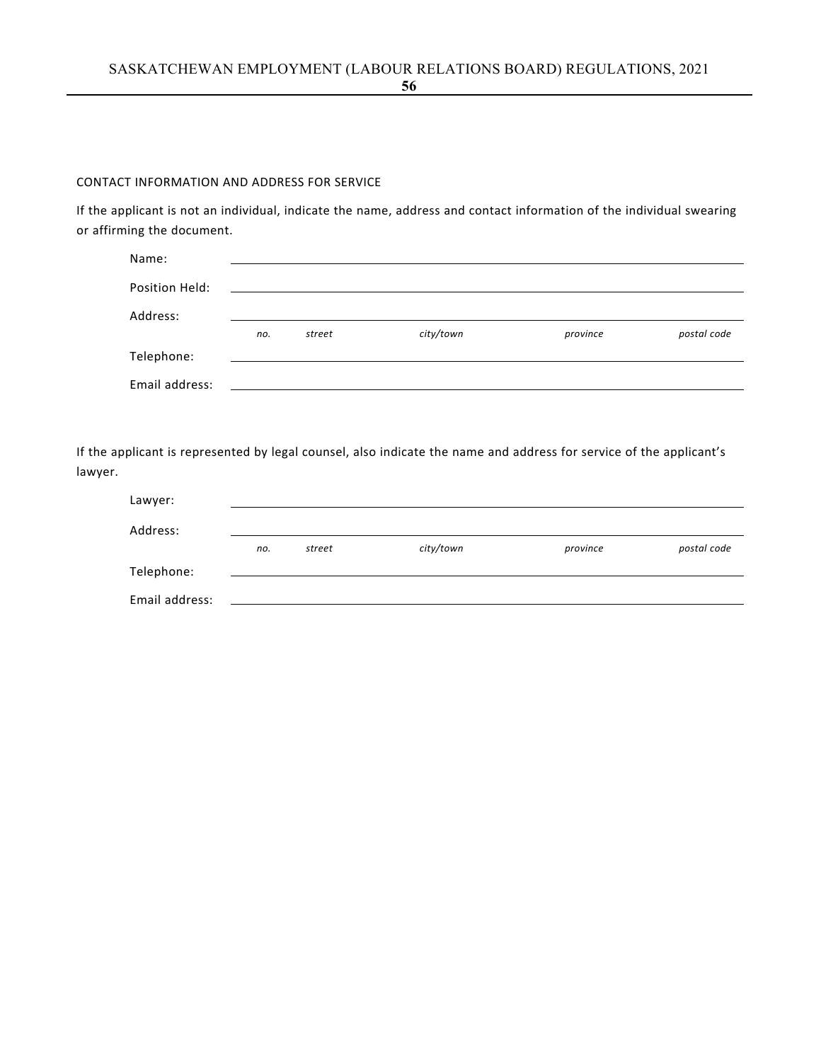CONTACT INFORMATION AND ADDRESS FOR SERVICE

If the applicant is not an individual, indicate the name, address and contact information of the individual swearing or affirming the document.

Name: \_\_\_\_\_\_\_\_\_\_\_\_\_\_\_\_\_\_\_\_\_\_\_\_\_\_\_\_\_\_\_\_\_\_\_\_\_\_\_\_

Position Held: \_\_\_\_\_\_\_\_\_\_\_\_\_\_\_\_\_\_\_\_\_\_\_\_\_\_\_\_\_\_\_\_\_\_\_\_\_\_\_\_

Address: \_\_\_\_\_\_\_\_\_\_\_\_\_\_\_\_\_\_\_\_\_\_\_\_\_\_\_\_\_\_\_\_\_\_\_\_\_\_\_\_
*no. street city/town province postal code*

Telephone: \_\_\_\_\_\_\_\_\_\_\_\_\_\_\_\_\_\_\_\_\_\_\_\_\_\_\_\_\_\_\_\_\_\_\_\_\_\_\_\_

Email address: \_\_\_\_\_\_\_\_\_\_\_\_\_\_\_\_\_\_\_\_\_\_\_\_\_\_\_\_\_\_\_\_\_\_\_\_\_\_\_\_

If the applicant is represented by legal counsel, also indicate the name and address for service of the applicant's lawyer.

Lawyer: \_\_\_\_\_\_\_\_\_\_\_\_\_\_\_\_\_\_\_\_\_\_\_\_\_\_\_\_\_\_\_\_\_\_\_\_\_\_\_\_

Address: \_\_\_\_\_\_\_\_\_\_\_\_\_\_\_\_\_\_\_\_\_\_\_\_\_\_\_\_\_\_\_\_\_\_\_\_\_\_\_\_
*no. street city/town province postal code*

Telephone: \_\_\_\_\_\_\_\_\_\_\_\_\_\_\_\_\_\_\_\_\_\_\_\_\_\_\_\_\_\_\_\_\_\_\_\_\_\_\_\_

Email address: \_\_\_\_\_\_\_\_\_\_\_\_\_\_\_\_\_\_\_\_\_\_\_\_\_\_\_\_\_\_\_\_\_\_\_\_\_\_\_\_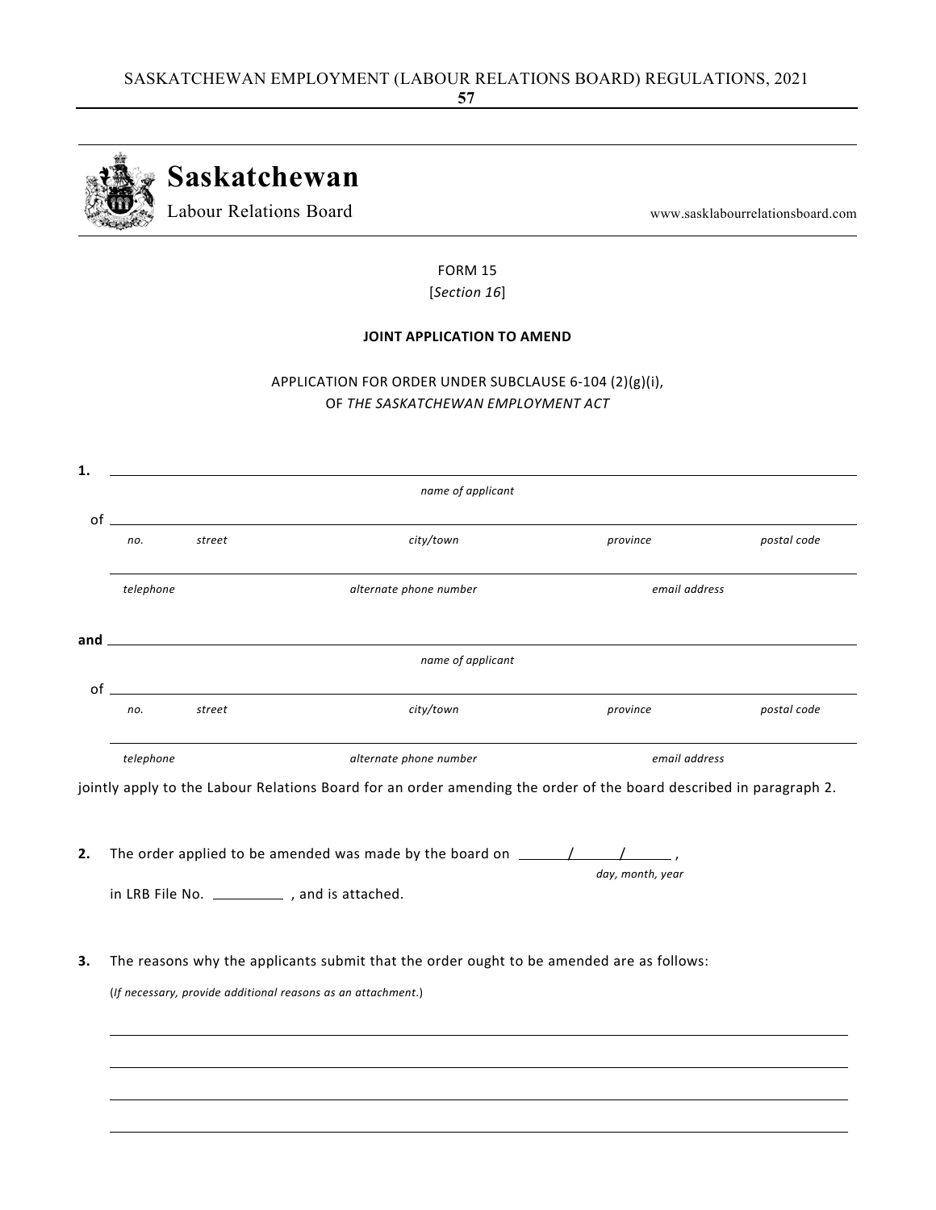**Saskatchewan**
Labour Relations Board

www.sasklabourrelationsboard.com

FORM 15
[*Section 16*]

**JOINT APPLICATION TO AMEND**

APPLICATION FOR ORDER UNDER SUBCLAUSE 6-104 (2)(g)(i),
OF *THE SASKATCHEWAN EMPLOYMENT ACT*

**1.** ______________________________________________________________
*name of applicant*

of ______________________________________________________________
*no.* *street* *city/town* *province* *postal code*

______________________________________________________________
*telephone* *alternate phone number* *email address*

**and** ______________________________________________________________
*name of applicant*

of ______________________________________________________________
*no.* *street* *city/town* *province* *postal code*

______________________________________________________________
*telephone* *alternate phone number* *email address*

jointly apply to the Labour Relations Board for an order amending the order of the board described in paragraph 2.

**2.** The order applied to be amended was made by the board on ______/______/______ ,
*day, month, year*

in LRB File No. __________ , and is attached.

**3.** The reasons why the applicants submit that the order ought to be amended are as follows:

(*If necessary, provide additional reasons as an attachment.*)

______________________________________________________________

______________________________________________________________

______________________________________________________________

______________________________________________________________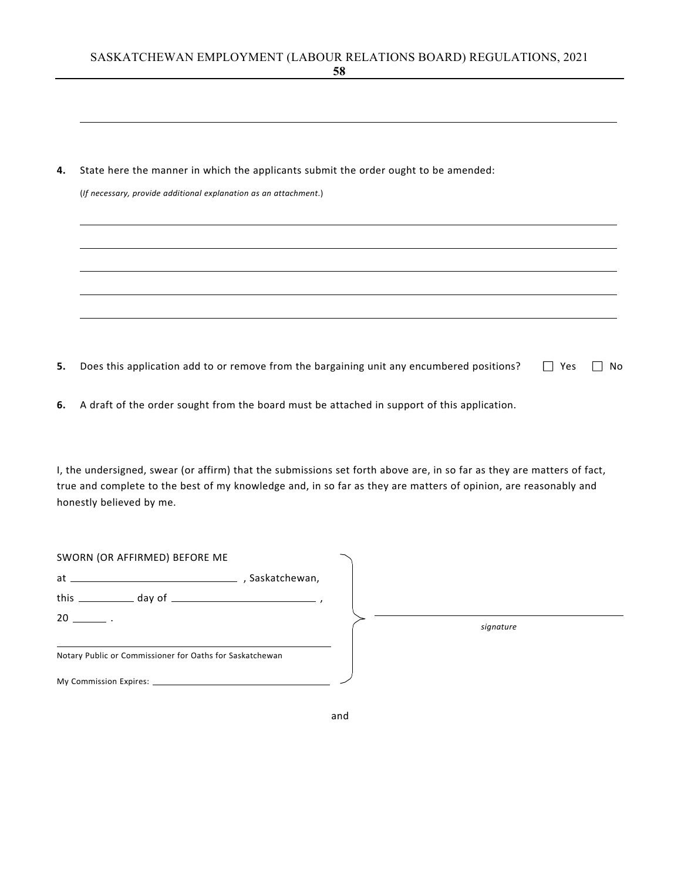______________________________________________________________________________

**4.** State here the manner in which the applicants submit the order ought to be amended:

(*If necessary, provide additional explanation as an attachment.*)

______________________________________________________________________________

______________________________________________________________________________

______________________________________________________________________________

______________________________________________________________________________

______________________________________________________________________________

**5.** Does this application add to or remove from the bargaining unit any encumbered positions? ☐ Yes ☐ No

**6.** A draft of the order sought from the board must be attached in support of this application.

I, the undersigned, swear (or affirm) that the submissions set forth above are, in so far as they are matters of fact, true and complete to the best of my knowledge and, in so far as they are matters of opinion, are reasonably and honestly believed by me.

SWORN (OR AFFIRMED) BEFORE ME

at ______________________ , Saskatchewan,

this ________ day of ____________________ ,

20 _____ .

______________________________________________
Notary Public or Commissioner for Oaths for Saskatchewan

My Commission Expires: ____________________________

______________________________________
*signature*

and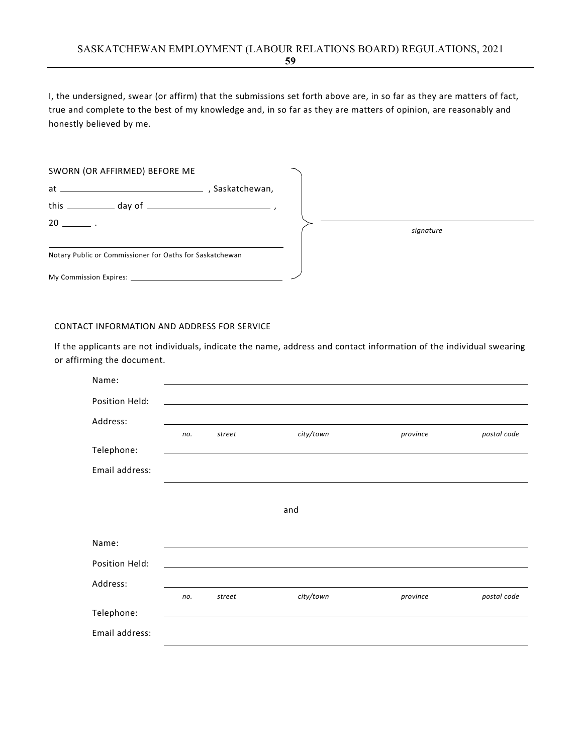I, the undersigned, swear (or affirm) that the submissions set forth above are, in so far as they are matters of fact, true and complete to the best of my knowledge and, in so far as they are matters of opinion, are reasonably and honestly believed by me.

SWORN (OR AFFIRMED) BEFORE ME

at ______________________________ , Saskatchewan,

this __________ day of ____________________________ ,

20 ______ .

______________________________________________________
Notary Public or Commissioner for Oaths for Saskatchewan

My Commission Expires: ___________________________________

______________________________________________________
*signature*

CONTACT INFORMATION AND ADDRESS FOR SERVICE

If the applicants are not individuals, indicate the name, address and contact information of the individual swearing or affirming the document.

Name: ______________________________________________________

Position Held: ______________________________________________________

Address: ______________________________________________________
*no.* *street* *city/town* *province* *postal code*

Telephone: ______________________________________________________

Email address: ______________________________________________________

and

Name: ______________________________________________________

Position Held: ______________________________________________________

Address: ______________________________________________________
*no.* *street* *city/town* *province* *postal code*

Telephone: ______________________________________________________

Email address: ______________________________________________________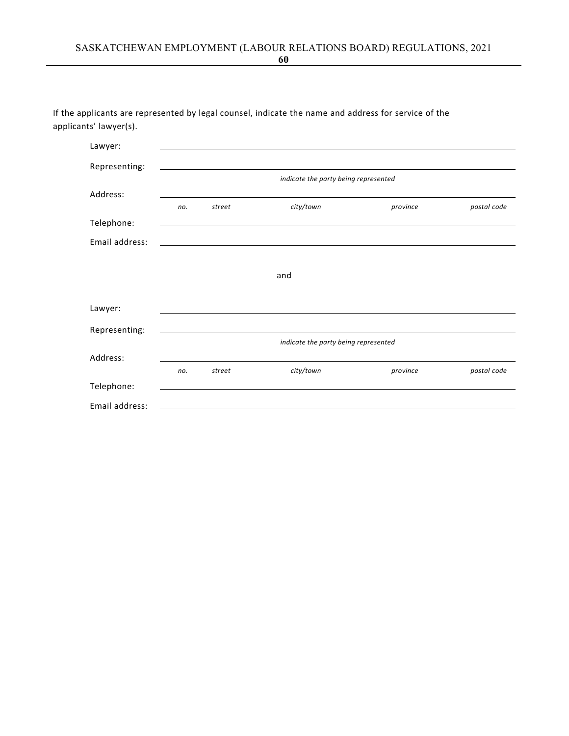If the applicants are represented by legal counsel, indicate the name and address for service of the applicants' lawyer(s).

Lawyer: \_\_\_\_\_\_\_\_\_\_\_\_\_\_\_\_\_\_\_\_\_\_\_\_\_\_\_\_\_\_\_\_\_\_\_\_\_\_\_\_

Representing: \_\_\_\_\_\_\_\_\_\_\_\_\_\_\_\_\_\_\_\_\_\_\_\_\_\_\_\_\_\_\_\_\_\_\_\_\_\_\_\_
*indicate the party being represented*

Address: \_\_\_\_\_\_\_\_\_\_\_\_\_\_\_\_\_\_\_\_\_\_\_\_\_\_\_\_\_\_\_\_\_\_\_\_\_\_\_\_
*no.* *street* *city/town* *province* *postal code*

Telephone: \_\_\_\_\_\_\_\_\_\_\_\_\_\_\_\_\_\_\_\_\_\_\_\_\_\_\_\_\_\_\_\_\_\_\_\_\_\_\_\_

Email address: \_\_\_\_\_\_\_\_\_\_\_\_\_\_\_\_\_\_\_\_\_\_\_\_\_\_\_\_\_\_\_\_\_\_\_\_\_\_\_\_

and

Lawyer: \_\_\_\_\_\_\_\_\_\_\_\_\_\_\_\_\_\_\_\_\_\_\_\_\_\_\_\_\_\_\_\_\_\_\_\_\_\_\_\_

Representing: \_\_\_\_\_\_\_\_\_\_\_\_\_\_\_\_\_\_\_\_\_\_\_\_\_\_\_\_\_\_\_\_\_\_\_\_\_\_\_\_
*indicate the party being represented*

Address: \_\_\_\_\_\_\_\_\_\_\_\_\_\_\_\_\_\_\_\_\_\_\_\_\_\_\_\_\_\_\_\_\_\_\_\_\_\_\_\_
*no.* *street* *city/town* *province* *postal code*

Telephone: \_\_\_\_\_\_\_\_\_\_\_\_\_\_\_\_\_\_\_\_\_\_\_\_\_\_\_\_\_\_\_\_\_\_\_\_\_\_\_\_

Email address: \_\_\_\_\_\_\_\_\_\_\_\_\_\_\_\_\_\_\_\_\_\_\_\_\_\_\_\_\_\_\_\_\_\_\_\_\_\_\_\_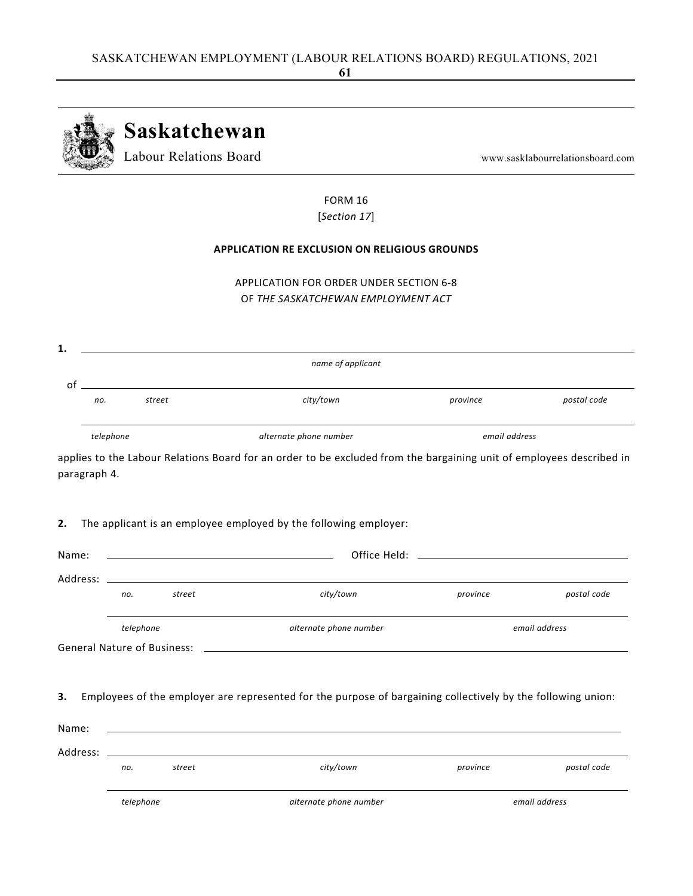**Saskatchewan**
Labour Relations Board

www.sasklabourrelationsboard.com

FORM 16
[*Section 17*]

**APPLICATION RE EXCLUSION ON RELIGIOUS GROUNDS**

APPLICATION FOR ORDER UNDER SECTION 6-8
OF *THE SASKATCHEWAN EMPLOYMENT ACT*

**1.** ______________________________________________
*name of applicant*

of ______________________________________________
*no.* *street* *city/town* *province* *postal code*

______________________________________________
*telephone* *alternate phone number* *email address*

applies to the Labour Relations Board for an order to be excluded from the bargaining unit of employees described in paragraph 4.

**2.** The applicant is an employee employed by the following employer:

Name: ______________________ Office Held: ______________________

Address: ______________________________________________
*no.* *street* *city/town* *province* *postal code*

______________________________________________
*telephone* *alternate phone number* *email address*

General Nature of Business: ______________________________________________

**3.** Employees of the employer are represented for the purpose of bargaining collectively by the following union:

Name: ______________________________________________

Address: ______________________________________________
*no.* *street* *city/town* *province* *postal code*

______________________________________________
*telephone* *alternate phone number* *email address*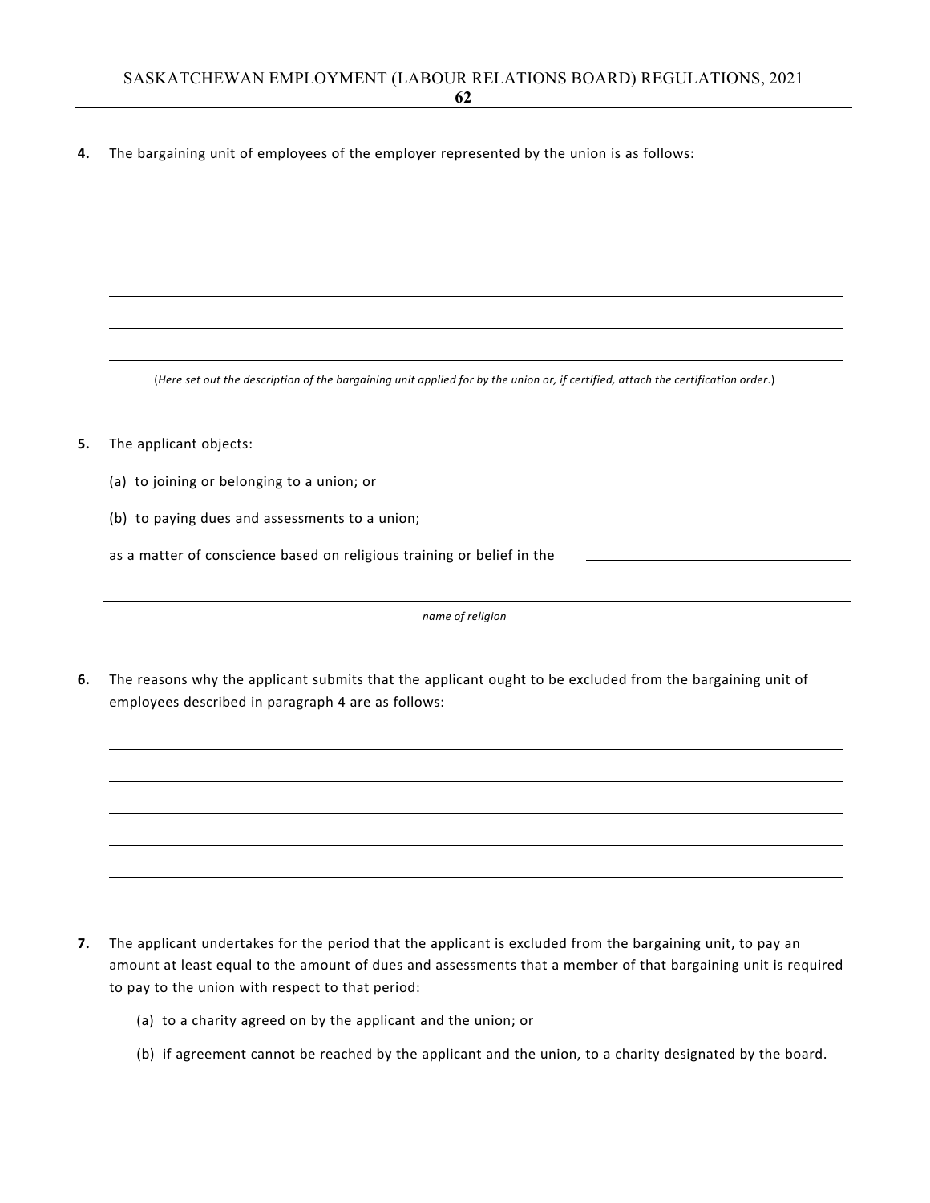**4.** The bargaining unit of employees of the employer represented by the union is as follows:

\_\_\_\_\_\_\_\_\_\_\_\_\_\_\_\_\_\_\_\_\_\_\_\_\_\_\_\_\_\_\_\_\_\_\_\_\_\_\_\_\_\_\_\_\_\_\_\_\_\_\_\_\_\_\_\_\_\_\_\_

\_\_\_\_\_\_\_\_\_\_\_\_\_\_\_\_\_\_\_\_\_\_\_\_\_\_\_\_\_\_\_\_\_\_\_\_\_\_\_\_\_\_\_\_\_\_\_\_\_\_\_\_\_\_\_\_\_\_\_\_

\_\_\_\_\_\_\_\_\_\_\_\_\_\_\_\_\_\_\_\_\_\_\_\_\_\_\_\_\_\_\_\_\_\_\_\_\_\_\_\_\_\_\_\_\_\_\_\_\_\_\_\_\_\_\_\_\_\_\_\_

\_\_\_\_\_\_\_\_\_\_\_\_\_\_\_\_\_\_\_\_\_\_\_\_\_\_\_\_\_\_\_\_\_\_\_\_\_\_\_\_\_\_\_\_\_\_\_\_\_\_\_\_\_\_\_\_\_\_\_\_

\_\_\_\_\_\_\_\_\_\_\_\_\_\_\_\_\_\_\_\_\_\_\_\_\_\_\_\_\_\_\_\_\_\_\_\_\_\_\_\_\_\_\_\_\_\_\_\_\_\_\_\_\_\_\_\_\_\_\_\_

\_\_\_\_\_\_\_\_\_\_\_\_\_\_\_\_\_\_\_\_\_\_\_\_\_\_\_\_\_\_\_\_\_\_\_\_\_\_\_\_\_\_\_\_\_\_\_\_\_\_\_\_\_\_\_\_\_\_\_\_

(*Here set out the description of the bargaining unit applied for by the union or, if certified, attach the certification order.*)

**5.** The applicant objects:

(a) to joining or belonging to a union; or

(b) to paying dues and assessments to a union;

as a matter of conscience based on religious training or belief in the \_\_\_\_\_\_\_\_\_\_\_\_\_\_\_\_\_\_\_\_

\_\_\_\_\_\_\_\_\_\_\_\_\_\_\_\_\_\_\_\_\_\_\_\_\_\_\_\_\_\_\_\_\_\_\_\_\_\_\_\_\_\_\_\_\_\_\_\_\_\_\_\_\_\_\_\_\_\_\_\_

*name of religion*

**6.** The reasons why the applicant submits that the applicant ought to be excluded from the bargaining unit of employees described in paragraph 4 are as follows:

\_\_\_\_\_\_\_\_\_\_\_\_\_\_\_\_\_\_\_\_\_\_\_\_\_\_\_\_\_\_\_\_\_\_\_\_\_\_\_\_\_\_\_\_\_\_\_\_\_\_\_\_\_\_\_\_\_\_\_\_

\_\_\_\_\_\_\_\_\_\_\_\_\_\_\_\_\_\_\_\_\_\_\_\_\_\_\_\_\_\_\_\_\_\_\_\_\_\_\_\_\_\_\_\_\_\_\_\_\_\_\_\_\_\_\_\_\_\_\_\_

\_\_\_\_\_\_\_\_\_\_\_\_\_\_\_\_\_\_\_\_\_\_\_\_\_\_\_\_\_\_\_\_\_\_\_\_\_\_\_\_\_\_\_\_\_\_\_\_\_\_\_\_\_\_\_\_\_\_\_\_

\_\_\_\_\_\_\_\_\_\_\_\_\_\_\_\_\_\_\_\_\_\_\_\_\_\_\_\_\_\_\_\_\_\_\_\_\_\_\_\_\_\_\_\_\_\_\_\_\_\_\_\_\_\_\_\_\_\_\_\_

\_\_\_\_\_\_\_\_\_\_\_\_\_\_\_\_\_\_\_\_\_\_\_\_\_\_\_\_\_\_\_\_\_\_\_\_\_\_\_\_\_\_\_\_\_\_\_\_\_\_\_\_\_\_\_\_\_\_\_\_

**7.** The applicant undertakes for the period that the applicant is excluded from the bargaining unit, to pay an amount at least equal to the amount of dues and assessments that a member of that bargaining unit is required to pay to the union with respect to that period:

(a) to a charity agreed on by the applicant and the union; or

(b) if agreement cannot be reached by the applicant and the union, to a charity designated by the board.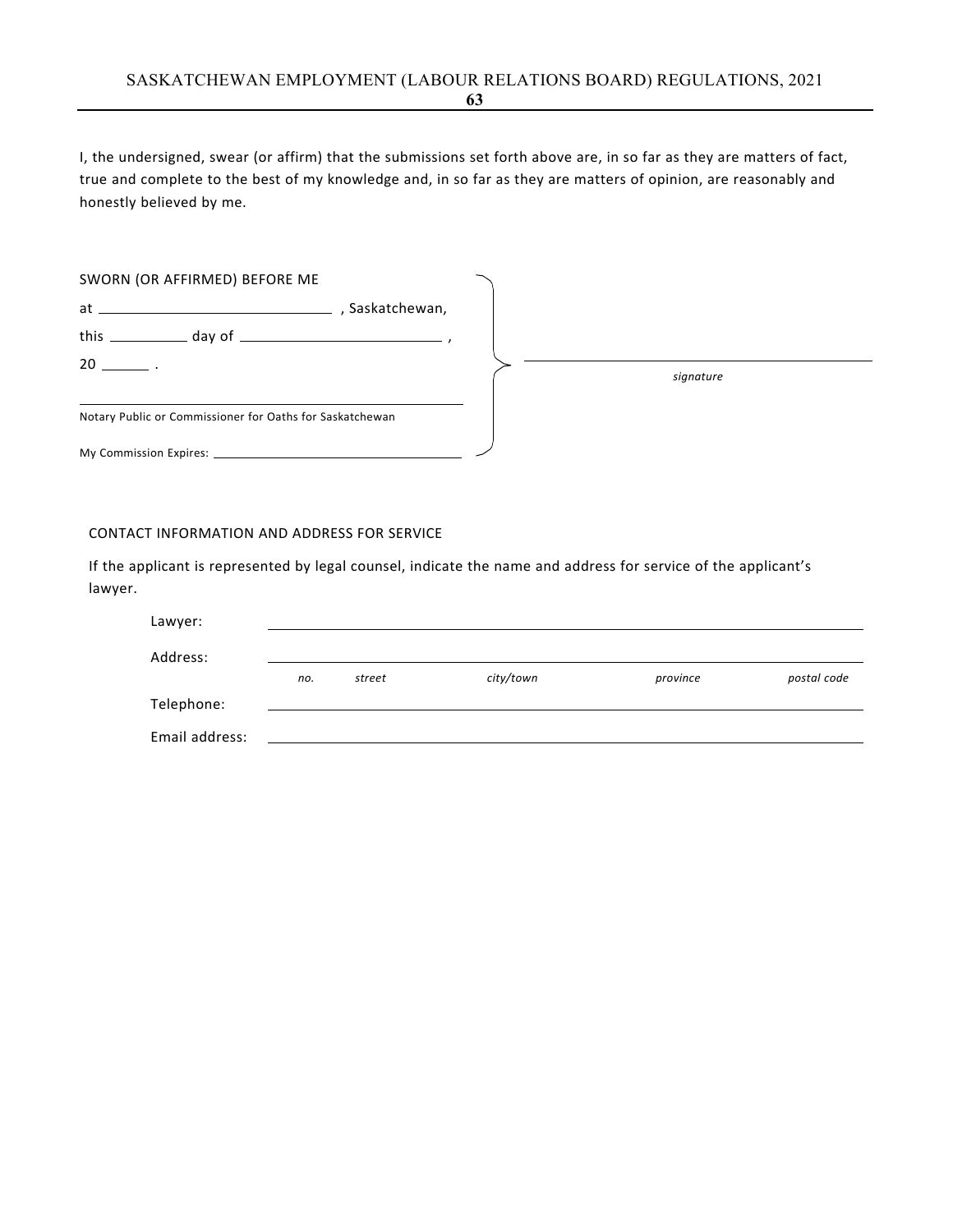I, the undersigned, swear (or affirm) that the submissions set forth above are, in so far as they are matters of fact, true and complete to the best of my knowledge and, in so far as they are matters of opinion, are reasonably and honestly believed by me.

SWORN (OR AFFIRMED) BEFORE ME
at ______________________, Saskatchewan,
this ________ day of ____________________,
20 _____ .

_________________________________________
Notary Public or Commissioner for Oaths for Saskatchewan

My Commission Expires: ______________________

_________________________________________
*signature*

CONTACT INFORMATION AND ADDRESS FOR SERVICE

If the applicant is represented by legal counsel, indicate the name and address for service of the applicant's lawyer.

Lawyer: _________________________________________

Address: _________________________________________
*no.* *street* *city/town* *province* *postal code*

Telephone: _________________________________________

Email address: _________________________________________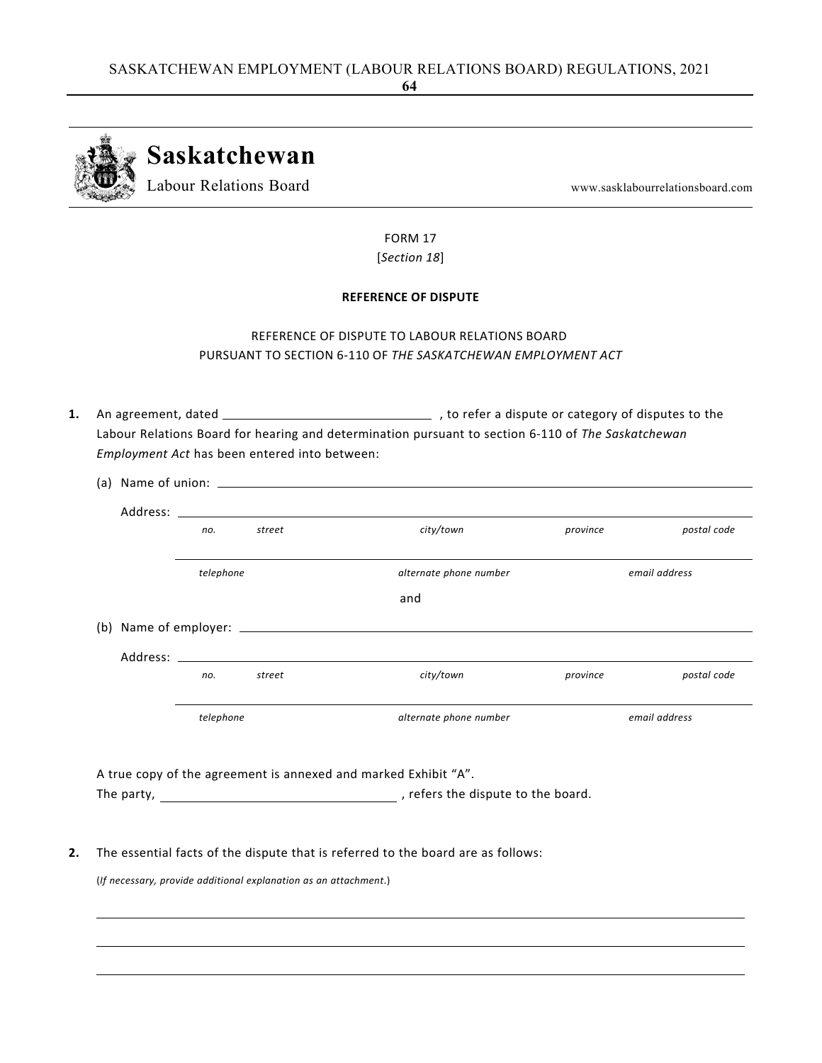# Saskatchewan

Labour Relations Board

www.sasklabourrelationsboard.com

FORM 17
[*Section 18*]

**REFERENCE OF DISPUTE**

REFERENCE OF DISPUTE TO LABOUR RELATIONS BOARD
PURSUANT TO SECTION 6-110 OF *THE SASKATCHEWAN EMPLOYMENT ACT*

**1.** An agreement, dated ______________________________ , to refer a dispute or category of disputes to the Labour Relations Board for hearing and determination pursuant to section 6-110 of *The Saskatchewan Employment Act* has been entered into between:

(a) Name of union: ______________________________________________________________

Address: ______________________________________________________________
*no.* *street* *city/town* *province* *postal code*

______________________________________________________________
*telephone* *alternate phone number* *email address*

and

(b) Name of employer: ______________________________________________________________

Address: ______________________________________________________________
*no.* *street* *city/town* *province* *postal code*

______________________________________________________________
*telephone* *alternate phone number* *email address*

A true copy of the agreement is annexed and marked Exhibit "A".
The party, ________________________________ , refers the dispute to the board.

**2.** The essential facts of the dispute that is referred to the board are as follows:

(*If necessary, provide additional explanation as an attachment.*)

______________________________________________________________

______________________________________________________________

______________________________________________________________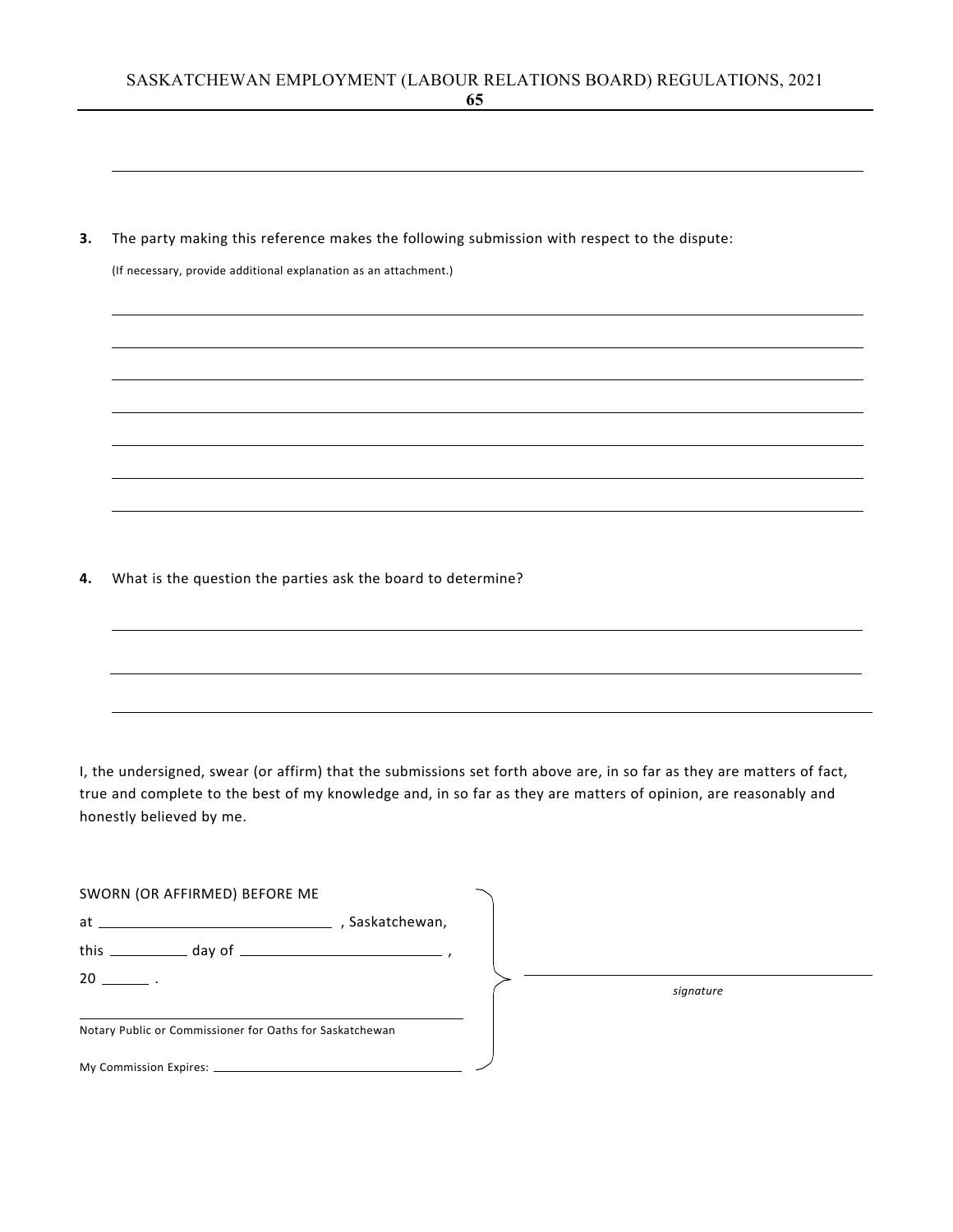______________________________________________________________________

**3.** The party making this reference makes the following submission with respect to the dispute:

(If necessary, provide additional explanation as an attachment.)

______________________________________________________________________

______________________________________________________________________

______________________________________________________________________

______________________________________________________________________

______________________________________________________________________

______________________________________________________________________

______________________________________________________________________

**4.** What is the question the parties ask the board to determine?

______________________________________________________________________

______________________________________________________________________

______________________________________________________________________

I, the undersigned, swear (or affirm) that the submissions set forth above are, in so far as they are matters of fact, true and complete to the best of my knowledge and, in so far as they are matters of opinion, are reasonably and honestly believed by me.

SWORN (OR AFFIRMED) BEFORE ME

at ______________________ , Saskatchewan,

this __________ day of ______________________ ,

20 ______ .

______________________________________

Notary Public or Commissioner for Oaths for Saskatchewan

My Commission Expires: ______________________

______________________________________

*signature*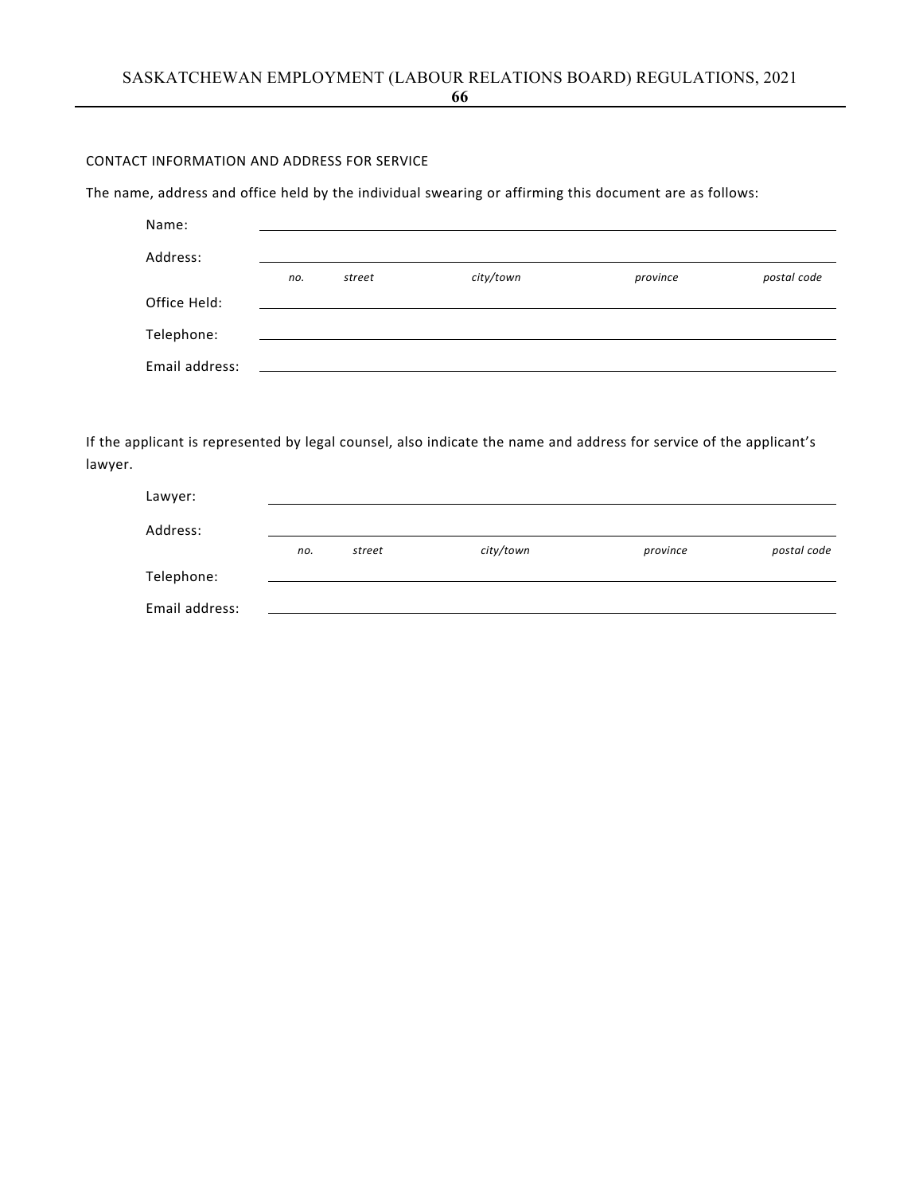CONTACT INFORMATION AND ADDRESS FOR SERVICE

The name, address and office held by the individual swearing or affirming this document are as follows:

Name: \_\_\_\_\_\_\_\_\_\_\_\_\_\_\_\_\_\_\_\_\_\_\_\_\_\_\_\_\_\_\_\_\_\_\_\_\_\_\_\_

Address: \_\_\_\_\_\_\_\_\_\_\_\_\_\_\_\_\_\_\_\_\_\_\_\_\_\_\_\_\_\_\_\_\_\_\_\_\_\_\_\_

*no. street city/town province postal code*

Office Held: \_\_\_\_\_\_\_\_\_\_\_\_\_\_\_\_\_\_\_\_\_\_\_\_\_\_\_\_\_\_\_\_\_\_\_\_\_\_\_\_

Telephone: \_\_\_\_\_\_\_\_\_\_\_\_\_\_\_\_\_\_\_\_\_\_\_\_\_\_\_\_\_\_\_\_\_\_\_\_\_\_\_\_

Email address: \_\_\_\_\_\_\_\_\_\_\_\_\_\_\_\_\_\_\_\_\_\_\_\_\_\_\_\_\_\_\_\_\_\_\_\_\_\_\_\_

If the applicant is represented by legal counsel, also indicate the name and address for service of the applicant's lawyer.

Lawyer: \_\_\_\_\_\_\_\_\_\_\_\_\_\_\_\_\_\_\_\_\_\_\_\_\_\_\_\_\_\_\_\_\_\_\_\_\_\_\_\_

Address: \_\_\_\_\_\_\_\_\_\_\_\_\_\_\_\_\_\_\_\_\_\_\_\_\_\_\_\_\_\_\_\_\_\_\_\_\_\_\_\_

*no. street city/town province postal code*

Telephone: \_\_\_\_\_\_\_\_\_\_\_\_\_\_\_\_\_\_\_\_\_\_\_\_\_\_\_\_\_\_\_\_\_\_\_\_\_\_\_\_

Email address: \_\_\_\_\_\_\_\_\_\_\_\_\_\_\_\_\_\_\_\_\_\_\_\_\_\_\_\_\_\_\_\_\_\_\_\_\_\_\_\_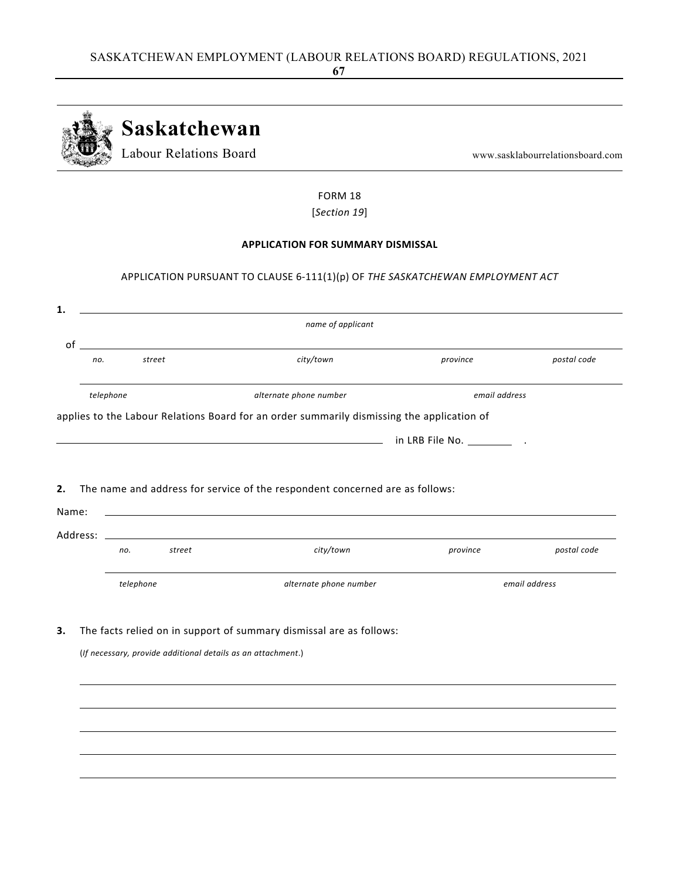**Saskatchewan**
Labour Relations Board

www.sasklabourrelationsboard.com

FORM 18
[*Section 19*]

**APPLICATION FOR SUMMARY DISMISSAL**

APPLICATION PURSUANT TO CLAUSE 6-111(1)(p) OF *THE SASKATCHEWAN EMPLOYMENT ACT*

**1.** ______________________________________________________________
*name of applicant*

of ______________________________________________________________
*no.* *street* *city/town* *province* *postal code*

______________________________________________________________
*telephone* *alternate phone number* *email address*

applies to the Labour Relations Board for an order summarily dismissing the application of

______________________________________________ in LRB File No. ________ .

**2.** The name and address for service of the respondent concerned are as follows:

Name: ______________________________________________________________

Address: ______________________________________________________________
*no.* *street* *city/town* *province* *postal code*

______________________________________________________________
*telephone* *alternate phone number* *email address*

**3.** The facts relied on in support of summary dismissal are as follows:

(*If necessary, provide additional details as an attachment.*)

______________________________________________________________

______________________________________________________________

______________________________________________________________

______________________________________________________________

______________________________________________________________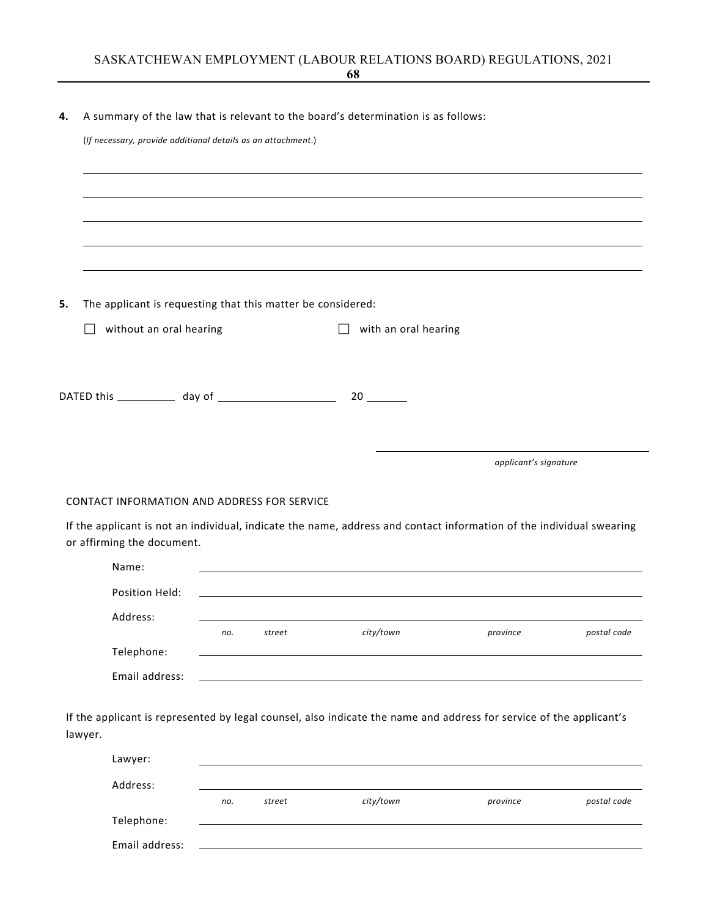**4.** A summary of the law that is relevant to the board's determination is as follows:

(*If necessary, provide additional details as an attachment*.)

\_\_\_\_\_\_\_\_\_\_\_\_\_\_\_\_\_\_\_\_\_\_\_\_\_\_\_\_\_\_\_\_\_\_\_\_\_\_\_\_\_\_\_\_\_\_\_\_\_\_\_\_\_\_\_\_\_\_\_\_

\_\_\_\_\_\_\_\_\_\_\_\_\_\_\_\_\_\_\_\_\_\_\_\_\_\_\_\_\_\_\_\_\_\_\_\_\_\_\_\_\_\_\_\_\_\_\_\_\_\_\_\_\_\_\_\_\_\_\_\_

\_\_\_\_\_\_\_\_\_\_\_\_\_\_\_\_\_\_\_\_\_\_\_\_\_\_\_\_\_\_\_\_\_\_\_\_\_\_\_\_\_\_\_\_\_\_\_\_\_\_\_\_\_\_\_\_\_\_\_\_

\_\_\_\_\_\_\_\_\_\_\_\_\_\_\_\_\_\_\_\_\_\_\_\_\_\_\_\_\_\_\_\_\_\_\_\_\_\_\_\_\_\_\_\_\_\_\_\_\_\_\_\_\_\_\_\_\_\_\_\_

\_\_\_\_\_\_\_\_\_\_\_\_\_\_\_\_\_\_\_\_\_\_\_\_\_\_\_\_\_\_\_\_\_\_\_\_\_\_\_\_\_\_\_\_\_\_\_\_\_\_\_\_\_\_\_\_\_\_\_\_

**5.** The applicant is requesting that this matter be considered:

☐ without an oral hearing ☐ with an oral hearing

DATED this \_\_\_\_\_\_\_\_\_\_ day of \_\_\_\_\_\_\_\_\_\_\_\_\_\_\_\_\_\_\_\_ 20 \_\_\_\_\_\_\_

\_\_\_\_\_\_\_\_\_\_\_\_\_\_\_\_\_\_\_\_\_\_\_\_\_\_\_\_\_\_\_\_\_\_\_\_\_\_\_\_\_\_\_\_

*applicant's signature*

CONTACT INFORMATION AND ADDRESS FOR SERVICE

If the applicant is not an individual, indicate the name, address and contact information of the individual swearing or affirming the document.

Name: \_\_\_\_\_\_\_\_\_\_\_\_\_\_\_\_\_\_\_\_\_\_\_\_\_\_\_\_\_\_\_\_\_\_\_\_\_\_\_\_\_\_\_\_\_\_\_\_\_\_\_\_\_\_

Position Held: \_\_\_\_\_\_\_\_\_\_\_\_\_\_\_\_\_\_\_\_\_\_\_\_\_\_\_\_\_\_\_\_\_\_\_\_\_\_\_\_\_\_\_\_\_\_\_\_\_\_\_\_\_\_

Address: \_\_\_\_\_\_\_\_\_\_\_\_\_\_\_\_\_\_\_\_\_\_\_\_\_\_\_\_\_\_\_\_\_\_\_\_\_\_\_\_\_\_\_\_\_\_\_\_\_\_\_\_\_\_

*no. street city/town province postal code*

Telephone: \_\_\_\_\_\_\_\_\_\_\_\_\_\_\_\_\_\_\_\_\_\_\_\_\_\_\_\_\_\_\_\_\_\_\_\_\_\_\_\_\_\_\_\_\_\_\_\_\_\_\_\_\_\_

Email address: \_\_\_\_\_\_\_\_\_\_\_\_\_\_\_\_\_\_\_\_\_\_\_\_\_\_\_\_\_\_\_\_\_\_\_\_\_\_\_\_\_\_\_\_\_\_\_\_\_\_\_\_\_\_

If the applicant is represented by legal counsel, also indicate the name and address for service of the applicant's lawyer.

Lawyer: \_\_\_\_\_\_\_\_\_\_\_\_\_\_\_\_\_\_\_\_\_\_\_\_\_\_\_\_\_\_\_\_\_\_\_\_\_\_\_\_\_\_\_\_\_\_\_\_\_\_\_\_\_\_

Address: \_\_\_\_\_\_\_\_\_\_\_\_\_\_\_\_\_\_\_\_\_\_\_\_\_\_\_\_\_\_\_\_\_\_\_\_\_\_\_\_\_\_\_\_\_\_\_\_\_\_\_\_\_\_

*no. street city/town province postal code*

Telephone: \_\_\_\_\_\_\_\_\_\_\_\_\_\_\_\_\_\_\_\_\_\_\_\_\_\_\_\_\_\_\_\_\_\_\_\_\_\_\_\_\_\_\_\_\_\_\_\_\_\_\_\_\_\_

Email address: \_\_\_\_\_\_\_\_\_\_\_\_\_\_\_\_\_\_\_\_\_\_\_\_\_\_\_\_\_\_\_\_\_\_\_\_\_\_\_\_\_\_\_\_\_\_\_\_\_\_\_\_\_\_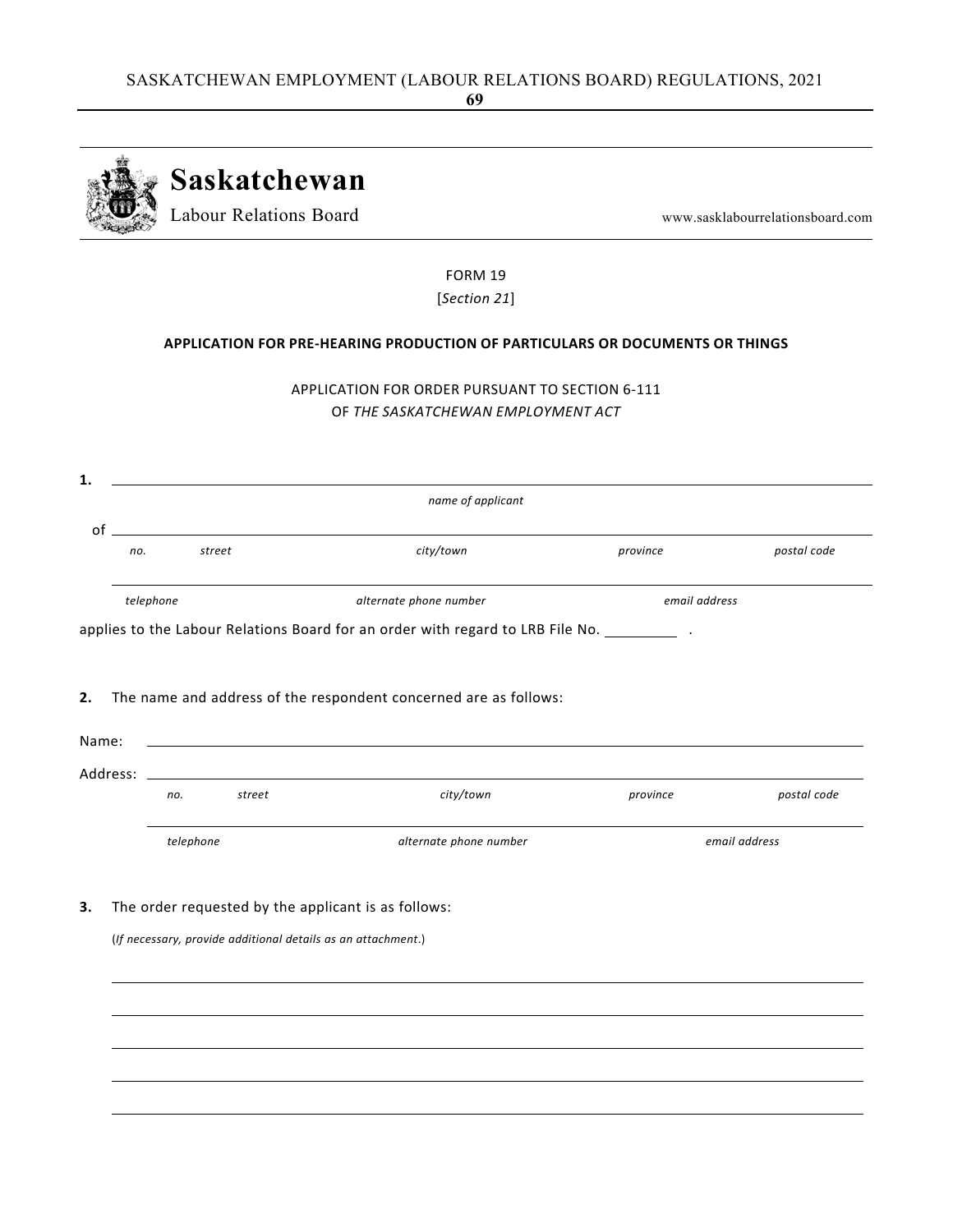# Saskatchewan
Labour Relations Board

www.sasklabourrelationsboard.com

FORM 19

[*Section 21*]

**APPLICATION FOR PRE-HEARING PRODUCTION OF PARTICULARS OR DOCUMENTS OR THINGS**

APPLICATION FOR ORDER PURSUANT TO SECTION 6-111
OF *THE SASKATCHEWAN EMPLOYMENT ACT*

**1.** ______________________________________________________________

*name of applicant*

of ______________________________________________________________

*no.* *street* *city/town* *province* *postal code*

______________________________________________________________

*telephone* *alternate phone number* *email address*

applies to the Labour Relations Board for an order with regard to LRB File No. __________ .

**2.** The name and address of the respondent concerned are as follows:

Name: ______________________________________________________________

Address: ______________________________________________________________

*no.* *street* *city/town* *province* *postal code*

______________________________________________________________

*telephone* *alternate phone number* *email address*

**3.** The order requested by the applicant is as follows:

(*If necessary, provide additional details as an attachment.*)

______________________________________________________________

______________________________________________________________

______________________________________________________________

______________________________________________________________

______________________________________________________________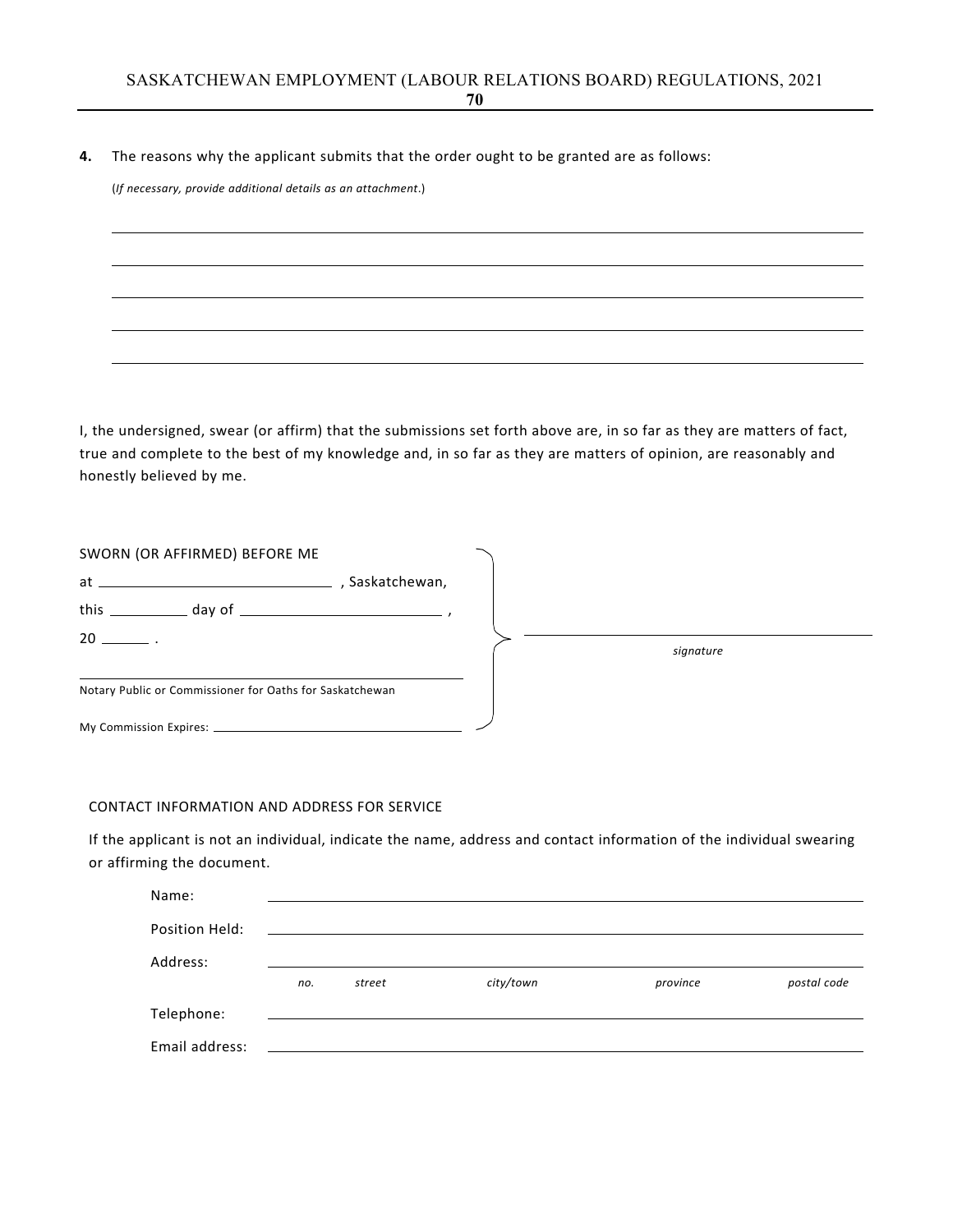**4.** The reasons why the applicant submits that the order ought to be granted are as follows:

(*If necessary, provide additional details as an attachment*.)

\_\_\_\_\_\_\_\_\_\_\_\_\_\_\_\_\_\_\_\_\_\_\_\_\_\_\_\_\_\_\_\_\_\_\_\_\_\_\_\_\_\_\_\_\_\_\_\_\_\_\_\_\_\_\_\_\_\_\_\_

\_\_\_\_\_\_\_\_\_\_\_\_\_\_\_\_\_\_\_\_\_\_\_\_\_\_\_\_\_\_\_\_\_\_\_\_\_\_\_\_\_\_\_\_\_\_\_\_\_\_\_\_\_\_\_\_\_\_\_\_

\_\_\_\_\_\_\_\_\_\_\_\_\_\_\_\_\_\_\_\_\_\_\_\_\_\_\_\_\_\_\_\_\_\_\_\_\_\_\_\_\_\_\_\_\_\_\_\_\_\_\_\_\_\_\_\_\_\_\_\_

\_\_\_\_\_\_\_\_\_\_\_\_\_\_\_\_\_\_\_\_\_\_\_\_\_\_\_\_\_\_\_\_\_\_\_\_\_\_\_\_\_\_\_\_\_\_\_\_\_\_\_\_\_\_\_\_\_\_\_\_

\_\_\_\_\_\_\_\_\_\_\_\_\_\_\_\_\_\_\_\_\_\_\_\_\_\_\_\_\_\_\_\_\_\_\_\_\_\_\_\_\_\_\_\_\_\_\_\_\_\_\_\_\_\_\_\_\_\_\_\_

I, the undersigned, swear (or affirm) that the submissions set forth above are, in so far as they are matters of fact, true and complete to the best of my knowledge and, in so far as they are matters of opinion, are reasonably and honestly believed by me.

SWORN (OR AFFIRMED) BEFORE ME
at \_\_\_\_\_\_\_\_\_\_\_\_\_\_\_\_\_\_\_\_ , Saskatchewan,
this \_\_\_\_\_\_\_ day of \_\_\_\_\_\_\_\_\_\_\_\_\_\_\_\_ ,
20 \_\_\_\_ .

\_\_\_\_\_\_\_\_\_\_\_\_\_\_\_\_\_\_\_\_\_\_\_\_\_\_\_\_\_\_\_\_\_\_\_\_
Notary Public or Commissioner for Oaths for Saskatchewan

My Commission Expires: \_\_\_\_\_\_\_\_\_\_\_\_\_\_\_\_\_\_\_\_

\_\_\_\_\_\_\_\_\_\_\_\_\_\_\_\_\_\_\_\_\_\_\_\_\_\_\_\_\_\_\_\_\_\_\_\_
*signature*

CONTACT INFORMATION AND ADDRESS FOR SERVICE

If the applicant is not an individual, indicate the name, address and contact information of the individual swearing or affirming the document.

Name: \_\_\_\_\_\_\_\_\_\_\_\_\_\_\_\_\_\_\_\_\_\_\_\_\_\_\_\_\_\_\_\_\_\_\_\_\_\_\_\_

Position Held: \_\_\_\_\_\_\_\_\_\_\_\_\_\_\_\_\_\_\_\_\_\_\_\_\_\_\_\_\_\_\_\_\_\_\_\_\_\_\_\_

Address: \_\_\_\_\_\_\_\_\_\_\_\_\_\_\_\_\_\_\_\_\_\_\_\_\_\_\_\_\_\_\_\_\_\_\_\_\_\_\_\_
*no.* *street* *city/town* *province* *postal code*

Telephone: \_\_\_\_\_\_\_\_\_\_\_\_\_\_\_\_\_\_\_\_\_\_\_\_\_\_\_\_\_\_\_\_\_\_\_\_\_\_\_\_

Email address: \_\_\_\_\_\_\_\_\_\_\_\_\_\_\_\_\_\_\_\_\_\_\_\_\_\_\_\_\_\_\_\_\_\_\_\_\_\_\_\_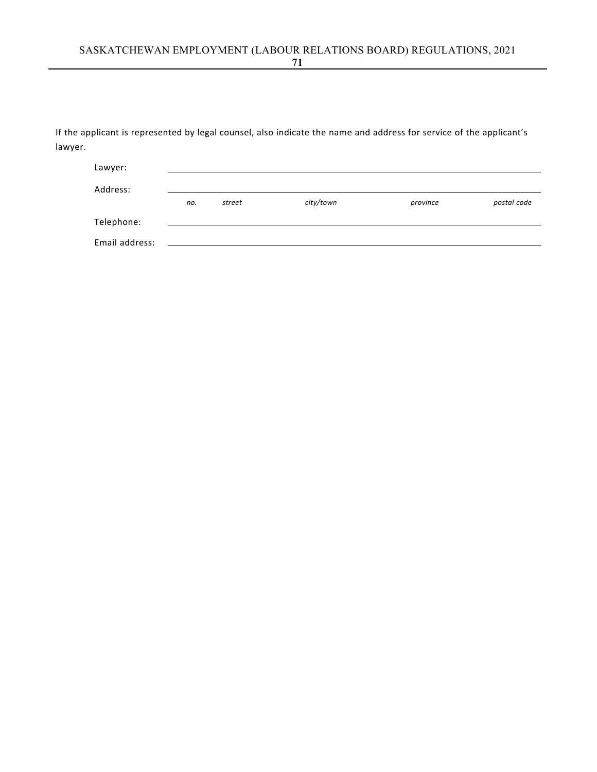If the applicant is represented by legal counsel, also indicate the name and address for service of the applicant's lawyer.

Lawyer: \_\_\_\_\_\_\_\_\_\_\_\_\_\_\_\_\_\_\_\_\_\_\_\_\_\_\_\_\_\_\_\_\_\_\_\_\_\_\_\_

Address: \_\_\_\_\_\_\_\_\_\_\_\_\_\_\_\_\_\_\_\_\_\_\_\_\_\_\_\_\_\_\_\_\_\_\_\_\_\_\_\_

*no.* *street* *city/town* *province* *postal code*

Telephone: \_\_\_\_\_\_\_\_\_\_\_\_\_\_\_\_\_\_\_\_\_\_\_\_\_\_\_\_\_\_\_\_\_\_\_\_\_\_\_\_

Email address: \_\_\_\_\_\_\_\_\_\_\_\_\_\_\_\_\_\_\_\_\_\_\_\_\_\_\_\_\_\_\_\_\_\_\_\_\_\_\_\_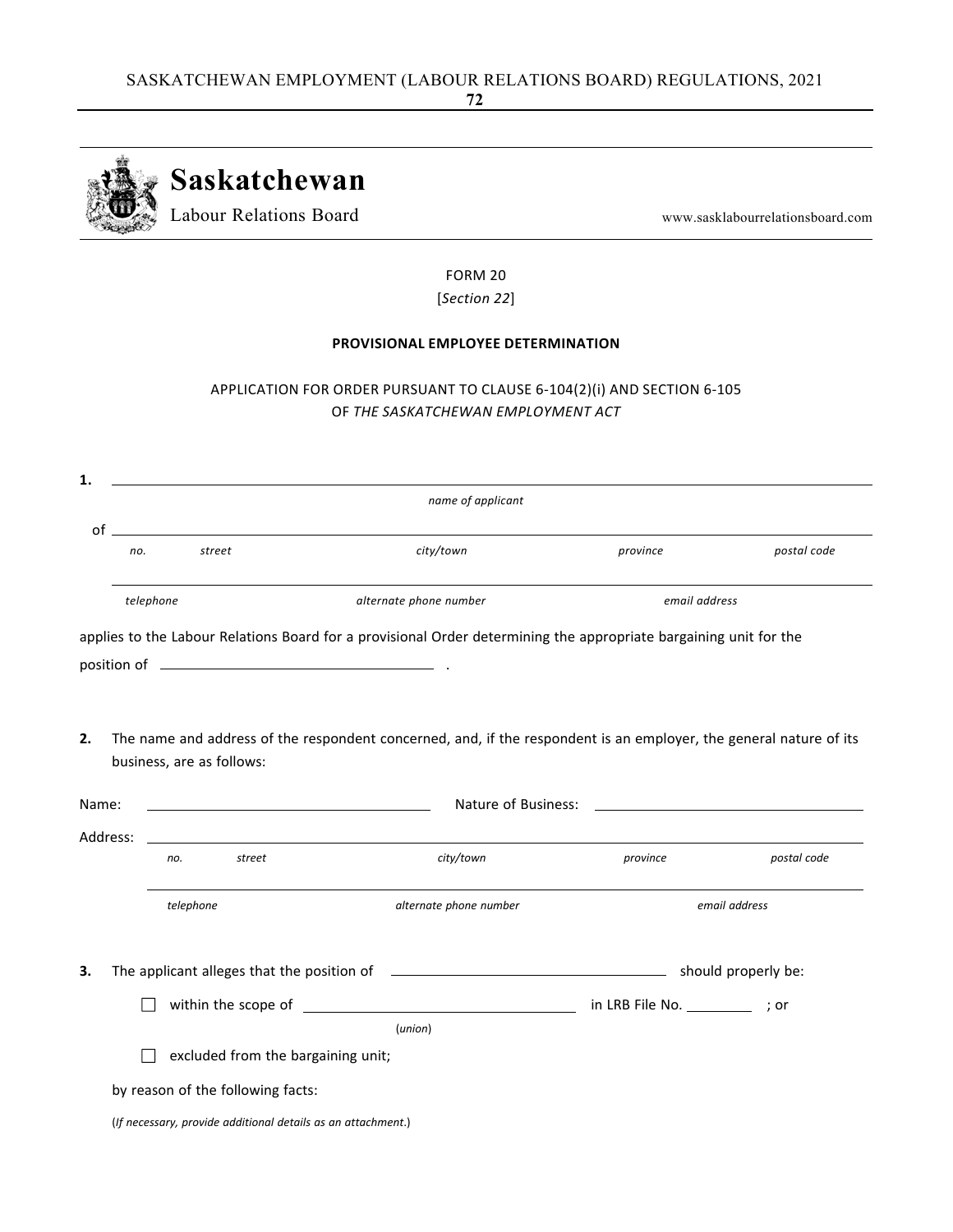**Saskatchewan**
Labour Relations Board

www.sasklabourrelationsboard.com

FORM 20
[*Section 22*]

**PROVISIONAL EMPLOYEE DETERMINATION**

APPLICATION FOR ORDER PURSUANT TO CLAUSE 6-104(2)(i) AND SECTION 6-105 OF *THE SASKATCHEWAN EMPLOYMENT ACT*

**1.** ______________________________________________
*name of applicant*

of ______________________________________________
*no.* *street* *city/town* *province* *postal code*

______________________________________________
*telephone* *alternate phone number* *email address*

applies to the Labour Relations Board for a provisional Order determining the appropriate bargaining unit for the position of ____________________ .

**2.** The name and address of the respondent concerned, and, if the respondent is an employer, the general nature of its business, are as follows:

Name: ____________________ Nature of Business: ____________________

Address: ______________________________________________
*no.* *street* *city/town* *province* *postal code*

______________________________________________
*telephone* *alternate phone number* *email address*

**3.** The applicant alleges that the position of ____________________ should properly be:

☐ within the scope of ____________________ in LRB File No. ________ ; or
(*union*)

☐ excluded from the bargaining unit;

by reason of the following facts:

(*If necessary, provide additional details as an attachment.*)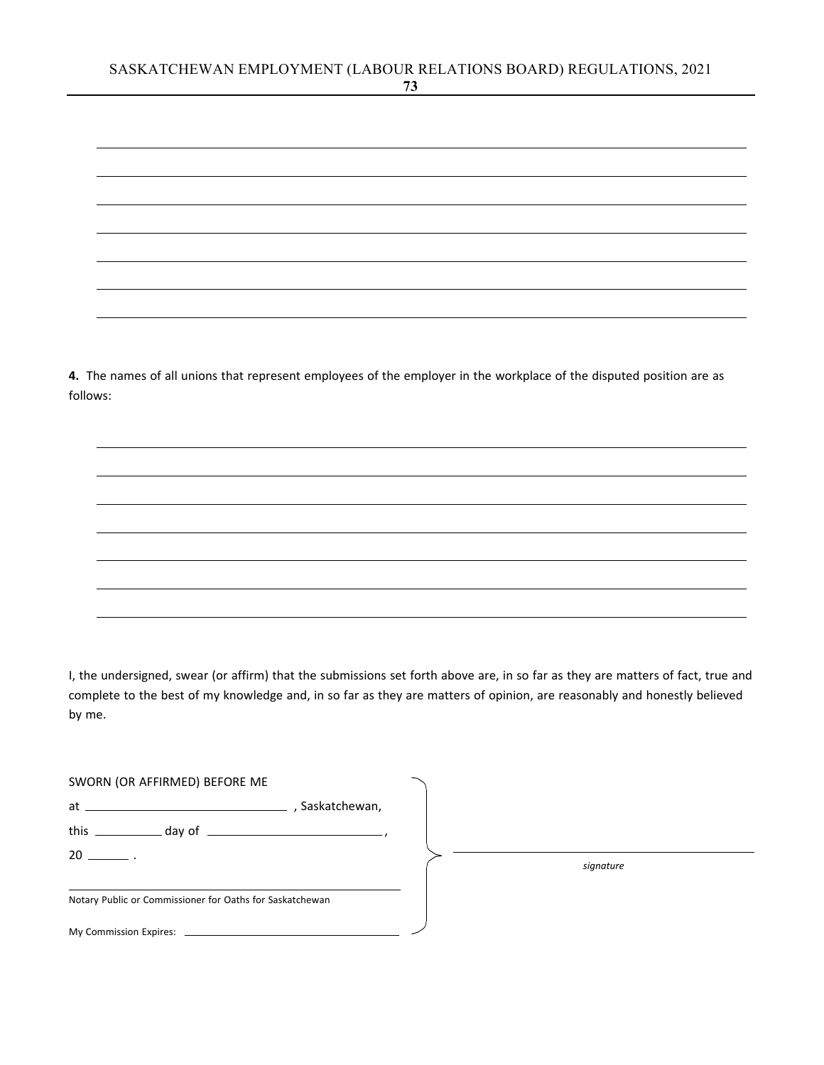\_\_\_\_\_\_\_\_\_\_\_\_\_\_\_\_\_\_\_\_\_\_\_\_\_\_\_\_\_\_\_\_\_\_\_\_\_\_\_\_\_\_\_\_\_\_\_\_\_\_\_\_\_\_\_\_\_\_\_\_

\_\_\_\_\_\_\_\_\_\_\_\_\_\_\_\_\_\_\_\_\_\_\_\_\_\_\_\_\_\_\_\_\_\_\_\_\_\_\_\_\_\_\_\_\_\_\_\_\_\_\_\_\_\_\_\_\_\_\_\_

\_\_\_\_\_\_\_\_\_\_\_\_\_\_\_\_\_\_\_\_\_\_\_\_\_\_\_\_\_\_\_\_\_\_\_\_\_\_\_\_\_\_\_\_\_\_\_\_\_\_\_\_\_\_\_\_\_\_\_\_

\_\_\_\_\_\_\_\_\_\_\_\_\_\_\_\_\_\_\_\_\_\_\_\_\_\_\_\_\_\_\_\_\_\_\_\_\_\_\_\_\_\_\_\_\_\_\_\_\_\_\_\_\_\_\_\_\_\_\_\_

\_\_\_\_\_\_\_\_\_\_\_\_\_\_\_\_\_\_\_\_\_\_\_\_\_\_\_\_\_\_\_\_\_\_\_\_\_\_\_\_\_\_\_\_\_\_\_\_\_\_\_\_\_\_\_\_\_\_\_\_

\_\_\_\_\_\_\_\_\_\_\_\_\_\_\_\_\_\_\_\_\_\_\_\_\_\_\_\_\_\_\_\_\_\_\_\_\_\_\_\_\_\_\_\_\_\_\_\_\_\_\_\_\_\_\_\_\_\_\_\_

\_\_\_\_\_\_\_\_\_\_\_\_\_\_\_\_\_\_\_\_\_\_\_\_\_\_\_\_\_\_\_\_\_\_\_\_\_\_\_\_\_\_\_\_\_\_\_\_\_\_\_\_\_\_\_\_\_\_\_\_

**4.** The names of all unions that represent employees of the employer in the workplace of the disputed position are as follows:

\_\_\_\_\_\_\_\_\_\_\_\_\_\_\_\_\_\_\_\_\_\_\_\_\_\_\_\_\_\_\_\_\_\_\_\_\_\_\_\_\_\_\_\_\_\_\_\_\_\_\_\_\_\_\_\_\_\_\_\_

\_\_\_\_\_\_\_\_\_\_\_\_\_\_\_\_\_\_\_\_\_\_\_\_\_\_\_\_\_\_\_\_\_\_\_\_\_\_\_\_\_\_\_\_\_\_\_\_\_\_\_\_\_\_\_\_\_\_\_\_

\_\_\_\_\_\_\_\_\_\_\_\_\_\_\_\_\_\_\_\_\_\_\_\_\_\_\_\_\_\_\_\_\_\_\_\_\_\_\_\_\_\_\_\_\_\_\_\_\_\_\_\_\_\_\_\_\_\_\_\_

\_\_\_\_\_\_\_\_\_\_\_\_\_\_\_\_\_\_\_\_\_\_\_\_\_\_\_\_\_\_\_\_\_\_\_\_\_\_\_\_\_\_\_\_\_\_\_\_\_\_\_\_\_\_\_\_\_\_\_\_

\_\_\_\_\_\_\_\_\_\_\_\_\_\_\_\_\_\_\_\_\_\_\_\_\_\_\_\_\_\_\_\_\_\_\_\_\_\_\_\_\_\_\_\_\_\_\_\_\_\_\_\_\_\_\_\_\_\_\_\_

\_\_\_\_\_\_\_\_\_\_\_\_\_\_\_\_\_\_\_\_\_\_\_\_\_\_\_\_\_\_\_\_\_\_\_\_\_\_\_\_\_\_\_\_\_\_\_\_\_\_\_\_\_\_\_\_\_\_\_\_

\_\_\_\_\_\_\_\_\_\_\_\_\_\_\_\_\_\_\_\_\_\_\_\_\_\_\_\_\_\_\_\_\_\_\_\_\_\_\_\_\_\_\_\_\_\_\_\_\_\_\_\_\_\_\_\_\_\_\_\_

I, the undersigned, swear (or affirm) that the submissions set forth above are, in so far as they are matters of fact, true and complete to the best of my knowledge and, in so far as they are matters of opinion, are reasonably and honestly believed by me.

SWORN (OR AFFIRMED) BEFORE ME

at \_\_\_\_\_\_\_\_\_\_\_\_\_\_\_\_\_\_\_\_\_\_\_\_ , Saskatchewan,

this \_\_\_\_\_\_\_\_ day of \_\_\_\_\_\_\_\_\_\_\_\_\_\_\_\_\_\_\_\_\_\_ ,

20 \_\_\_\_\_ .

\_\_\_\_\_\_\_\_\_\_\_\_\_\_\_\_\_\_\_\_\_\_\_\_\_\_\_\_\_\_\_\_\_\_\_\_\_\_\_\_
Notary Public or Commissioner for Oaths for Saskatchewan

My Commission Expires: \_\_\_\_\_\_\_\_\_\_\_\_\_\_\_\_\_\_\_\_\_\_\_\_\_\_

\_\_\_\_\_\_\_\_\_\_\_\_\_\_\_\_\_\_\_\_\_\_\_\_\_\_\_\_\_\_\_\_\_\_\_\_
*signature*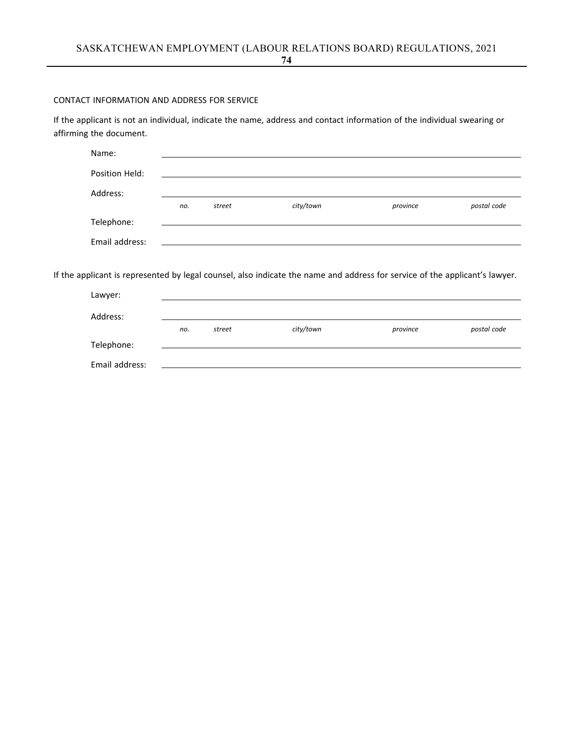CONTACT INFORMATION AND ADDRESS FOR SERVICE

If the applicant is not an individual, indicate the name, address and contact information of the individual swearing or affirming the document.

Name: \_\_\_\_\_\_\_\_\_\_\_\_\_\_\_\_\_\_\_\_\_\_\_\_\_\_\_\_\_\_\_\_\_\_\_\_\_\_\_\_\_\_\_\_

Position Held: \_\_\_\_\_\_\_\_\_\_\_\_\_\_\_\_\_\_\_\_\_\_\_\_\_\_\_\_\_\_\_\_\_\_\_\_\_\_\_\_\_\_\_\_

Address: \_\_\_\_\_\_\_\_\_\_\_\_\_\_\_\_\_\_\_\_\_\_\_\_\_\_\_\_\_\_\_\_\_\_\_\_\_\_\_\_\_\_\_\_

*no. street city/town province postal code*

Telephone: \_\_\_\_\_\_\_\_\_\_\_\_\_\_\_\_\_\_\_\_\_\_\_\_\_\_\_\_\_\_\_\_\_\_\_\_\_\_\_\_\_\_\_\_

Email address: \_\_\_\_\_\_\_\_\_\_\_\_\_\_\_\_\_\_\_\_\_\_\_\_\_\_\_\_\_\_\_\_\_\_\_\_\_\_\_\_\_\_\_\_

If the applicant is represented by legal counsel, also indicate the name and address for service of the applicant's lawyer.

Lawyer: \_\_\_\_\_\_\_\_\_\_\_\_\_\_\_\_\_\_\_\_\_\_\_\_\_\_\_\_\_\_\_\_\_\_\_\_\_\_\_\_\_\_\_\_

Address: \_\_\_\_\_\_\_\_\_\_\_\_\_\_\_\_\_\_\_\_\_\_\_\_\_\_\_\_\_\_\_\_\_\_\_\_\_\_\_\_\_\_\_\_

*no. street city/town province postal code*

Telephone: \_\_\_\_\_\_\_\_\_\_\_\_\_\_\_\_\_\_\_\_\_\_\_\_\_\_\_\_\_\_\_\_\_\_\_\_\_\_\_\_\_\_\_\_

Email address: \_\_\_\_\_\_\_\_\_\_\_\_\_\_\_\_\_\_\_\_\_\_\_\_\_\_\_\_\_\_\_\_\_\_\_\_\_\_\_\_\_\_\_\_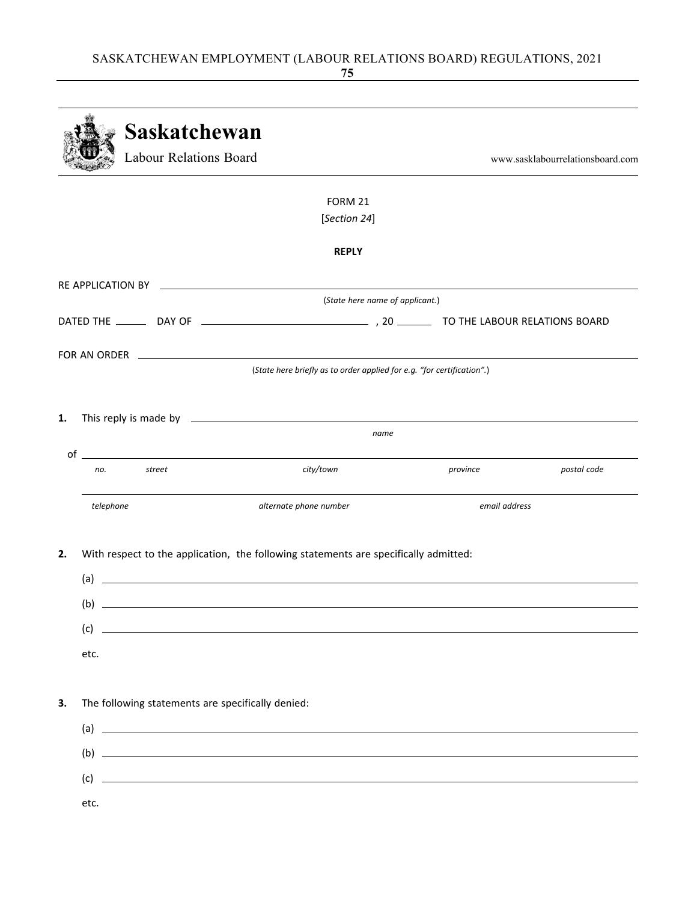**Saskatchewan**
Labour Relations Board

www.sasklabourrelationsboard.com

FORM 21
[*Section 24*]

**REPLY**

RE APPLICATION BY ______________________________________________
(*State here name of applicant.*)

DATED THE ______ DAY OF ____________________ , 20 ______ TO THE LABOUR RELATIONS BOARD

FOR AN ORDER ______________________________________________
(*State here briefly as to order applied for e.g. "for certification".*)

**1.** This reply is made by ______________________________________________
*name*

of ______________________________________________
*no.* *street* *city/town* *province* *postal code*

______________________________________________
*telephone* *alternate phone number* *email address*

**2.** With respect to the application, the following statements are specifically admitted:

(a) ______________________________________________

(b) ______________________________________________

(c) ______________________________________________

etc.

**3.** The following statements are specifically denied:

(a) ______________________________________________

(b) ______________________________________________

(c) ______________________________________________

etc.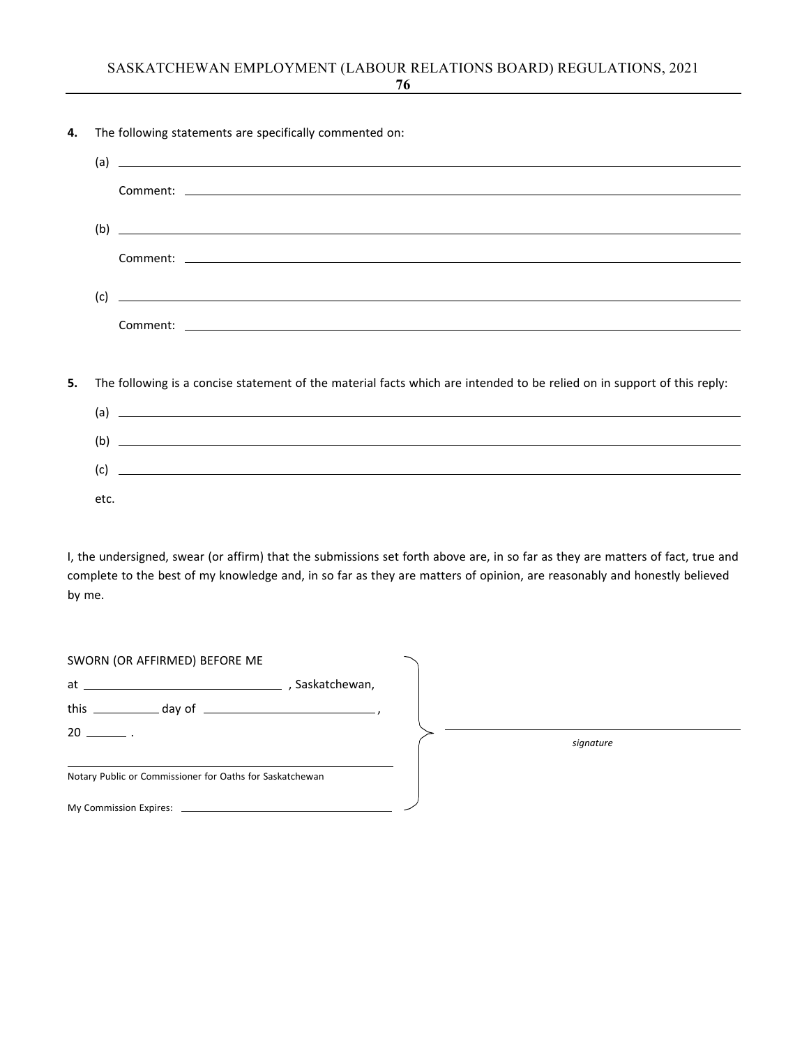**4.** The following statements are specifically commented on:

(a) ______________________________________________________________________

Comment: ______________________________________________________________________

(b) ______________________________________________________________________

Comment: ______________________________________________________________________

(c) ______________________________________________________________________

Comment: ______________________________________________________________________

**5.** The following is a concise statement of the material facts which are intended to be relied on in support of this reply:

(a) ______________________________________________________________________

(b) ______________________________________________________________________

(c) ______________________________________________________________________

etc.

I, the undersigned, swear (or affirm) that the submissions set forth above are, in so far as they are matters of fact, true and complete to the best of my knowledge and, in so far as they are matters of opinion, are reasonably and honestly believed by me.

SWORN (OR AFFIRMED) BEFORE ME

at ______________________________ , Saskatchewan,

this __________ day of __________________________ ,

20 ______ .

______________________________________________

Notary Public or Commissioner for Oaths for Saskatchewan

My Commission Expires: ______________________________

______________________________________________

*signature*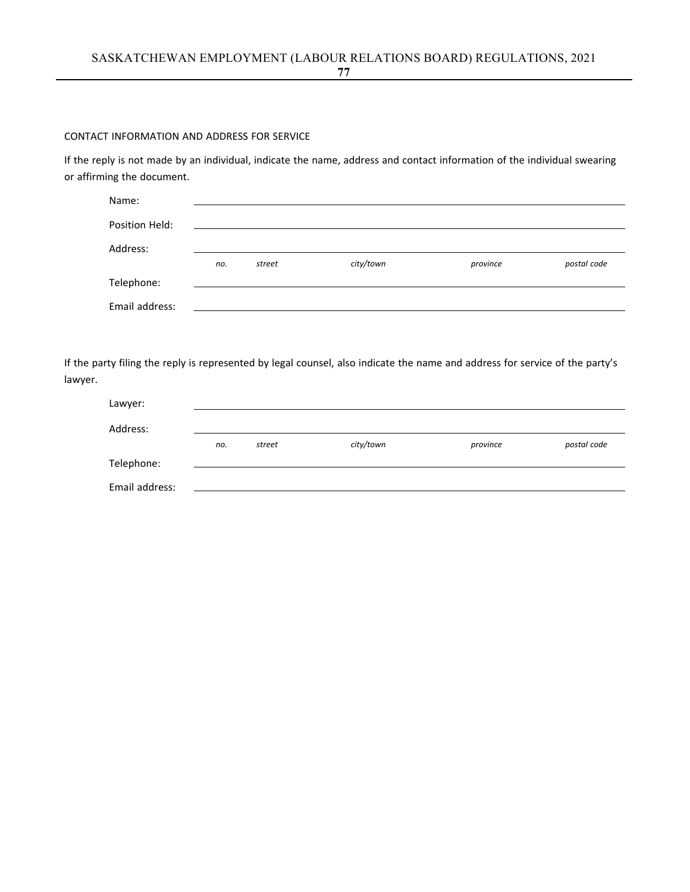CONTACT INFORMATION AND ADDRESS FOR SERVICE

If the reply is not made by an individual, indicate the name, address and contact information of the individual swearing or affirming the document.

Name: \_\_\_\_\_\_\_\_\_\_\_\_\_\_\_\_\_\_\_\_\_\_\_\_\_\_\_\_\_\_\_\_\_\_\_\_\_\_\_\_

Position Held: \_\_\_\_\_\_\_\_\_\_\_\_\_\_\_\_\_\_\_\_\_\_\_\_\_\_\_\_\_\_\_\_\_\_\_\_\_\_\_\_

Address: \_\_\_\_\_\_\_\_\_\_\_\_\_\_\_\_\_\_\_\_\_\_\_\_\_\_\_\_\_\_\_\_\_\_\_\_\_\_\_\_

*no. street city/town province postal code*

Telephone: \_\_\_\_\_\_\_\_\_\_\_\_\_\_\_\_\_\_\_\_\_\_\_\_\_\_\_\_\_\_\_\_\_\_\_\_\_\_\_\_

Email address: \_\_\_\_\_\_\_\_\_\_\_\_\_\_\_\_\_\_\_\_\_\_\_\_\_\_\_\_\_\_\_\_\_\_\_\_\_\_\_\_

If the party filing the reply is represented by legal counsel, also indicate the name and address for service of the party's lawyer.

Lawyer: \_\_\_\_\_\_\_\_\_\_\_\_\_\_\_\_\_\_\_\_\_\_\_\_\_\_\_\_\_\_\_\_\_\_\_\_\_\_\_\_

Address: \_\_\_\_\_\_\_\_\_\_\_\_\_\_\_\_\_\_\_\_\_\_\_\_\_\_\_\_\_\_\_\_\_\_\_\_\_\_\_\_

*no. street city/town province postal code*

Telephone: \_\_\_\_\_\_\_\_\_\_\_\_\_\_\_\_\_\_\_\_\_\_\_\_\_\_\_\_\_\_\_\_\_\_\_\_\_\_\_\_

Email address: \_\_\_\_\_\_\_\_\_\_\_\_\_\_\_\_\_\_\_\_\_\_\_\_\_\_\_\_\_\_\_\_\_\_\_\_\_\_\_\_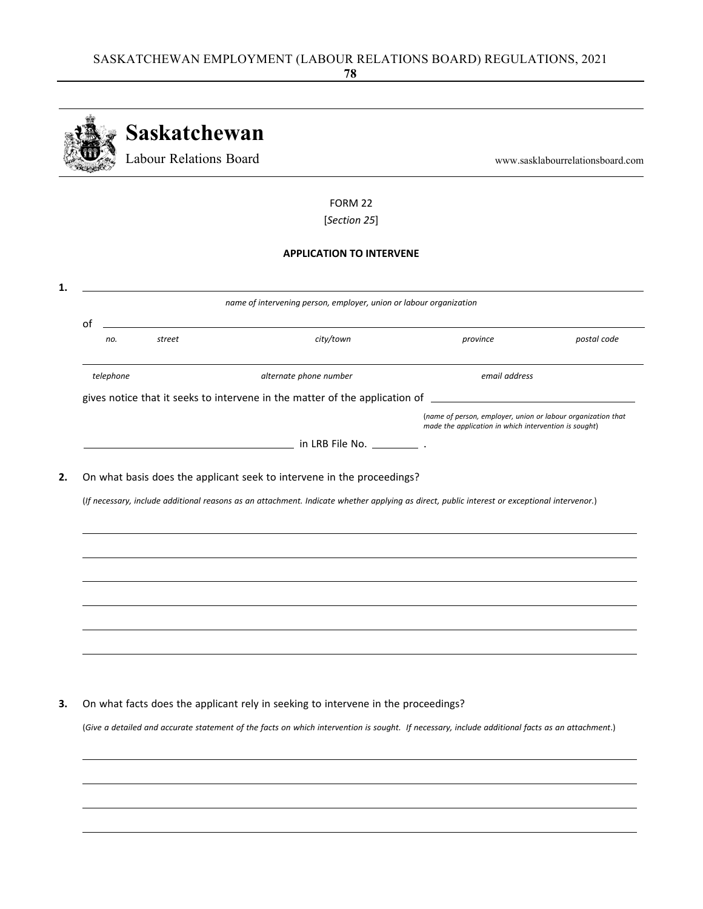# Saskatchewan
Labour Relations Board

www.sasklabourrelationsboard.com

FORM 22
[*Section 25*]

**APPLICATION TO INTERVENE**

**1.** ______________________________________________________________________
*name of intervening person, employer, union or labour organization*

of ______________________________________________________________________
*no.* *street* *city/town* *province* *postal code*

______________________________________________________________________
*telephone* *alternate phone number* *email address*

gives notice that it seeks to intervene in the matter of the application of ______________________
(*name of person, employer, union or labour organization that made the application in which intervention is sought*)

______________________ in LRB File No. ________ .

**2.** On what basis does the applicant seek to intervene in the proceedings?

(*If necessary, include additional reasons as an attachment. Indicate whether applying as direct, public interest or exceptional intervenor.*)

______________________________________________________________________

______________________________________________________________________

______________________________________________________________________

______________________________________________________________________

______________________________________________________________________

______________________________________________________________________

**3.** On what facts does the applicant rely in seeking to intervene in the proceedings?

(*Give a detailed and accurate statement of the facts on which intervention is sought. If necessary, include additional facts as an attachment.*)

______________________________________________________________________

______________________________________________________________________

______________________________________________________________________

______________________________________________________________________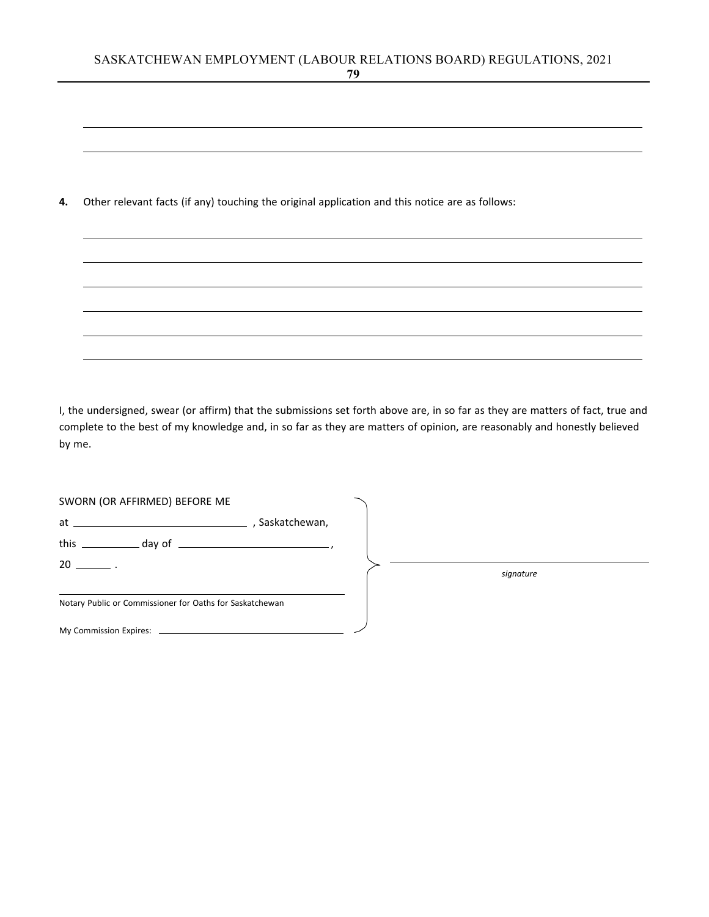**4.** Other relevant facts (if any) touching the original application and this notice are as follows:

I, the undersigned, swear (or affirm) that the submissions set forth above are, in so far as they are matters of fact, true and complete to the best of my knowledge and, in so far as they are matters of opinion, are reasonably and honestly believed by me.

SWORN (OR AFFIRMED) BEFORE ME

at \_\_\_\_\_\_\_\_\_\_\_\_\_\_\_\_\_\_\_\_, Saskatchewan,

this \_\_\_\_\_\_\_\_ day of \_\_\_\_\_\_\_\_\_\_\_\_\_\_\_\_\_\_,

20 \_\_\_\_\_ .

\_\_\_\_\_\_\_\_\_\_\_\_\_\_\_\_\_\_\_\_\_\_\_\_\_\_\_\_\_\_
Notary Public or Commissioner for Oaths for Saskatchewan

My Commission Expires: \_\_\_\_\_\_\_\_\_\_\_\_\_\_\_\_\_\_\_\_

\_\_\_\_\_\_\_\_\_\_\_\_\_\_\_\_\_\_\_\_\_\_\_\_\_\_\_\_\_\_
*signature*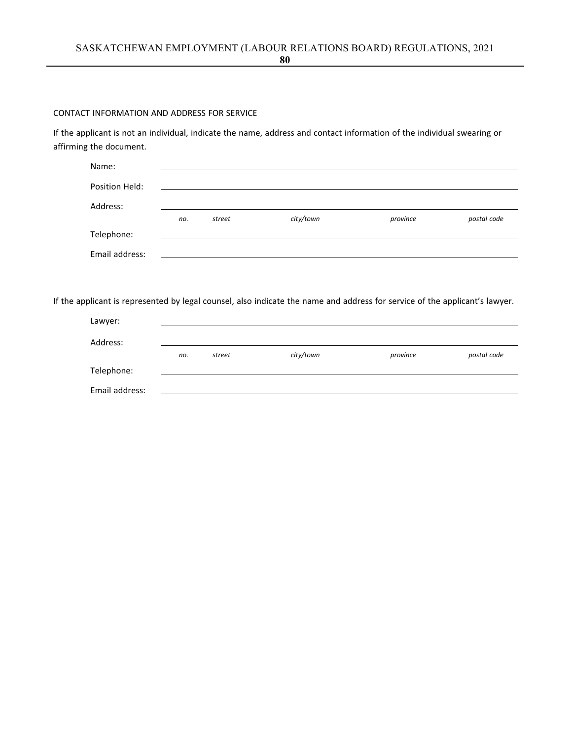CONTACT INFORMATION AND ADDRESS FOR SERVICE

If the applicant is not an individual, indicate the name, address and contact information of the individual swearing or affirming the document.

Name: ______________________________

Position Held: ______________________________

Address: ______________________________

*no.* *street* *city/town* *province* *postal code*

Telephone: ______________________________

Email address: ______________________________

If the applicant is represented by legal counsel, also indicate the name and address for service of the applicant's lawyer.

Lawyer: ______________________________

Address: ______________________________

*no.* *street* *city/town* *province* *postal code*

Telephone: ______________________________

Email address: ______________________________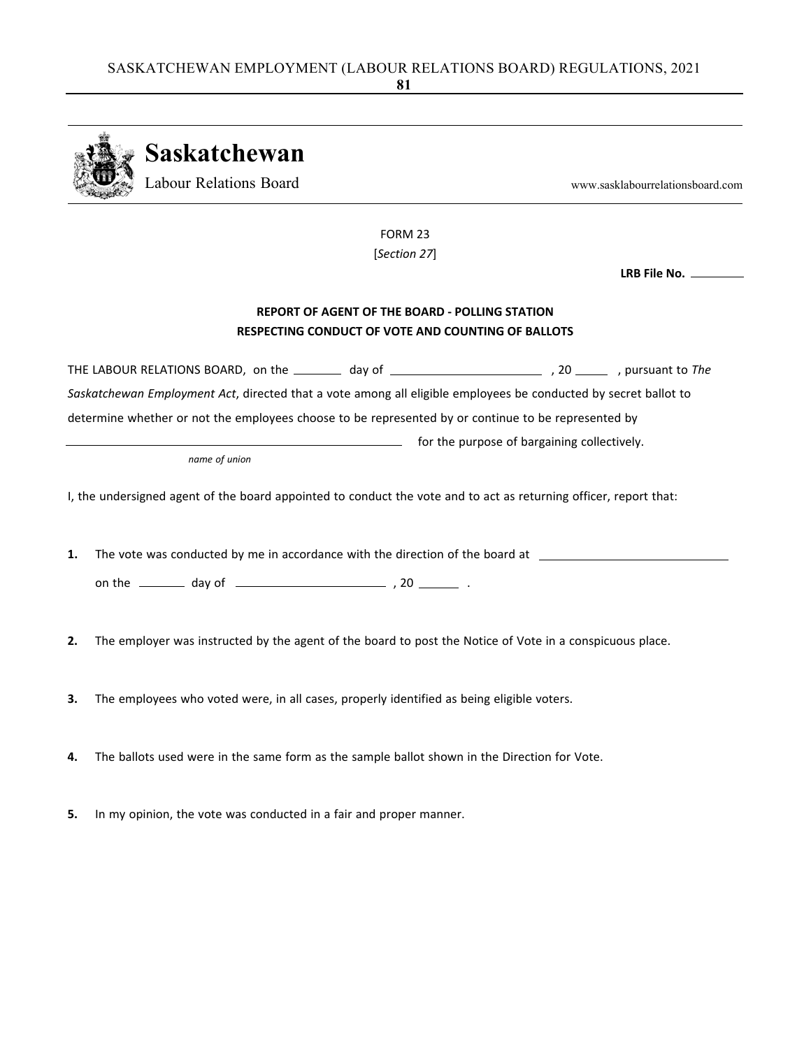# Saskatchewan

Labour Relations Board

www.sasklabourrelationsboard.com

FORM 23

[*Section 27*]

**LRB File No.** ________

**REPORT OF AGENT OF THE BOARD - POLLING STATION**
**RESPECTING CONDUCT OF VOTE AND COUNTING OF BALLOTS**

THE LABOUR RELATIONS BOARD, on the ________ day of ________________________ , 20 ______ , pursuant to *The Saskatchewan Employment Act*, directed that a vote among all eligible employees be conducted by secret ballot to determine whether or not the employees choose to be represented by or continue to be represented by

________________________________________________ for the purpose of bargaining collectively.
*name of union*

I, the undersigned agent of the board appointed to conduct the vote and to act as returning officer, report that:

**1.** The vote was conducted by me in accordance with the direction of the board at ______________________________

on the ________ day of ________________________ , 20 ______ .

**2.** The employer was instructed by the agent of the board to post the Notice of Vote in a conspicuous place.

**3.** The employees who voted were, in all cases, properly identified as being eligible voters.

**4.** The ballots used were in the same form as the sample ballot shown in the Direction for Vote.

**5.** In my opinion, the vote was conducted in a fair and proper manner.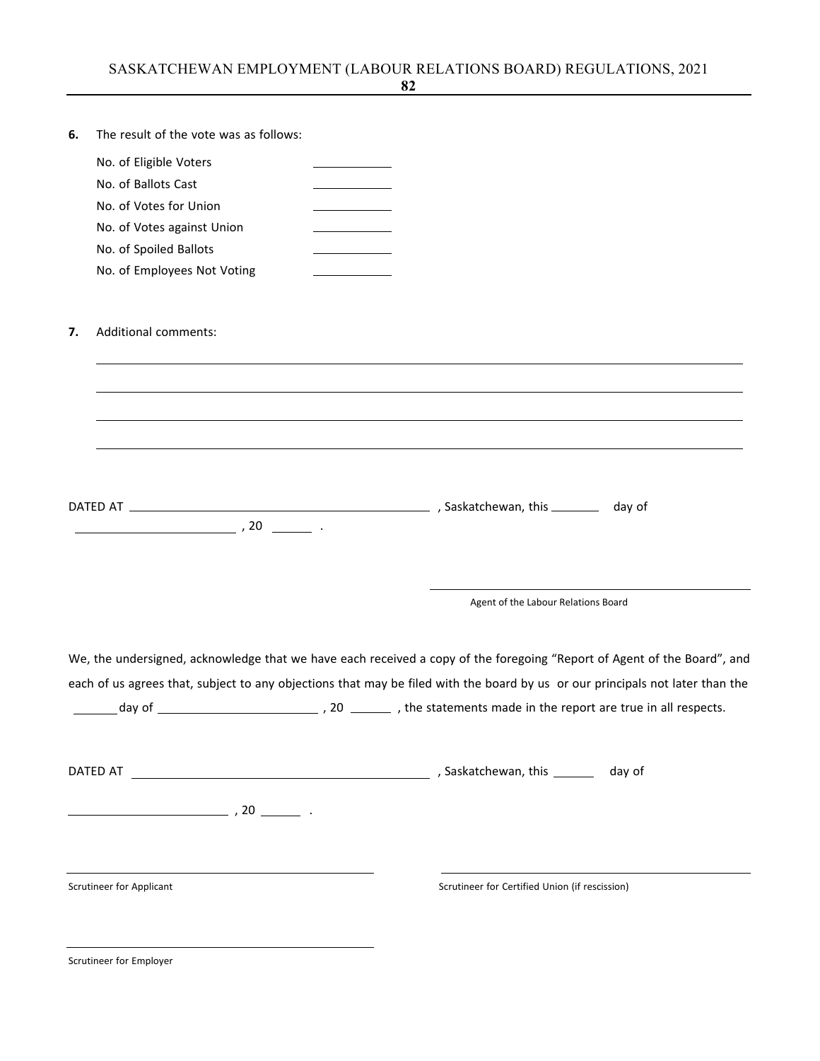**6.** The result of the vote was as follows:

| | |
|---|---|
| No. of Eligible Voters | \_\_\_\_\_\_\_\_\_\_ |
| No. of Ballots Cast | \_\_\_\_\_\_\_\_\_\_ |
| No. of Votes for Union | \_\_\_\_\_\_\_\_\_\_ |
| No. of Votes against Union | \_\_\_\_\_\_\_\_\_\_ |
| No. of Spoiled Ballots | \_\_\_\_\_\_\_\_\_\_ |
| No. of Employees Not Voting | \_\_\_\_\_\_\_\_\_\_ |

**7.** Additional comments:

\_\_\_\_\_\_\_\_\_\_\_\_\_\_\_\_\_\_\_\_\_\_\_\_\_\_\_\_\_\_\_\_\_\_\_\_\_\_\_\_\_\_\_\_\_\_\_\_\_\_\_\_\_\_\_\_\_\_\_\_\_\_\_\_\_\_\_\_\_\_\_\_

\_\_\_\_\_\_\_\_\_\_\_\_\_\_\_\_\_\_\_\_\_\_\_\_\_\_\_\_\_\_\_\_\_\_\_\_\_\_\_\_\_\_\_\_\_\_\_\_\_\_\_\_\_\_\_\_\_\_\_\_\_\_\_\_\_\_\_\_\_\_\_\_

\_\_\_\_\_\_\_\_\_\_\_\_\_\_\_\_\_\_\_\_\_\_\_\_\_\_\_\_\_\_\_\_\_\_\_\_\_\_\_\_\_\_\_\_\_\_\_\_\_\_\_\_\_\_\_\_\_\_\_\_\_\_\_\_\_\_\_\_\_\_\_\_

\_\_\_\_\_\_\_\_\_\_\_\_\_\_\_\_\_\_\_\_\_\_\_\_\_\_\_\_\_\_\_\_\_\_\_\_\_\_\_\_\_\_\_\_\_\_\_\_\_\_\_\_\_\_\_\_\_\_\_\_\_\_\_\_\_\_\_\_\_\_\_\_

DATED AT \_\_\_\_\_\_\_\_\_\_\_\_\_\_\_\_\_\_\_\_\_\_\_\_\_\_\_\_\_\_\_\_\_\_\_\_\_\_\_\_ , Saskatchewan, this \_\_\_\_\_\_\_ day of \_\_\_\_\_\_\_\_\_\_\_\_\_\_\_\_\_\_\_\_\_\_\_ , 20 \_\_\_\_\_\_ .

\_\_\_\_\_\_\_\_\_\_\_\_\_\_\_\_\_\_\_\_\_\_\_\_\_\_\_\_\_\_\_\_\_\_\_\_\_\_\_\_
Agent of the Labour Relations Board

We, the undersigned, acknowledge that we have each received a copy of the foregoing "Report of Agent of the Board", and each of us agrees that, subject to any objections that may be filed with the board by us or our principals not later than the \_\_\_\_\_\_ day of \_\_\_\_\_\_\_\_\_\_\_\_\_\_\_\_\_\_\_\_\_\_\_ , 20 \_\_\_\_\_\_ , the statements made in the report are true in all respects.

DATED AT \_\_\_\_\_\_\_\_\_\_\_\_\_\_\_\_\_\_\_\_\_\_\_\_\_\_\_\_\_\_\_\_\_\_\_\_\_\_\_\_ , Saskatchewan, this \_\_\_\_\_\_ day of

\_\_\_\_\_\_\_\_\_\_\_\_\_\_\_\_\_\_\_\_\_\_\_ , 20 \_\_\_\_\_\_ .

\_\_\_\_\_\_\_\_\_\_\_\_\_\_\_\_\_\_\_\_\_\_\_\_\_\_\_\_\_\_\_\_\_\_\_\_\_\_\_\_
Scrutineer for Applicant

\_\_\_\_\_\_\_\_\_\_\_\_\_\_\_\_\_\_\_\_\_\_\_\_\_\_\_\_\_\_\_\_\_\_\_\_\_\_\_\_
Scrutineer for Certified Union (if rescission)

\_\_\_\_\_\_\_\_\_\_\_\_\_\_\_\_\_\_\_\_\_\_\_\_\_\_\_\_\_\_\_\_\_\_\_\_\_\_\_\_
Scrutineer for Employer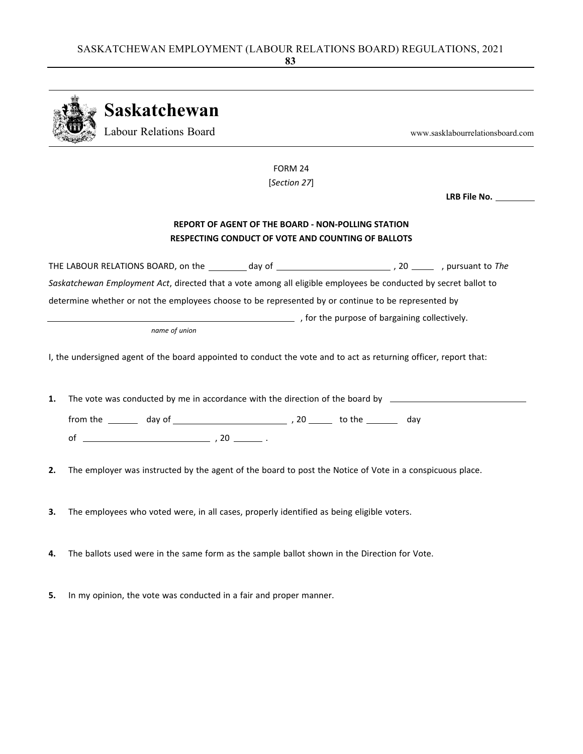**Saskatchewan**
Labour Relations Board

www.sasklabourrelationsboard.com

FORM 24

[*Section 27*]

**LRB File No.** ________

**REPORT OF AGENT OF THE BOARD - NON-POLLING STATION**
**RESPECTING CONDUCT OF VOTE AND COUNTING OF BALLOTS**

THE LABOUR RELATIONS BOARD, on the ________ day of ________________________ , 20 _____ , pursuant to *The Saskatchewan Employment Act*, directed that a vote among all eligible employees be conducted by secret ballot to determine whether or not the employees choose to be represented by or continue to be represented by

__________________________________________________ , for the purpose of bargaining collectively.
*name of union*

I, the undersigned agent of the board appointed to conduct the vote and to act as returning officer, report that:

**1.** The vote was conducted by me in accordance with the direction of the board by ____________________________

from the _______ day of ________________________ , 20 _____ to the _______ day

of __________________________ , 20 ______ .

**2.** The employer was instructed by the agent of the board to post the Notice of Vote in a conspicuous place.

**3.** The employees who voted were, in all cases, properly identified as being eligible voters.

**4.** The ballots used were in the same form as the sample ballot shown in the Direction for Vote.

**5.** In my opinion, the vote was conducted in a fair and proper manner.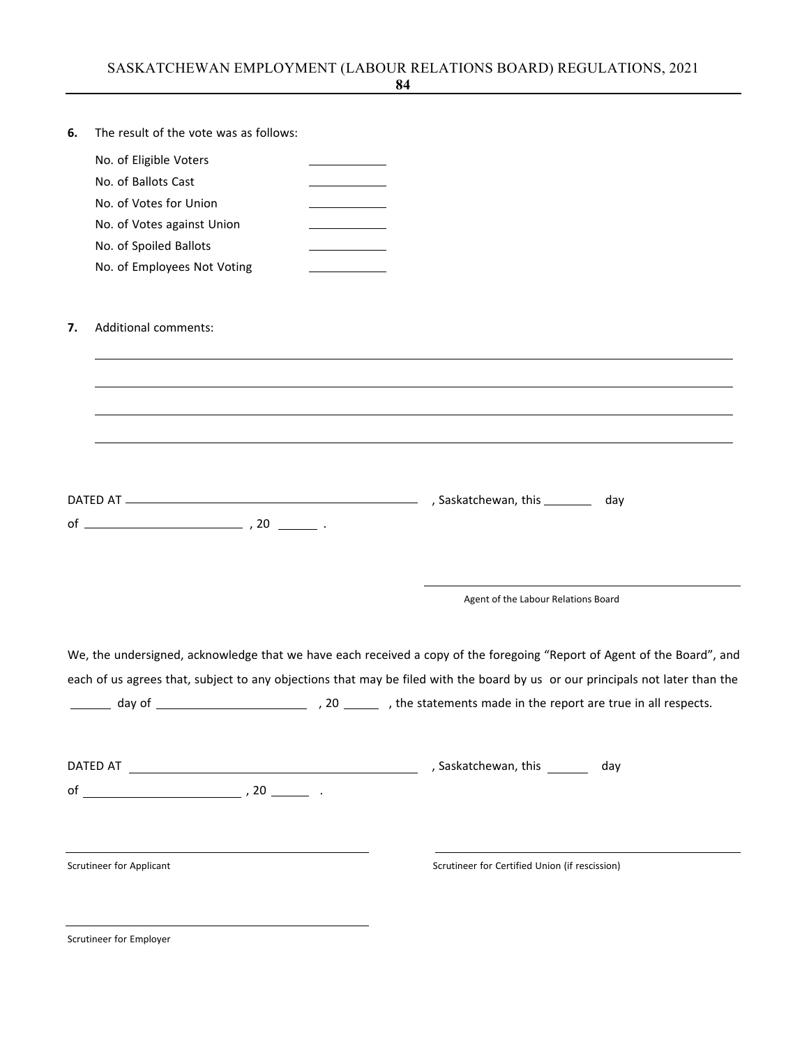**6.** The result of the vote was as follows:

No. of Eligible Voters ____________

No. of Ballots Cast ____________

No. of Votes for Union ____________

No. of Votes against Union ____________

No. of Spoiled Ballots ____________

No. of Employees Not Voting ____________

**7.** Additional comments:

______________________________________________________________________________

______________________________________________________________________________

______________________________________________________________________________

______________________________________________________________________________

DATED AT ________________________________, Saskatchewan, this ________ day

of ________________________, 20 ______ .

________________________________________

Agent of the Labour Relations Board

We, the undersigned, acknowledge that we have each received a copy of the foregoing "Report of Agent of the Board", and each of us agrees that, subject to any objections that may be filed with the board by us or our principals not later than the ______ day of ______________________ , 20 ______ , the statements made in the report are true in all respects.

DATED AT ________________________________, Saskatchewan, this ______ day

of ________________________, 20 ______ .

________________________________________

Scrutineer for Applicant

________________________________________

Scrutineer for Certified Union (if rescission)

________________________________________

Scrutineer for Employer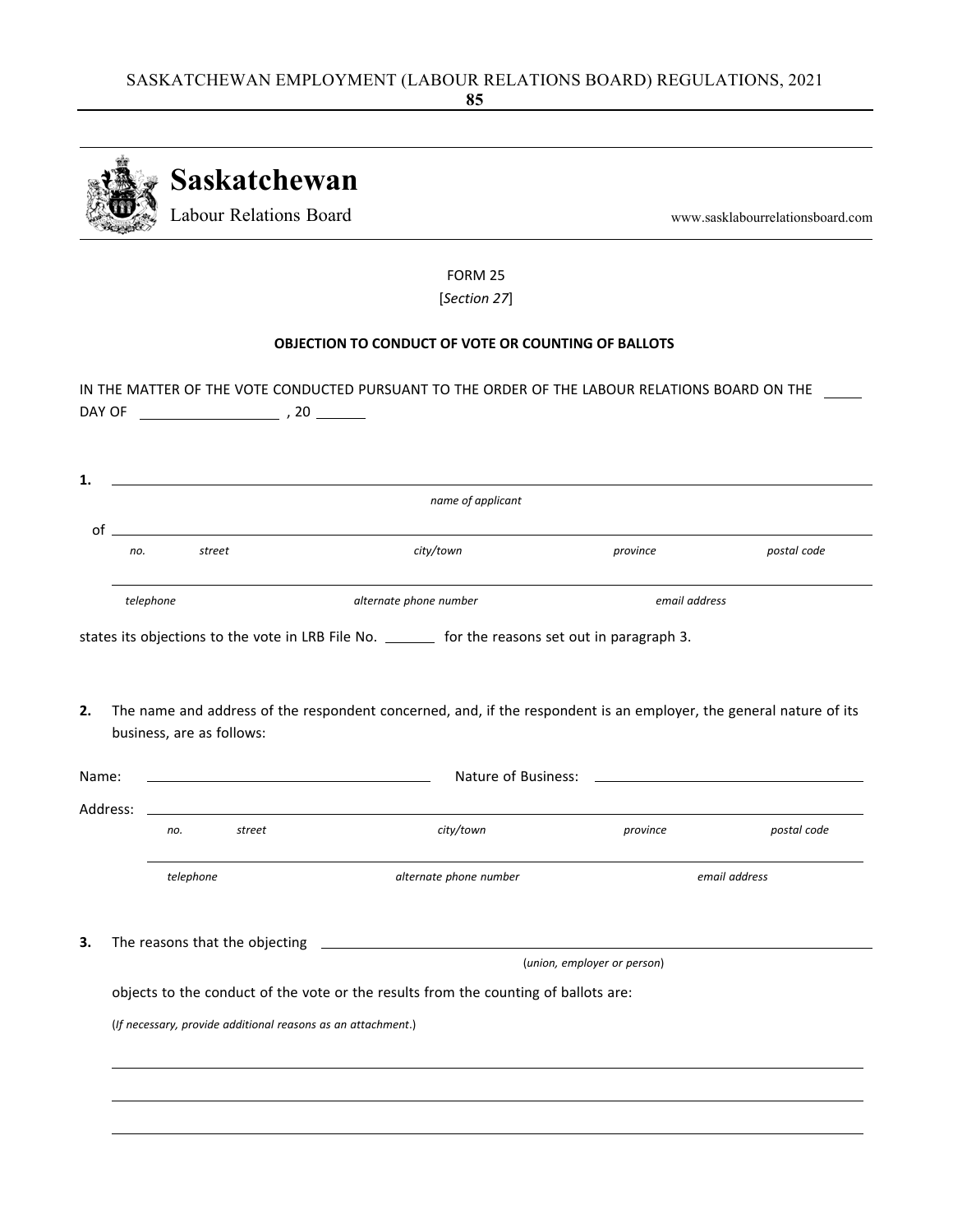**Saskatchewan**
Labour Relations Board

www.sasklabourrelationsboard.com

FORM 25

[*Section 27*]

**OBJECTION TO CONDUCT OF VOTE OR COUNTING OF BALLOTS**

IN THE MATTER OF THE VOTE CONDUCTED PURSUANT TO THE ORDER OF THE LABOUR RELATIONS BOARD ON THE \_\_\_\_\_ DAY OF \_\_\_\_\_\_\_\_\_\_\_\_\_\_\_\_\_\_ , 20 \_\_\_\_\_\_

**1.** \_\_\_\_\_\_\_\_\_\_\_\_\_\_\_\_\_\_\_\_\_\_\_\_\_\_\_\_\_\_\_\_\_\_\_\_\_\_\_\_\_\_\_\_\_\_\_\_\_\_\_\_\_\_\_\_\_\_\_\_\_\_\_\_\_\_\_\_
*name of applicant*

of \_\_\_\_\_\_\_\_\_\_\_\_\_\_\_\_\_\_\_\_\_\_\_\_\_\_\_\_\_\_\_\_\_\_\_\_\_\_\_\_\_\_\_\_\_\_\_\_\_\_\_\_\_\_\_\_\_\_\_\_\_\_\_\_\_\_\_\_
*no.* *street* *city/town* *province* *postal code*

\_\_\_\_\_\_\_\_\_\_\_\_\_\_\_\_\_\_\_\_\_\_\_\_\_\_\_\_\_\_\_\_\_\_\_\_\_\_\_\_\_\_\_\_\_\_\_\_\_\_\_\_\_\_\_\_\_\_\_\_\_\_\_\_\_\_\_\_
*telephone* *alternate phone number* *email address*

states its objections to the vote in LRB File No. \_\_\_\_\_\_\_ for the reasons set out in paragraph 3.

**2.** The name and address of the respondent concerned, and, if the respondent is an employer, the general nature of its business, are as follows:

Name: \_\_\_\_\_\_\_\_\_\_\_\_\_\_\_\_\_\_\_\_\_\_\_\_\_\_\_\_\_\_\_\_\_\_ Nature of Business: \_\_\_\_\_\_\_\_\_\_\_\_\_\_\_\_\_\_\_\_\_\_\_\_\_\_\_\_\_\_\_\_\_\_

Address: \_\_\_\_\_\_\_\_\_\_\_\_\_\_\_\_\_\_\_\_\_\_\_\_\_\_\_\_\_\_\_\_\_\_\_\_\_\_\_\_\_\_\_\_\_\_\_\_\_\_\_\_\_\_\_\_\_\_\_\_\_\_\_\_\_\_
*no.* *street* *city/town* *province* *postal code*

\_\_\_\_\_\_\_\_\_\_\_\_\_\_\_\_\_\_\_\_\_\_\_\_\_\_\_\_\_\_\_\_\_\_\_\_\_\_\_\_\_\_\_\_\_\_\_\_\_\_\_\_\_\_\_\_\_\_\_\_\_\_\_\_\_\_\_\_
*telephone* *alternate phone number* *email address*

**3.** The reasons that the objecting \_\_\_\_\_\_\_\_\_\_\_\_\_\_\_\_\_\_\_\_\_\_\_\_\_\_\_\_\_\_\_\_\_\_\_\_\_\_\_\_\_\_\_\_\_\_\_\_
(*union, employer or person*)

objects to the conduct of the vote or the results from the counting of ballots are:

(*If necessary, provide additional reasons as an attachment*.)

\_\_\_\_\_\_\_\_\_\_\_\_\_\_\_\_\_\_\_\_\_\_\_\_\_\_\_\_\_\_\_\_\_\_\_\_\_\_\_\_\_\_\_\_\_\_\_\_\_\_\_\_\_\_\_\_\_\_\_\_\_\_\_\_\_\_\_\_

\_\_\_\_\_\_\_\_\_\_\_\_\_\_\_\_\_\_\_\_\_\_\_\_\_\_\_\_\_\_\_\_\_\_\_\_\_\_\_\_\_\_\_\_\_\_\_\_\_\_\_\_\_\_\_\_\_\_\_\_\_\_\_\_\_\_\_\_

\_\_\_\_\_\_\_\_\_\_\_\_\_\_\_\_\_\_\_\_\_\_\_\_\_\_\_\_\_\_\_\_\_\_\_\_\_\_\_\_\_\_\_\_\_\_\_\_\_\_\_\_\_\_\_\_\_\_\_\_\_\_\_\_\_\_\_\_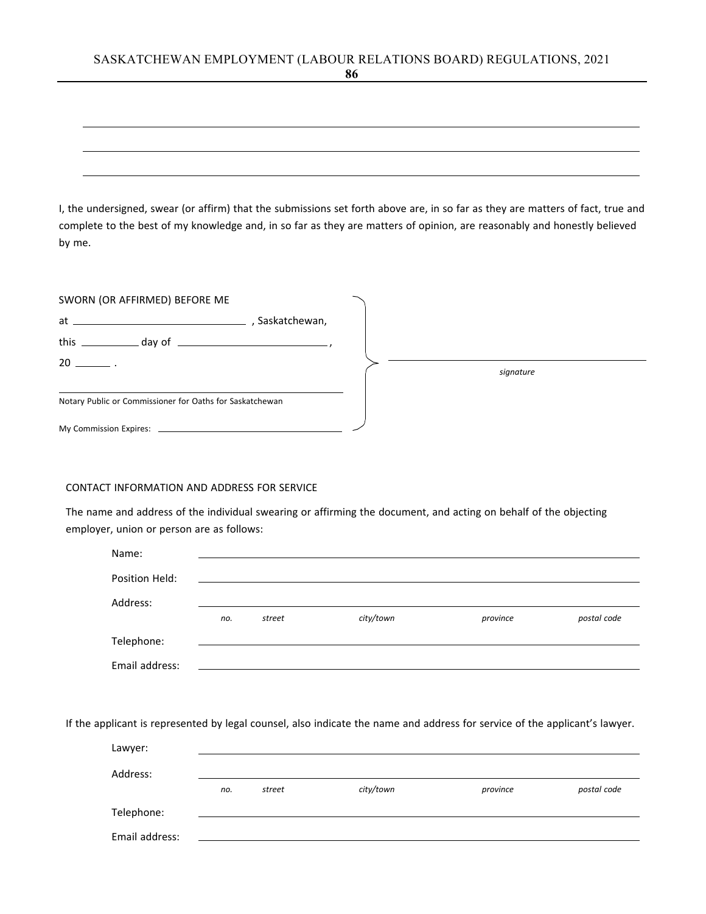\_\_\_\_\_\_\_\_\_\_\_\_\_\_\_\_\_\_\_\_\_\_\_\_\_\_\_\_\_\_\_\_\_\_\_\_\_\_\_\_\_\_\_\_\_\_\_\_\_\_\_\_\_\_\_\_\_\_\_\_\_\_\_\_\_\_\_\_\_\_\_\_

\_\_\_\_\_\_\_\_\_\_\_\_\_\_\_\_\_\_\_\_\_\_\_\_\_\_\_\_\_\_\_\_\_\_\_\_\_\_\_\_\_\_\_\_\_\_\_\_\_\_\_\_\_\_\_\_\_\_\_\_\_\_\_\_\_\_\_\_\_\_\_\_

\_\_\_\_\_\_\_\_\_\_\_\_\_\_\_\_\_\_\_\_\_\_\_\_\_\_\_\_\_\_\_\_\_\_\_\_\_\_\_\_\_\_\_\_\_\_\_\_\_\_\_\_\_\_\_\_\_\_\_\_\_\_\_\_\_\_\_\_\_\_\_\_

I, the undersigned, swear (or affirm) that the submissions set forth above are, in so far as they are matters of fact, true and complete to the best of my knowledge and, in so far as they are matters of opinion, are reasonably and honestly believed by me.

SWORN (OR AFFIRMED) BEFORE ME
at \_\_\_\_\_\_\_\_\_\_\_\_\_\_\_\_\_\_\_\_\_\_\_\_\_\_\_\_, Saskatchewan,
this \_\_\_\_\_\_\_\_\_\_ day of \_\_\_\_\_\_\_\_\_\_\_\_\_\_\_\_\_\_\_\_\_\_\_\_\_\_,
20 \_\_\_\_\_\_ .

\_\_\_\_\_\_\_\_\_\_\_\_\_\_\_\_\_\_\_\_\_\_\_\_\_\_\_\_\_\_\_\_\_\_\_\_\_\_\_\_\_\_\_\_\_\_\_\_
Notary Public or Commissioner for Oaths for Saskatchewan

My Commission Expires: \_\_\_\_\_\_\_\_\_\_\_\_\_\_\_\_\_\_\_\_\_\_\_\_\_\_\_\_\_\_\_\_

\_\_\_\_\_\_\_\_\_\_\_\_\_\_\_\_\_\_\_\_\_\_\_\_\_\_\_\_\_\_\_\_\_\_\_\_\_\_\_\_\_\_\_\_
*signature*

CONTACT INFORMATION AND ADDRESS FOR SERVICE

The name and address of the individual swearing or affirming the document, and acting on behalf of the objecting employer, union or person are as follows:

Name: \_\_\_\_\_\_\_\_\_\_\_\_\_\_\_\_\_\_\_\_\_\_\_\_\_\_\_\_\_\_\_\_\_\_\_\_\_\_\_\_\_\_\_\_\_\_\_\_\_\_\_\_\_\_\_\_\_\_\_\_

Position Held: \_\_\_\_\_\_\_\_\_\_\_\_\_\_\_\_\_\_\_\_\_\_\_\_\_\_\_\_\_\_\_\_\_\_\_\_\_\_\_\_\_\_\_\_\_\_\_\_\_\_\_\_\_\_\_\_\_\_\_\_

Address: \_\_\_\_\_\_\_\_\_\_\_\_\_\_\_\_\_\_\_\_\_\_\_\_\_\_\_\_\_\_\_\_\_\_\_\_\_\_\_\_\_\_\_\_\_\_\_\_\_\_\_\_\_\_\_\_\_\_\_\_
*no.* *street* *city/town* *province* *postal code*

Telephone: \_\_\_\_\_\_\_\_\_\_\_\_\_\_\_\_\_\_\_\_\_\_\_\_\_\_\_\_\_\_\_\_\_\_\_\_\_\_\_\_\_\_\_\_\_\_\_\_\_\_\_\_\_\_\_\_\_\_\_\_

Email address: \_\_\_\_\_\_\_\_\_\_\_\_\_\_\_\_\_\_\_\_\_\_\_\_\_\_\_\_\_\_\_\_\_\_\_\_\_\_\_\_\_\_\_\_\_\_\_\_\_\_\_\_\_\_\_\_\_\_\_\_

If the applicant is represented by legal counsel, also indicate the name and address for service of the applicant's lawyer.

Lawyer: \_\_\_\_\_\_\_\_\_\_\_\_\_\_\_\_\_\_\_\_\_\_\_\_\_\_\_\_\_\_\_\_\_\_\_\_\_\_\_\_\_\_\_\_\_\_\_\_\_\_\_\_\_\_\_\_\_\_\_\_

Address: \_\_\_\_\_\_\_\_\_\_\_\_\_\_\_\_\_\_\_\_\_\_\_\_\_\_\_\_\_\_\_\_\_\_\_\_\_\_\_\_\_\_\_\_\_\_\_\_\_\_\_\_\_\_\_\_\_\_\_\_
*no.* *street* *city/town* *province* *postal code*

Telephone: \_\_\_\_\_\_\_\_\_\_\_\_\_\_\_\_\_\_\_\_\_\_\_\_\_\_\_\_\_\_\_\_\_\_\_\_\_\_\_\_\_\_\_\_\_\_\_\_\_\_\_\_\_\_\_\_\_\_\_\_

Email address: \_\_\_\_\_\_\_\_\_\_\_\_\_\_\_\_\_\_\_\_\_\_\_\_\_\_\_\_\_\_\_\_\_\_\_\_\_\_\_\_\_\_\_\_\_\_\_\_\_\_\_\_\_\_\_\_\_\_\_\_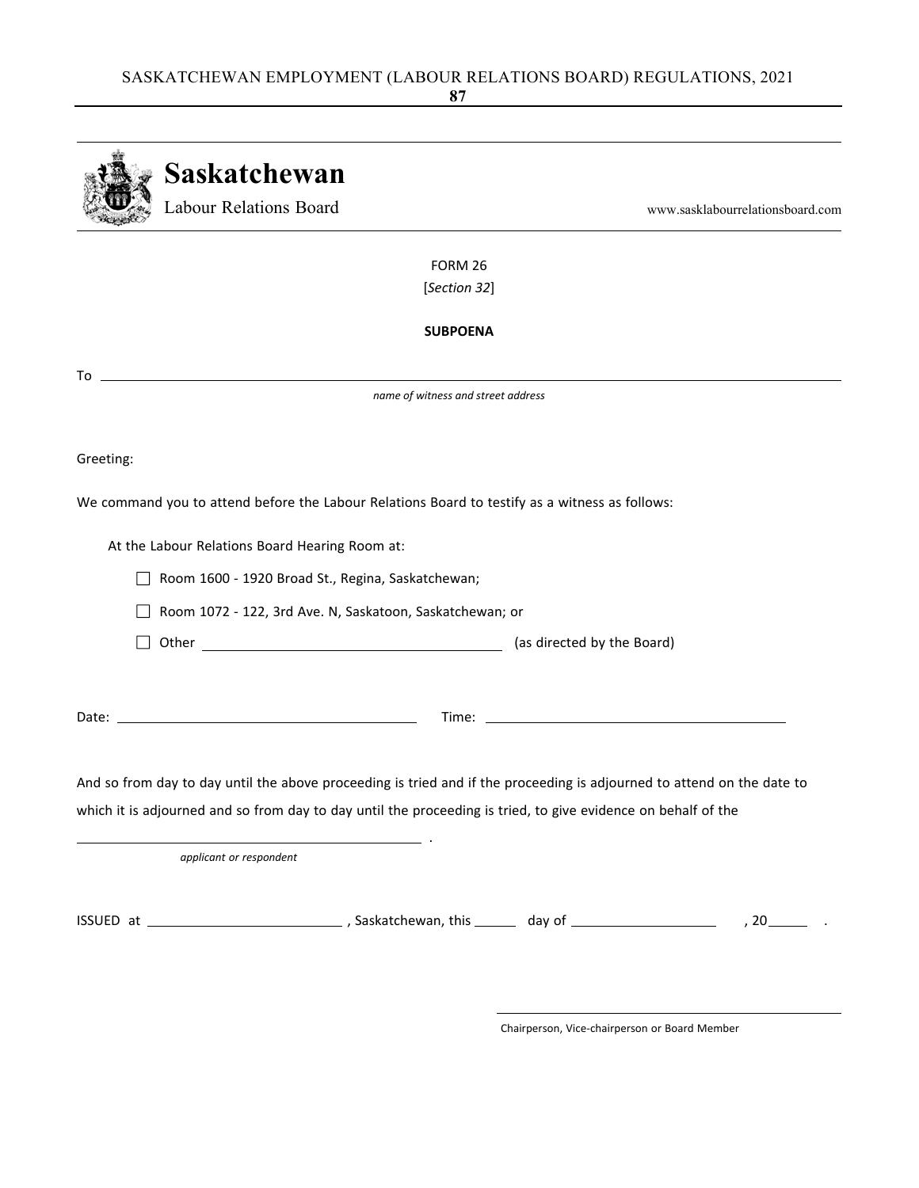**Saskatchewan**
Labour Relations Board

www.sasklabourrelationsboard.com

FORM 26
[*Section 32*]

**SUBPOENA**

To \_\_\_\_\_\_\_\_\_\_\_\_\_\_\_\_\_\_\_\_\_\_\_\_\_\_\_\_\_\_\_\_\_\_\_\_\_\_\_\_\_\_\_\_\_\_\_\_\_\_\_\_\_\_\_\_\_\_
*name of witness and street address*

Greeting:

We command you to attend before the Labour Relations Board to testify as a witness as follows:

At the Labour Relations Board Hearing Room at:

- ☐ Room 1600 - 1920 Broad St., Regina, Saskatchewan;
- ☐ Room 1072 - 122, 3rd Ave. N, Saskatoon, Saskatchewan; or
- ☐ Other \_\_\_\_\_\_\_\_\_\_\_\_\_\_\_\_\_\_\_\_\_\_\_\_\_\_\_\_ (as directed by the Board)

Date: \_\_\_\_\_\_\_\_\_\_\_\_\_\_\_\_\_\_\_\_\_\_\_\_\_\_ Time: \_\_\_\_\_\_\_\_\_\_\_\_\_\_\_\_\_\_\_\_\_\_\_\_\_\_

And so from day to day until the above proceeding is tried and if the proceeding is adjourned to attend on the date to which it is adjourned and so from day to day until the proceeding is tried, to give evidence on behalf of the

\_\_\_\_\_\_\_\_\_\_\_\_\_\_\_\_\_\_\_\_\_\_\_\_\_\_\_\_\_\_\_\_ .
*applicant or respondent*

ISSUED at \_\_\_\_\_\_\_\_\_\_\_\_\_\_\_\_\_\_\_\_ , Saskatchewan, this \_\_\_\_\_ day of \_\_\_\_\_\_\_\_\_\_\_\_\_\_\_ , 20\_\_\_\_ .

\_\_\_\_\_\_\_\_\_\_\_\_\_\_\_\_\_\_\_\_\_\_\_\_\_\_\_\_\_\_\_\_
Chairperson, Vice-chairperson or Board Member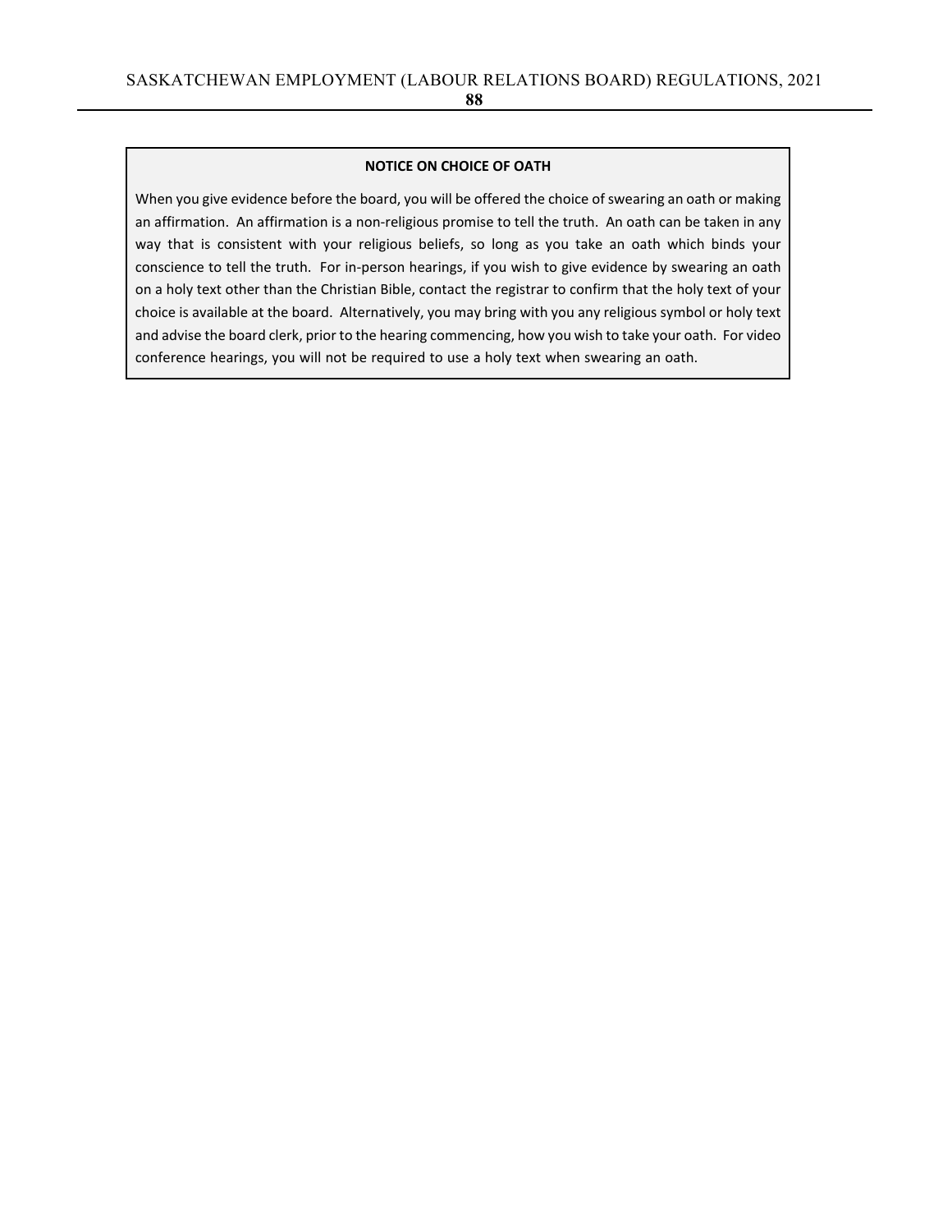**NOTICE ON CHOICE OF OATH**

When you give evidence before the board, you will be offered the choice of swearing an oath or making an affirmation. An affirmation is a non-religious promise to tell the truth. An oath can be taken in any way that is consistent with your religious beliefs, so long as you take an oath which binds your conscience to tell the truth. For in-person hearings, if you wish to give evidence by swearing an oath on a holy text other than the Christian Bible, contact the registrar to confirm that the holy text of your choice is available at the board. Alternatively, you may bring with you any religious symbol or holy text and advise the board clerk, prior to the hearing commencing, how you wish to take your oath. For video conference hearings, you will not be required to use a holy text when swearing an oath.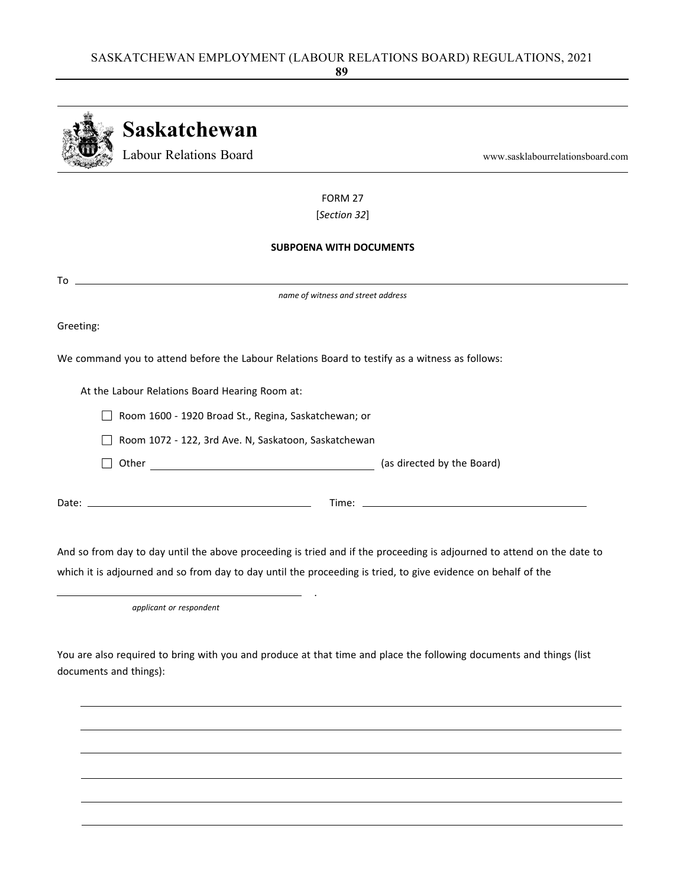**Saskatchewan**
Labour Relations Board

www.sasklabourrelationsboard.com

FORM 27
[*Section 32*]

**SUBPOENA WITH DOCUMENTS**

To \_\_\_\_\_\_\_\_\_\_\_\_\_\_\_\_\_\_\_\_\_\_\_\_\_\_\_\_\_\_\_\_\_\_\_\_\_\_\_\_\_\_\_\_\_\_\_\_\_\_\_\_\_\_\_\_\_\_\_\_\_\_\_\_\_\_\_\_\_\_

*name of witness and street address*

Greeting:

We command you to attend before the Labour Relations Board to testify as a witness as follows:

At the Labour Relations Board Hearing Room at:

- ☐ Room 1600 - 1920 Broad St., Regina, Saskatchewan; or
- ☐ Room 1072 - 122, 3rd Ave. N, Saskatoon, Saskatchewan
- ☐ Other \_\_\_\_\_\_\_\_\_\_\_\_\_\_\_\_\_\_\_\_\_\_\_\_\_\_\_\_\_\_\_\_\_\_\_\_\_\_\_\_ (as directed by the Board)

Date: \_\_\_\_\_\_\_\_\_\_\_\_\_\_\_\_\_\_\_\_\_\_\_\_\_\_\_\_\_\_\_\_\_\_\_\_ Time: \_\_\_\_\_\_\_\_\_\_\_\_\_\_\_\_\_\_\_\_\_\_\_\_\_\_\_\_\_\_\_\_\_\_\_\_

And so from day to day until the above proceeding is tried and if the proceeding is adjourned to attend on the date to which it is adjourned and so from day to day until the proceeding is tried, to give evidence on behalf of the

\_\_\_\_\_\_\_\_\_\_\_\_\_\_\_\_\_\_\_\_\_\_\_\_\_\_\_\_\_\_\_\_\_\_\_\_\_\_\_\_ .

*applicant or respondent*

You are also required to bring with you and produce at that time and place the following documents and things (list documents and things):

\_\_\_\_\_\_\_\_\_\_\_\_\_\_\_\_\_\_\_\_\_\_\_\_\_\_\_\_\_\_\_\_\_\_\_\_\_\_\_\_\_\_\_\_\_\_\_\_\_\_\_\_\_\_\_\_\_\_\_\_\_\_\_\_\_\_\_\_\_\_

\_\_\_\_\_\_\_\_\_\_\_\_\_\_\_\_\_\_\_\_\_\_\_\_\_\_\_\_\_\_\_\_\_\_\_\_\_\_\_\_\_\_\_\_\_\_\_\_\_\_\_\_\_\_\_\_\_\_\_\_\_\_\_\_\_\_\_\_\_\_

\_\_\_\_\_\_\_\_\_\_\_\_\_\_\_\_\_\_\_\_\_\_\_\_\_\_\_\_\_\_\_\_\_\_\_\_\_\_\_\_\_\_\_\_\_\_\_\_\_\_\_\_\_\_\_\_\_\_\_\_\_\_\_\_\_\_\_\_\_\_

\_\_\_\_\_\_\_\_\_\_\_\_\_\_\_\_\_\_\_\_\_\_\_\_\_\_\_\_\_\_\_\_\_\_\_\_\_\_\_\_\_\_\_\_\_\_\_\_\_\_\_\_\_\_\_\_\_\_\_\_\_\_\_\_\_\_\_\_\_\_

\_\_\_\_\_\_\_\_\_\_\_\_\_\_\_\_\_\_\_\_\_\_\_\_\_\_\_\_\_\_\_\_\_\_\_\_\_\_\_\_\_\_\_\_\_\_\_\_\_\_\_\_\_\_\_\_\_\_\_\_\_\_\_\_\_\_\_\_\_\_

\_\_\_\_\_\_\_\_\_\_\_\_\_\_\_\_\_\_\_\_\_\_\_\_\_\_\_\_\_\_\_\_\_\_\_\_\_\_\_\_\_\_\_\_\_\_\_\_\_\_\_\_\_\_\_\_\_\_\_\_\_\_\_\_\_\_\_\_\_\_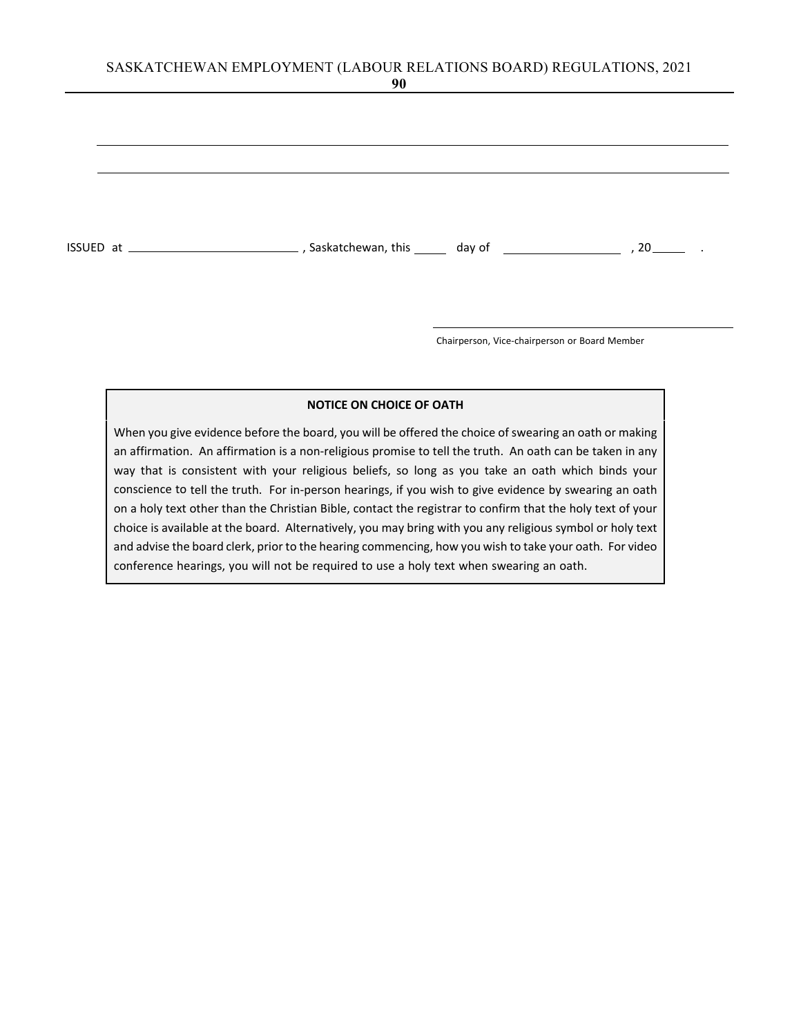______________________________________________________________________________

______________________________________________________________________________

ISSUED at ___________________________ , Saskatchewan, this ______ day of ___________________ , 20______ .

______________________________________________
Chairperson, Vice-chairperson or Board Member

**NOTICE ON CHOICE OF OATH**

When you give evidence before the board, you will be offered the choice of swearing an oath or making an affirmation. An affirmation is a non-religious promise to tell the truth. An oath can be taken in any way that is consistent with your religious beliefs, so long as you take an oath which binds your conscience to tell the truth. For in-person hearings, if you wish to give evidence by swearing an oath on a holy text other than the Christian Bible, contact the registrar to confirm that the holy text of your choice is available at the board. Alternatively, you may bring with you any religious symbol or holy text and advise the board clerk, prior to the hearing commencing, how you wish to take your oath. For video conference hearings, you will not be required to use a holy text when swearing an oath.